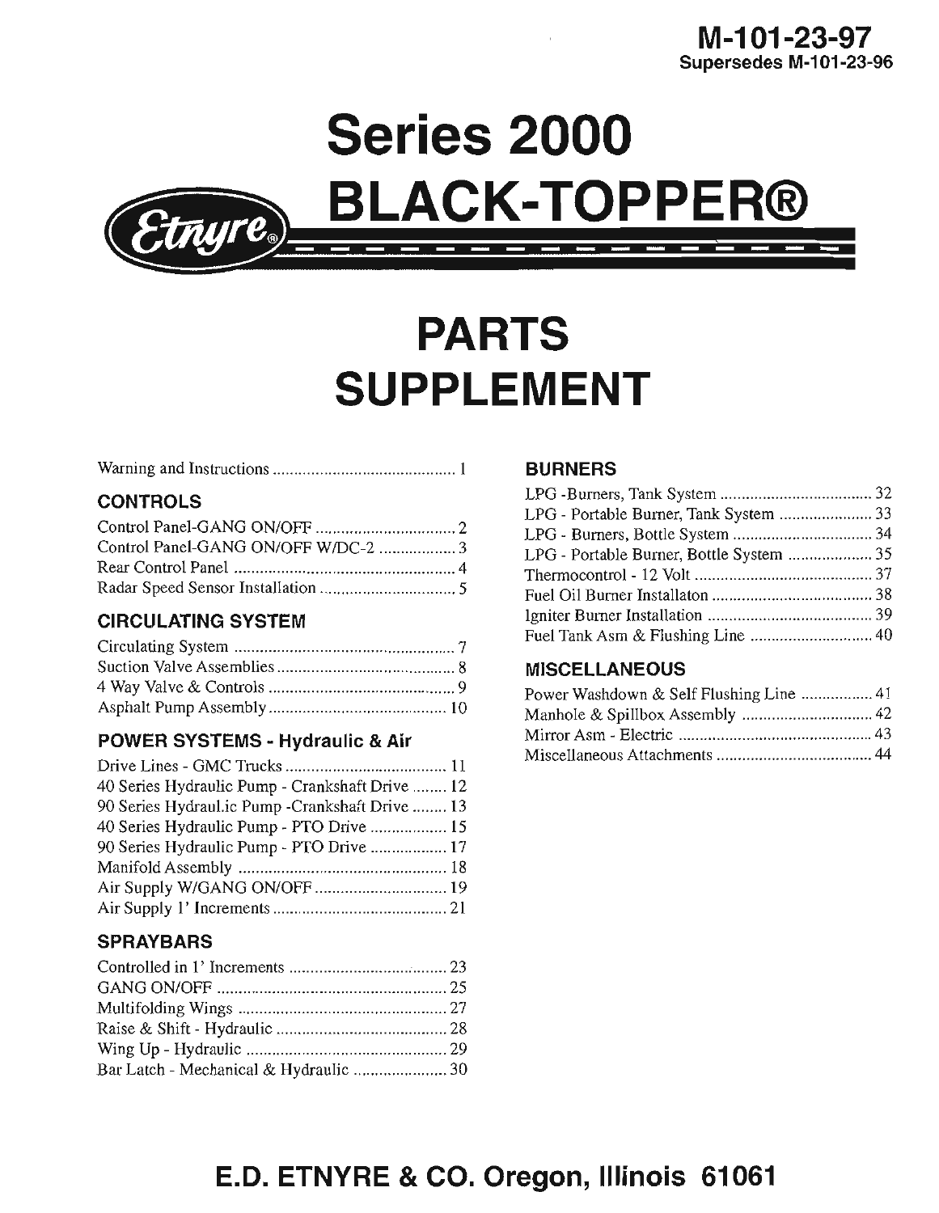**M-101-23-97**
**Supersedes M-101-23-96**

# Series 2000

# Etnyre® BLACK-TOPPER®

# PARTS SUPPLEMENT

Warning and Instructions ............................................ 1

### CONTROLS

Control Panel-GANG ON/OFF ................................. 2
Control Panel-GANG ON/OFF W/DC-2 .................. 3
Rear Control Panel ................................................... 4
Radar Speed Sensor Installation ................................ 5

### CIRCULATING SYSTEM

Circulating System .................................................... 7
Suction Valve Assemblies .......................................... 8
4 Way Valve & Controls ............................................ 9
Asphalt Pump Assembly .......................................... 10

### POWER SYSTEMS - Hydraulic & Air

Drive Lines - GMC Trucks ...................................... 11
40 Series Hydraulic Pump - Crankshaft Drive ........ 12
90 Series Hydraul.ic Pump -Crankshaft Drive ........ 13
40 Series Hydraulic Pump - PTO Drive .................. 15
90 Series Hydraulic Pump - PTO Drive .................. 17
Manifold Assembly .................................................. 18
Air Supply W/GANG ON/OFF ............................... 19
Air Supply 1' Increments ......................................... 21

### SPRAYBARS

Controlled in 1' Increments ..................................... 23
GANG ON/OFF ....................................................... 25
Multifolding Wings ................................................. 27
Raise & Shift - Hydraulic ........................................ 28
Wing Up - Hydraulic ............................................... 29
Bar Latch - Mechanical & Hydraulic ...................... 30

### BURNERS

LPG -Burners, Tank System .................................... 32
LPG - Portable Burner, Tank System ...................... 33
LPG - Burners, Bottle System ................................. 34
LPG - Portable Burner, Bottle System .................... 35
Thermocontrol - 12 Volt .......................................... 37
Fuel Oil Burner Installaton ...................................... 38
Igniter Burner Installation ....................................... 39
Fuel Tank Asm & Flushing Line ............................. 40

### MISCELLANEOUS

Power Washdown & Self Flushing Line ................. 41
Manhole & Spillbox Assembly ............................... 42
Mirror Asm - Electric .............................................. 43
Miscellaneous Attachments ..................................... 44

## E.D. ETNYRE & CO. Oregon, Illinois 61061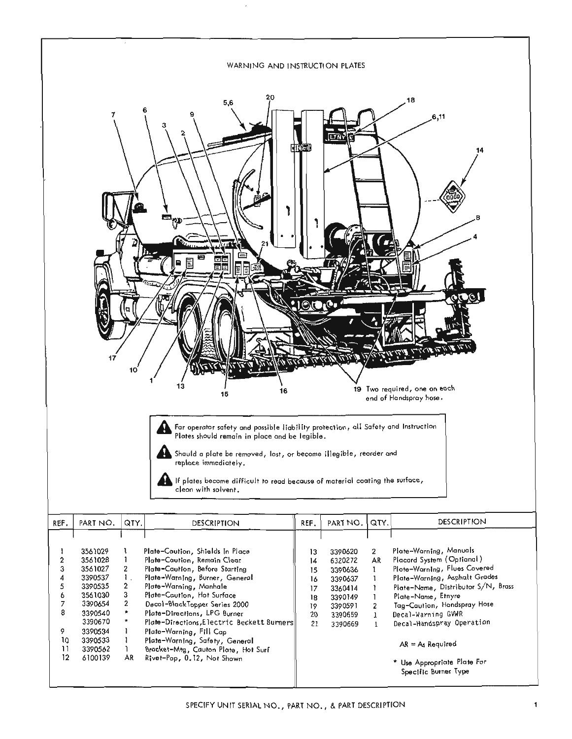# WARNING AND INSTRUCTION PLATES

19 Two required, one on each end of Handspray hose.

⚠ For operator safety and possible liability protection, all Safety and Instruction Plates should remain in place and be legible.

⚠ Should a plate be removed, lost, or become illegible, reorder and replace immediately.

⚠ If plates become difficult to read because of material coating the surface, clean with solvent.

| REF. | PART NO. | QTY. | DESCRIPTION |
|---|---|---|---|
| 1 | 3561029 | 1 | Plate-Caution, Shields In Place |
| 2 | 3561028 | 1 | Plate-Caution, Remain Clear |
| 3 | 3561027 | 2 | Plate-Caution, Before Starting |
| 4 | 3390537 | 1 | Plate-Warning, Burner, General |
| 5 | 3390535 | 2 | Plate-Warning, Manhole |
| 6 | 3561030 | 3 | Plate-Caution, Hot Surface |
| 7 | 3390654 | 2 | Decal-BlackTopper Series 2000 |
| 8 | 3390540 | * | Plate-Directions, LPG Burner |
|  | 3390670 | * | Plate-Directions, Electric Beckett Burners |
| 9 | 3390534 | 1 | Plate-Warning, Fill Cap |
| 10 | 3390533 | 1 | Plate-Warning, Safety, General |
| 11 | 3390562 | 1 | Bracket-Mtg, Caution Plate, Hot Surf |
| 12 | 6100139 | AR | Rivet-Pop, 0.12, Not Shown |
| 13 | 3390620 | 2 | Plate-Warning, Manuals |
| 14 | 6320272 | AR | Placard System (Optional) |
| 15 | 3390636 | 1 | Plate-Warning, Flues Covered |
| 16 | 3390637 | 1 | Plate-Warning, Asphalt Grades |
| 17 | 3360414 | 1 | Plate-Name, Distributor S/N, Brass |
| 18 | 3390149 | 1 | Plate-Name, Etnyre |
| 19 | 3390591 | 2 | Tag-Caution, Handspray Hose |
| 20 | 3390659 | 1 | Decal-Warning GVWR |
| 21 | 3390669 | 1 | Decal-Handspray Operation |

AR = As Required

* Use Appropriate Plate For Specific Burner Type

SPECIFY UNIT SERIAL NO., PART NO., & PART DESCRIPTION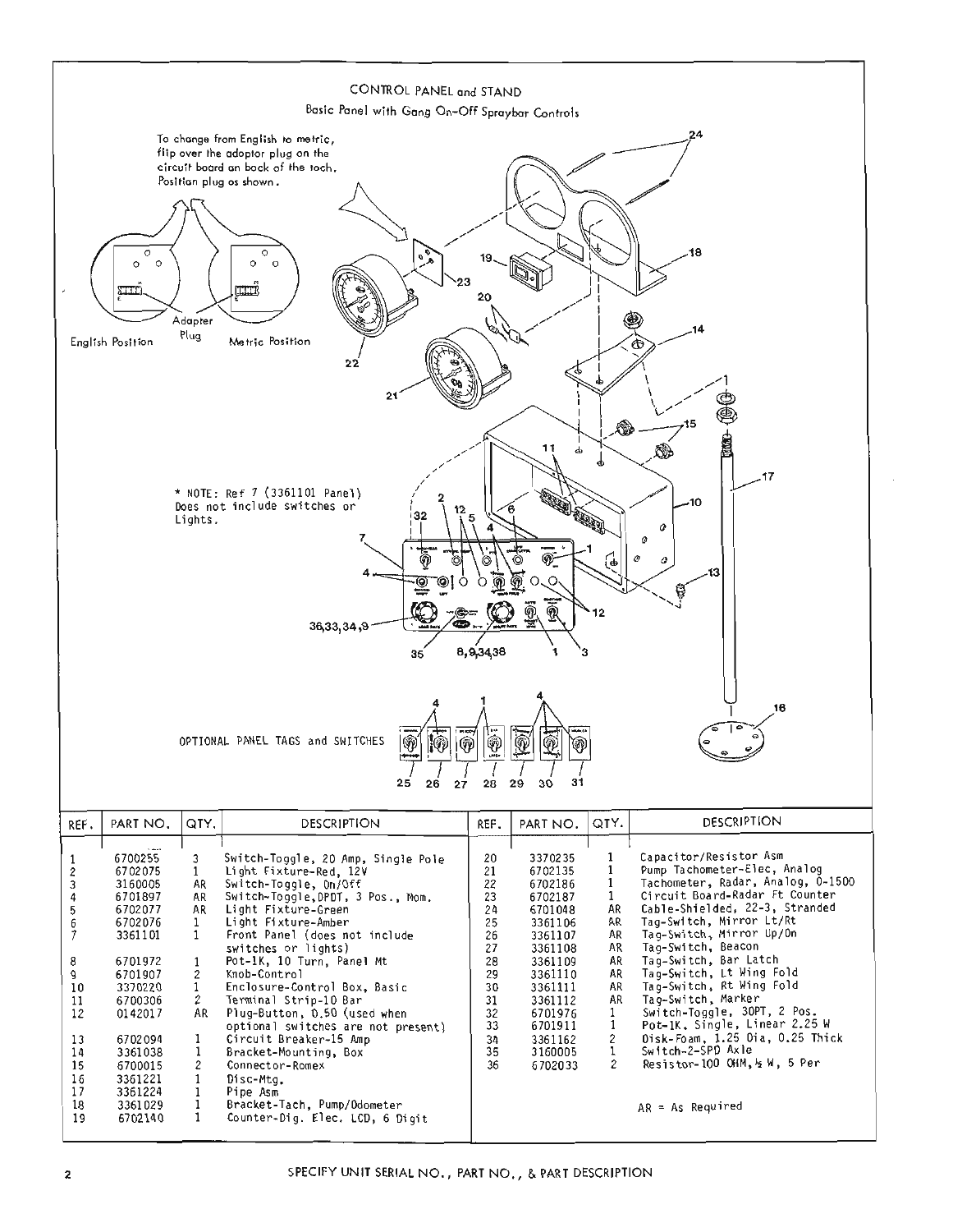## CONTROL PANEL and STAND

### Basic Panel with Gang On-Off Spraybar Controls

To change from English to metric, flip over the adoptor plug on the circuit board on back of the tach. Position plug as shown.

English Position — Adapter Plug — Metric Position

* NOTE: Ref 7 (3361101 Panel) Does not include switches or Lights.

OPTIONAL PANEL TAGS and SWITCHES

| REF. | PART NO. | QTY. | DESCRIPTION |
|---|---|---|---|
| 1 | 6700255 | 3 | Switch-Toggle, 20 Amp, Single Pole |
| 2 | 6702075 | 1 | Light Fixture-Red, 12V |
| 3 | 3160005 | AR | Switch-Toggle, On/Off |
| 4 | 6701897 | AR | Switch-Toggle, DPDT, 3 Pos., Mom. |
| 5 | 6702077 | AR | Light Fixture-Green |
| 6 | 6702076 | 1 | Light Fixture-Amber |
| 7 | 3361101 | 1 | Front Panel (does not include switches or lights) |
| 8 | 6701972 | 1 | Pot-1K, 10 Turn, Panel Mt |
| 9 | 6701907 | 2 | Knob-Control |
| 10 | 3370220 | 1 | Enclosure-Control Box, Basic |
| 11 | 6700306 | 2 | Terminal Strip-10 Bar |
| 12 | 0142017 | AR | Plug-Button, 0.50 (used when optional switches are not present) |
| 13 | 6702094 | 1 | Circuit Breaker-15 Amp |
| 14 | 3361038 | 1 | Bracket-Mounting, Box |
| 15 | 6700015 | 2 | Connector-Romex |
| 16 | 3361221 | 1 | Disc-Mtg. |
| 17 | 3361224 | 1 | Pipe Asm |
| 18 | 3361029 | 1 | Bracket-Tach, Pump/Odometer |
| 19 | 6702140 | 1 | Counter-Dig. Elec. LCD, 6 Digit |
| 20 | 3370235 | 1 | Capacitor/Resistor Asm |
| 21 | 6702135 | 1 | Pump Tachometer-Elec, Analog |
| 22 | 6702186 | 1 | Tachometer, Radar, Analog, 0-1500 |
| 23 | 6702187 | 1 | Circuit Board-Radar Ft Counter |
| 24 | 6701048 | AR | Cable-Shielded, 22-3, Stranded |
| 25 | 3361106 | AR | Tag-Switch, Mirror Lt/Rt |
| 26 | 3361107 | AR | Tag-Switch, Mirror Up/Dn |
| 27 | 3361108 | AR | Tag-Switch, Beacon |
| 28 | 3361109 | AR | Tag-Switch, Bar Latch |
| 29 | 3361110 | AR | Tag-Switch, Lt Wing Fold |
| 30 | 3361111 | AR | Tag-Switch, Rt Wing Fold |
| 31 | 3361112 | AR | Tag-Switch, Marker |
| 32 | 6701976 | 1 | Switch-Toggle, 3DPT, 2 Pos. |
| 33 | 6701911 | 1 | Pot-1K, Single, Linear 2.25 W |
| 34 | 3361162 | 2 | Disk-Foam, 1.25 Dia, 0.25 Thick |
| 35 | 3160005 | 1 | Switch-2-SPD Axle |
| 36 | 6702033 | 2 | Resistor-100 OHM, ½ W, 5 Per |

AR = As Required

SPECIFY UNIT SERIAL NO., PART NO., & PART DESCRIPTION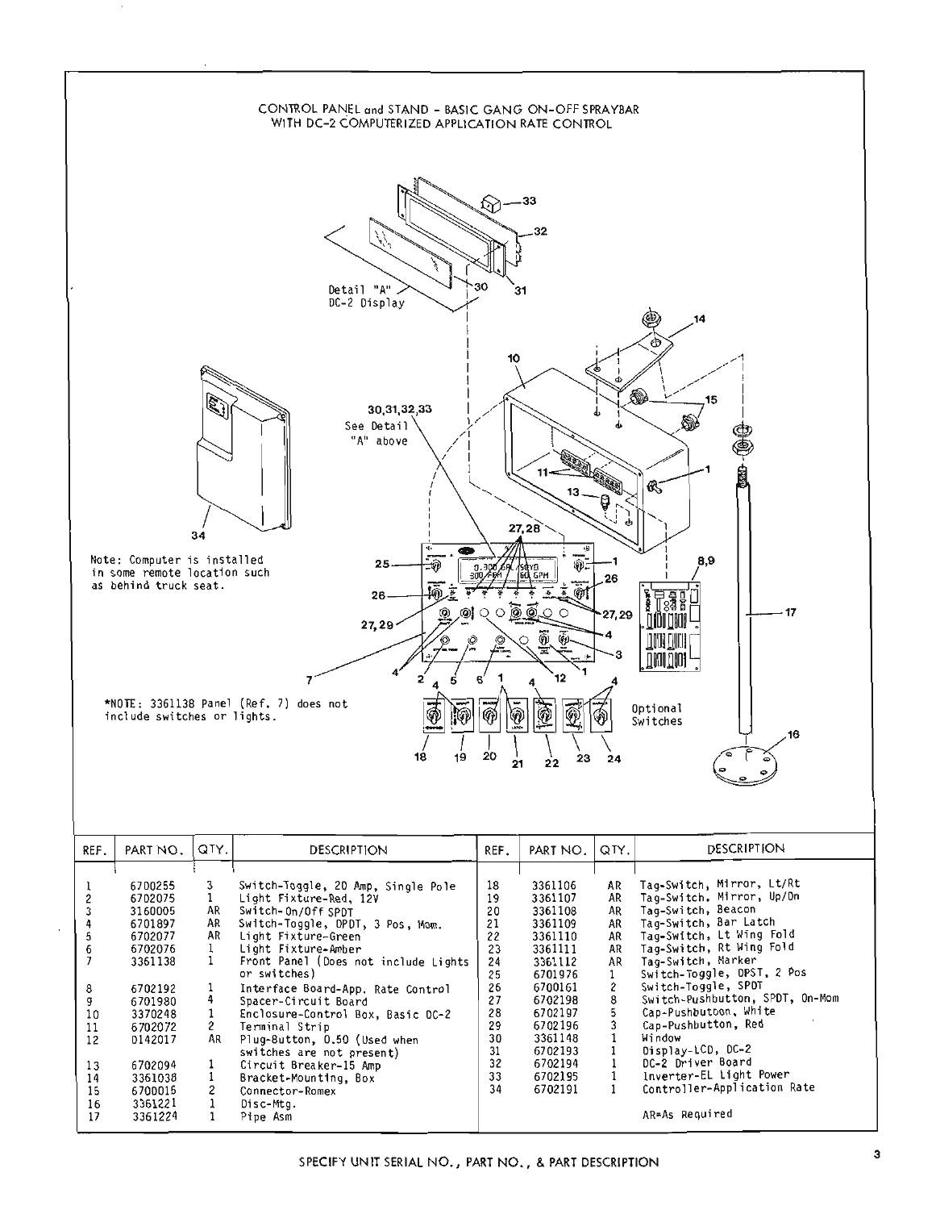# CONTROL PANEL and STAND - BASIC GANG ON-OFF SPRAYBAR WITH DC-2 COMPUTERIZED APPLICATION RATE CONTROL

Detail "A" DC-2 Display

30,31,32,33 See Detail "A" above

Note: Computer is installed in some remote location such as behind truck seat.

*NOTE: 3361138 Panel (Ref. 7) does not include switches or lights.

Optional Switches

| REF. | PART NO. | QTY. | DESCRIPTION |
|---|---|---|---|
| 1 | 6700255 | 3 | Switch-Toggle, 20 Amp, Single Pole |
| 2 | 6702075 | 1 | Light Fixture-Red, 12V |
| 3 | 3160005 | AR | Switch-On/Off SPDT |
| 4 | 6701897 | AR | Switch-Toggle, DPDT, 3 Pos, Mom. |
| 5 | 6702077 | AR | Light Fixture-Green |
| 6 | 6702076 | 1 | Light Fixture-Amber |
| 7 | 3361138 | 1 | Front Panel (Does not include Lights or switches) |
| 8 | 6702192 | 1 | Interface Board-App. Rate Control |
| 9 | 6701980 | 4 | Spacer-Circuit Board |
| 10 | 3370248 | 1 | Enclosure-Control Box, Basic DC-2 |
| 11 | 6702072 | 2 | Terminal Strip |
| 12 | D142017 | AR | Plug-Button, 0.50 (Used when switches are not present) |
| 13 | 6702094 | 1 | Circuit Breaker-15 Amp |
| 14 | 3361038 | 1 | Bracket-Mounting, Box |
| 15 | 6700016 | 2 | Connector-Romex |
| 16 | 3361221 | 1 | Disc-Mtg. |
| 17 | 3361224 | 1 | Pipe Asm |
| 18 | 3361106 | AR | Tag-Switch, Mirror, Lt/Rt |
| 19 | 3361107 | AR | Tag-Switch, Mirror, Up/Dn |
| 20 | 3361108 | AR | Tag-Switch, Beacon |
| 21 | 3361109 | AR | Tag-Switch, Bar Latch |
| 22 | 3361110 | AR | Tag-Switch, Lt Wing Fold |
| 23 | 3361111 | AR | Tag-Switch, Rt Wing Fold |
| 24 | 3361112 | AR | Tag-Switch, Marker |
| 25 | 6701976 | 1 | Switch-Toggle, DPST, 2 Pos |
| 26 | 6700161 | 2 | Switch-Toggle, SPDT |
| 27 | 6702198 | 8 | Switch-Pushbutton, SPDT, On-Mom |
| 28 | 6702197 | 5 | Cap-Pushbutton, White |
| 29 | 6702196 | 3 | Cap-Pushbutton, Red |
| 30 | 3361148 | 1 | Window |
| 31 | 6702193 | 1 | Display-LCD, DC-2 |
| 32 | 6702194 | 1 | DC-2 Driver Board |
| 33 | 6702195 | 1 | Inverter-EL Light Power |
| 34 | 6702191 | 1 | Controller-Application Rate |

AR=As Required

SPECIFY UNIT SERIAL NO., PART NO., & PART DESCRIPTION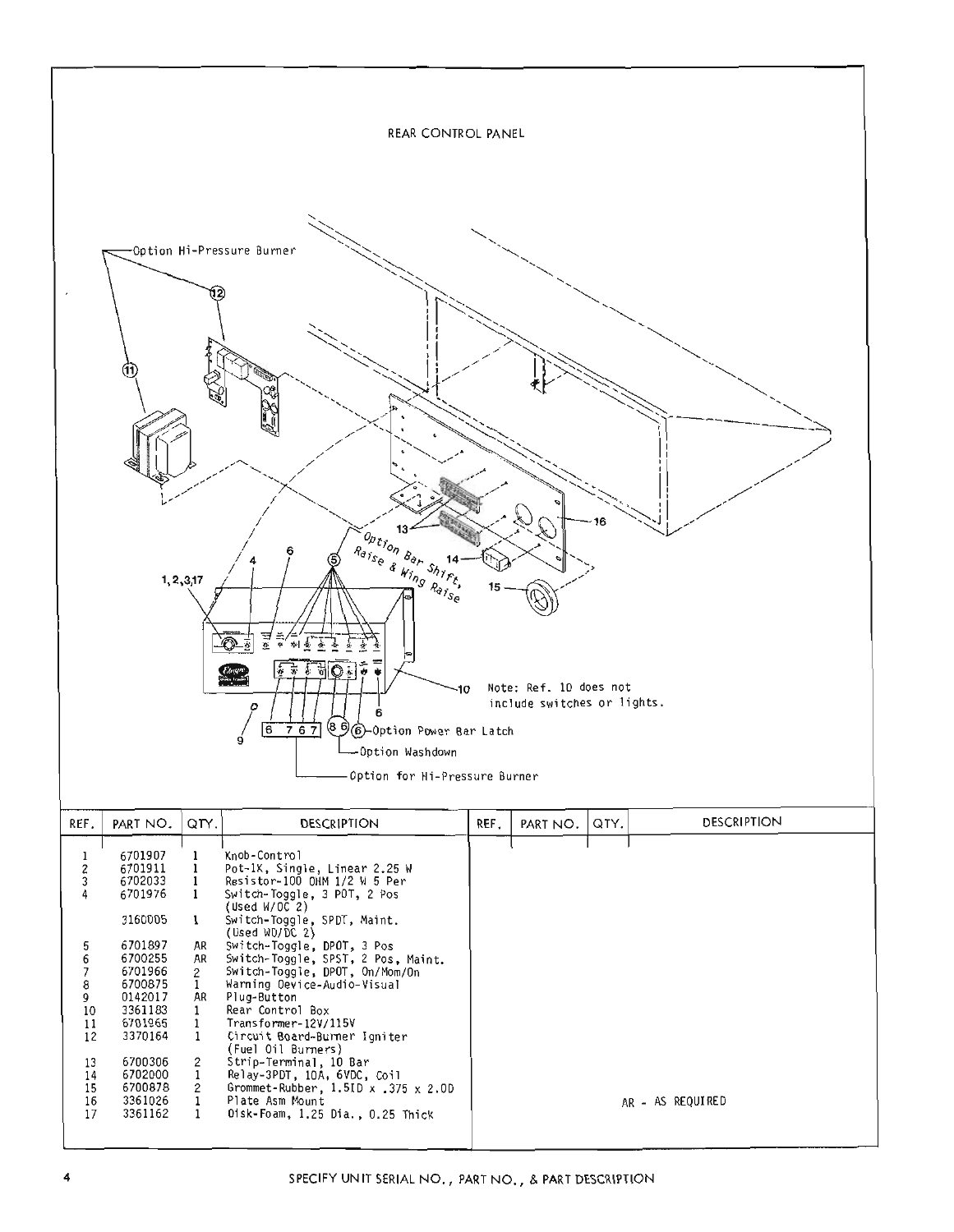## REAR CONTROL PANEL

Option Hi-Pressure Burner

Option Bar Shift, Raise & Wing Raise

Note: Ref. 10 does not include switches or lights.

Option Power Bar Latch

Option Washdown

Option for Hi-Pressure Burner

| REF. | PART NO. | QTY. | DESCRIPTION | REF. | PART NO. | QTY. | DESCRIPTION |
|---|---|---|---|---|---|---|---|
| 1 | 6701907 | 1 | Knob-Control | | | | |
| 2 | 6701911 | 1 | Pot-1K, Single, Linear 2.25 W | | | | |
| 3 | 6702033 | 1 | Resistor-100 OHM 1/2 W 5 Per | | | | |
| 4 | 6701976 | 1 | Switch-Toggle, 3 PDT, 2 Pos (Used W/DC 2) | | | | |
| | 3160005 | 1 | Switch-Toggle, SPDT, Maint. (Used WO/DC 2) | | | | |
| 5 | 6701897 | AR | Switch-Toggle, DPDT, 3 Pos | | | | |
| 6 | 6700255 | AR | Switch-Toggle, SPST, 2 Pos, Maint. | | | | |
| 7 | 6701966 | 2 | Switch-Toggle, DPDT, On/Mom/On | | | | |
| 8 | 6700875 | 1 | Warning Device-Audio-Visual | | | | |
| 9 | 0142017 | AR | Plug-Button | | | | |
| 10 | 3361183 | 1 | Rear Control Box | | | | |
| 11 | 6701965 | 1 | Transformer-12V/115V | | | | |
| 12 | 3370164 | 1 | Circuit Board-Burner Igniter (Fuel Oil Burners) | | | | |
| 13 | 6700306 | 2 | Strip-Terminal, 10 Bar | | | | |
| 14 | 6702000 | 1 | Relay-3PDT, 10A, 6VDC, Coil | | | | |
| 15 | 6700878 | 2 | Grommet-Rubber, 1.5ID x .375 x 2.0D | | | | |
| 16 | 3361026 | 1 | Plate Asm Mount | | | | AR - AS REQUIRED |
| 17 | 3361162 | 1 | Disk-Foam, 1.25 Dia., 0.25 Thick | | | | |

SPECIFY UNIT SERIAL NO., PART NO., & PART DESCRIPTION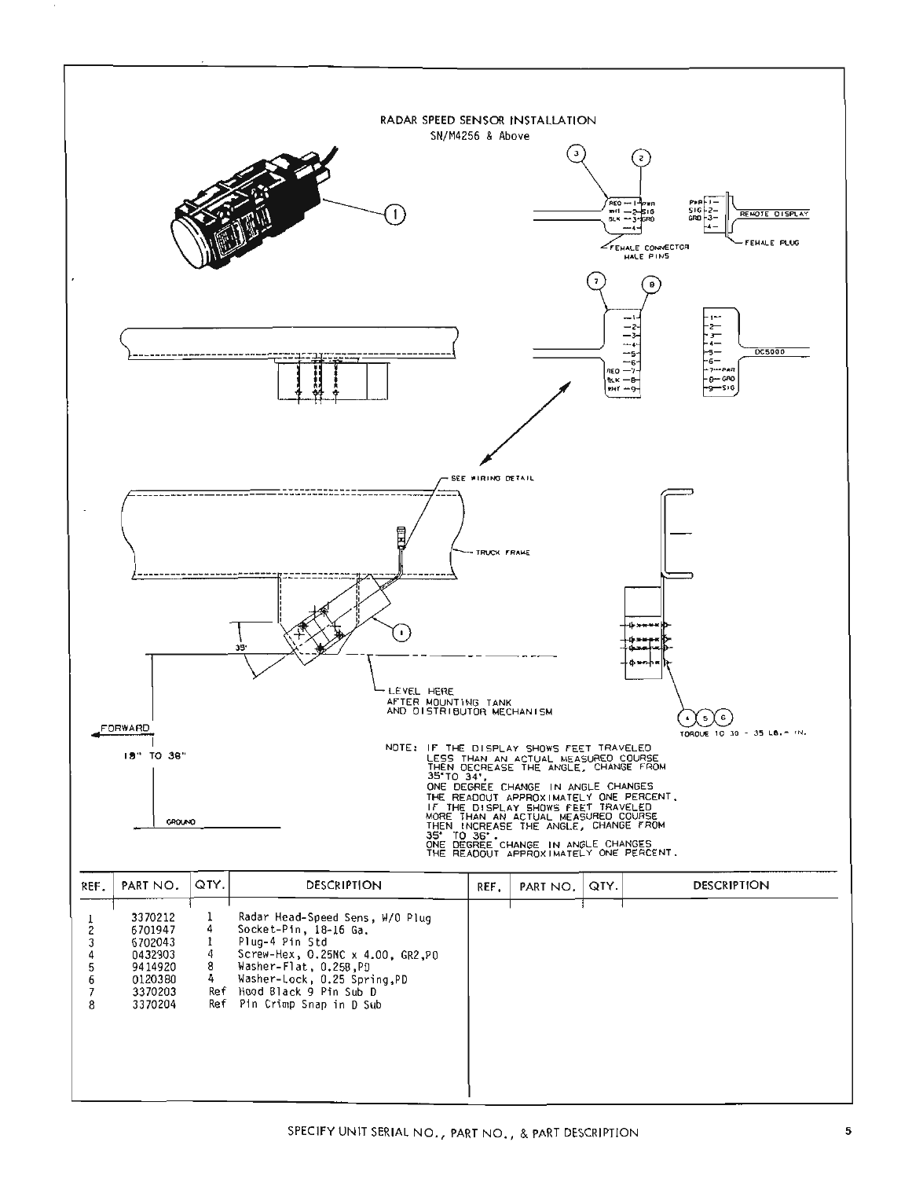# RADAR SPEED SENSOR INSTALLATION

SN/M4256 & Above

RED — 1 — PWR
WHT — 2 — SIG
BLK — 3 — GRD
— 4 —

FEMALE CONNECTOR MALE PINS

PWR — 1 —
SIG — 2 —
GRD — 3 —
— 4 —

REMOTE DISPLAY

FEMALE PLUG

— 1 —
— 2 —
— 3 —
— 4 —
— 5 —
— 6 —
RED — 7 —
BLK — 8 —
WHT — 9 —

— 1 —
— 2 —
— 3 —
— 4 —
— 5 —
— 6 —
— 7 — PWR
— 8 — GRD
— 9 — SIG

DC5000

SEE WIRING DETAIL

TRUCK FRAME

35°

LEVEL HERE AFTER MOUNTING TANK AND DISTRIBUTOR MECHANISM

FORWARD

18" TO 38"

GROUND

TORQUE TO 30 - 35 LB.- IN.

NOTE: IF THE DISPLAY SHOWS FEET TRAVELED LESS THAN AN ACTUAL MEASURED COURSE THEN DECREASE THE ANGLE, CHANGE FROM 35° TO 34°. ONE DEGREE CHANGE IN ANGLE CHANGES THE READOUT APPROXIMATELY ONE PERCENT. IF THE DISPLAY SHOWS FEET TRAVELED MORE THAN AN ACTUAL MEASURED COURSE THEN INCREASE THE ANGLE, CHANGE FROM 35° TO 36°. ONE DEGREE CHANGE IN ANGLE CHANGES THE READOUT APPROXIMATELY ONE PERCENT.

| REF. | PART NO. | QTY. | DESCRIPTION |
|---|---|---|---|
| 1 | 3370212 | 1 | Radar Head-Speed Sens, W/O Plug |
| 2 | 6701947 | 4 | Socket-Pin, 18-16 Ga. |
| 3 | 6702043 | 1 | Plug-4 Pin Std |
| 4 | 0432903 | 4 | Screw-Hex, 0.25NC x 4.00, GR2,PD |
| 5 | 9414920 | 8 | Washer-Flat, 0.250,PD |
| 6 | 0120380 | 4 | Washer-Lock, 0.25 Spring,PD |
| 7 | 3370203 | Ref | Hood Black 9 Pin Sub D |
| 8 | 3370204 | Ref | Pin Crimp Snap in D Sub |

SPECIFY UNIT SERIAL NO., PART NO., & PART DESCRIPTION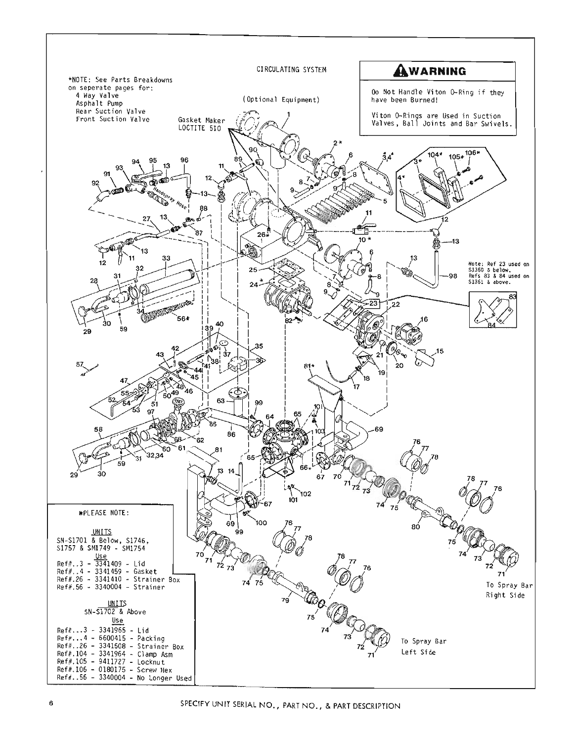# CIRCULATING SYSTEM

(Optional Equipment)

*NOTE: See Parts Breakdowns on seperate pages for:
4 Way Valve
Asphalt Pump
Rear Suction Valve
Front Suction Valve

**⚠WARNING**

Do Not Handle Viton O-Ring if they have been Burned!

Viton O-Rings are Used in Suction Valves, Ball Joints and Bar Swivels.

Gasket Maker LOCTITE 510

Note: Ref 23 used on S1360 & below. Refs 83 & 84 used on S1361 & above.

Handspray Hose

To Spray Bar Right Side

To Spray Bar Left Side

*PLEASE NOTE:

UNITS
SN-S1701 & Below, S1746, S1757 & SM1749 - SM1754

Use
Ref#..3 - 3341409 - Lid
Ref#..4 - 3341459 - Gasket
Ref#.26 - 3341410 - Strainer Box
Ref#.56 - 3340004 - Strainer

UNITS
SN-S1702 & Above

Use
Ref#...3 - 3341965 - Lid
Ref#...4 - 6600415 - Packing
Ref#..26 - 3341608 - Strainer Box
Ref#.104 - 3341964 - Clamp Asm
Ref#.105 - 9411727 - Locknut
Ref#.106 - 0180175 - Screw Hex
Ref#..56 - 3340004 - No Longer Used

SPECIFY UNIT SERIAL NO., PART NO., & PART DESCRIPTION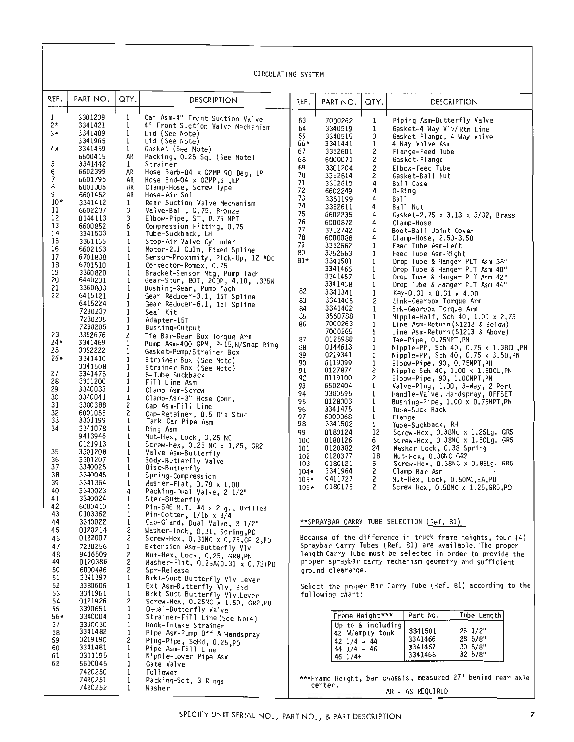# CIRCULATING SYSTEM

| REF. | PART NO. | QTY. | DESCRIPTION |
|---|---|---|---|
| 1 | 3301209 | 1 | Can Asm-4" Front Suction Valve |
| 2* | 3341421 | 1 | 4" Front Suction Valve Mechanism |
| 3* | 3341409 | 1 | Lid (See Note) |
| | 3341965 | 1 | Lid (See Note) |
| 4* | 3341459 | 1 | Gasket (See Note) |
| | 6600415 | AR | Packing, 0.25 Sq. (See Note) |
| 5 | 3341442 | 1 | Strainer |
| 6 | 6602399 | AR | Hose Barb-04 x O2MP 90 Deg, LP |
| 7 | 6601795 | AR | Hose End-04 x O2MP,ST,LP |
| 8 | 6001005 | AR | Clamp-Hose, Screw Type |
| 9 | 6601452 | AR | Hose-Air Sol |
| 10* | 3341412 | 1 | Rear Suction Valve Mechanism |
| 11 | 6602237 | 3 | Valve-Ball, 0.75, Bronze |
| 12 | 0144113 | 3 | Elbow-Pipe, ST, 0.75 NPT |
| 13 | 6600852 | 6 | Compression Fitting, 0.75 |
| 14 | 3341503 | 1 | Tube-Suckback, LH |
| 15 | 3361165 | 1 | Stop-Air Valve Cylinder |
| 16 | 6602163 | 1 | Motor-2.1 Culn, Fixed Spline |
| 17 | 6701838 | 1 | Sensor-Proximity, Pick-Up, 12 VDC |
| 18 | 6701510 | 1 | Connector-Romex, 0.75 |
| 19 | 3360820 | 1 | Bracket-Sensor Mtg, Pump Tach |
| 20 | 6440201 | 1 | Gear-Spur, 80T, 20DP, 4.10, .375W |
| 21 | 3360803 | 1 | Bushing-Gear, Pump Tach |
| 22 | 6415121 | 1 | Gear Reducer-3.1, 15T Spline |
| | 6415224 | 1 | Gear Reducer-6.1, 15T Spline |
| | 7230237 | 1 | Seal Kit |
| | 7230236 | 1 | Adapter-15T |
| | 7230205 | 1 | Bushing-Output |
| 23 | 3352676 | 2 | Tie Bar-Gear Box Torque Arm |
| 24* | 3341469 | 1 | Pump Asm-400 GPM, P-15,W/Snap Ring |
| 25 | 3352222 | 1 | Gasket-Pump/Strainer Box |
| 26* | 3341410 | 1 | Strainer Box (See Note) |
| | 3341508 | 1 | Strainer Box (See Note) |
| 27 | 3341476 | 1 | S-Tube Suckback |
| 28 | 3301200 | 1 | Fill Line Asm |
| 29 | 3340033 | 1 | Clamp Asm-Screw |
| 30 | 3340041 | 1 | Clamp-Asm-3" Hose Conn. |
| 31 | 3380388 | 2 | Cap Asm-Fill Line |
| 32 | 6001056 | 2 | Cap-Retainer, 0.5 Dia Stud |
| 33 | 3301199 | 1 | Tank Car Pipe Asm |
| 34 | 3341078 | 1 | Ring Asm |
| | 9413946 | 1 | Nut-Hex, Lock, 0.25 NC |
| | 0121913 | 1 | Screw-Hex, 0.25 NC x 1.25, GR2 |
| 35 | 3301208 | 1 | Valve Asm-Butterfly |
| 36 | 3301207 | 1 | Body-Butterfly Valve |
| 37 | 3340025 | 1 | Disc-Butterfly |
| 38 | 3340045 | 1 | Spring-Compression |
| 39 | 3341364 | 1 | Washer-Flat, 0.78 x 1.00 |
| 40 | 3340023 | 4 | Packing-Dual Valve, 2 1/2" |
| 41 | 3340024 | 1 | Stem-Butterfly |
| 42 | 6000410 | 1 | Pin-SAE M.T. #4 x 2Lg., Drilled |
| 43 | 0103362 | 1 | Pin-Cotter, 1/16 x 3/4 |
| 44 | 3340022 | 1 | Cap-Gland, Dual Valve, 2 1/2" |
| 45 | 0120214 | 2 | Washer-Lock, 0.31, Spring,PO |
| 46 | 0122007 | 2 | Screw-Hex, 0.31NC x 0.75,GR 2,PO |
| 47 | 7230256 | 1 | Extension Asm-Butterfly Vlv |
| 48 | 9416509 | 2 | Nut-Hex, Lock, 0.25, GR8,PN |
| 49 | 0120386 | 2 | Washer-Flat, 0.25A(0.31 x 0.73)PO |
| 50 | 6000496 | 2 | Spr-Release |
| 51 | 3341397 | 1 | Brkt-Supt Butterfly Vlv Lever |
| 52 | 3380606 | 1 | Ext Asm-Butterfly Vlv, Bid |
| 53 | 3341961 | 1 | Brkt Supt Butterfly Vlv Lever |
| 54 | 0121926 | 2 | Screw-Hex, 0.25NC x 1.50, GR2,PO |
| 55 | 3390651 | 1 | Decal-Butterfly Valve |
| 56* | 3340004 | 1 | Strainer-Fill Line (See Note) |
| 57 | 3390030 | 1 | Hook-Intake Strainer |
| 58 | 3341482 | 1 | Pipe Asm-Pump Off & Handspray |
| 59 | 0219190 | 2 | Plug-Pipe, SqHd, 0.25,PO |
| 60 | 3341481 | 1 | Pipe Asm-Fill Line |
| 61 | 3301195 | 1 | Nipple-Lower Pipe Asm |
| 62 | 6600045 | 1 | Gate Valve |
| | 7420250 | 1 | Follower |
| | 7420251 | 1 | Packing-Set, 3 Rings |
| | 7420252 | 1 | Washer |
| 63 | 7000262 | 1 | Piping Asm-Butterfly Valve |
| 64 | 3340519 | 1 | Gasket-4 Way Vlv/Rtn Line |
| 65 | 3340515 | 3 | Gasket-Flange, 4 Way Valve |
| 66* | 3341441 | 1 | 4 Way Valve Asm |
| 67 | 3352601 | 2 | Flange-Feed Tube |
| 68 | 6000071 | 2 | Gasket-Flange |
| 69 | 3301204 | 2 | Elbow-Feed Tube |
| 70 | 3352614 | 2 | Gasket-Ball Nut |
| 71 | 3352610 | 4 | Ball Case |
| 72 | 6602249 | 4 | O-Ring |
| 73 | 3361199 | 4 | Ball |
| 74 | 3352611 | 4 | Ball Nut |
| 75 | 6602235 | 4 | Gasket-2.75 x 3.13 x 3/32, Brass |
| 76 | 6000872 | 4 | Clamp-Hose |
| 77 | 3352742 | 4 | Boot-Ball Joint Cover |
| 78 | 6000088 | 4 | Clamp-Hose, 2.50-3.50 |
| 79 | 3352662 | 1 | Feed Tube Asm-Left |
| 80 | 3352663 | 1 | Feed Tube Asm-Right |
| 81* | 3341501 | 1 | Drop Tube & Hanger PLT Asm 38" |
| | 3341466 | 1 | Drop Tube & Hanger PLT Asm 40" |
| | 3341467 | 1 | Drop Tube & Hanger PLT Asm 42" |
| | 3341468 | 1 | Drop Tube & Hanger PLT Asm 44" |
| 82 | 3341341 | 1 | Key-0.31 x 0.31 x 4.00 |
| 83 | 3341405 | 2 | Link-Gearbox Torque Arm |
| 84 | 3341402 | 1 | Brk-Gearbox Torque Arm |
| 85 | 3560788 | 1 | Nipple-Half, Sch 40, 1.00 x 2.75 |
| 86 | 7000263 | 1 | Line Asm-Return(S1212 & Below) |
| | 7000265 | 1 | Line Asm-Return(S1213 & Above) |
| 87 | 0125988 | 1 | Tee-Pipe, 0.75NPT,PN |
| 88 | 0144613 | 1 | Nipple-PP, Sch 40, 0.75 x 1.38CL,PN |
| 89 | 0219341 | 1 | Nipple-PP, Sch 40, 0.75 x 3.50,PN |
| 90 | 0119099 | 1 | Elbow-Pipe, 90, 0.75NPT,PN |
| 91 | 0127874 | 2 | Nipple-Sch 40, 1.00 x 1.50CL,PN |
| 92 | 0119100 | 2 | Elbow-Pipe, 90, 1.00NPT,PN |
| 93 | 6602404 | 1 | Valve-Plug, 1.00, 3-Way, 2 Port |
| 94 | 3380695 | 1 | Handle-Valve, Handspray, OFFSET |
| 95 | 0128003 | 1 | Bushing-Pipe, 1.00 x 0.75NPT,PN |
| 96 | 3341475 | 1 | Tube-Suck Back |
| 97 | 6000068 | 1 | Flange |
| 98 | 3341502 | 1 | Tube-Suckback, RH |
| 99 | 0180124 | 12 | Screw-Hex, 0.38NC x 1.25Lg. GR5 |
| 100 | 0180126 | 6 | Screw-Hex, 0.38NC x 1.50Lg. GR5 |
| 101 | 0120382 | 24 | Washer Lock, 0.38 Spring |
| 102 | 0120377 | 18 | Nut-Hex, 0.38NC GR2 |
| 103 | 0180121 | 6 | Screw-Hex, 0.38NC x 0.88Lg. GR5 |
| 104* | 3341964 | 2 | Clamp Bar Asm |
| 105* | 9411727 | 2 | Nut-Hex, Lock, 0.50NC,EA,PO |
| 106* | 0180175 | 2 | Screw Hex, 0.50NC x 1.25,GR5,PO |

**SPRAYBAR CARRY TUBE SELECTION (Ref. 81)

Because of the difference in truck frame heights, four (4) Spraybar Carry Tubes (Ref. 81) are available. The proper length Carry Tube must be selected in order to provide the proper spraybar carry mechanism geometry and sufficient ground clearance.

Select the proper Bar Carry Tube (Ref. 81) according to the following chart:

| Frame Height*** | Part No. | Tube Length |
|---|---|---|
| Up to & including 42 W/empty tank | 3341501 | 26 1/2" |
| 42 1/4 - 44 | 3341466 | 28 5/8" |
| 44 1/4 - 46 | 3341467 | 30 5/8" |
| 46 1/4+ | 3341468 | 32 5/8" |

***Frame Height, bar chassis, measured 27" behind rear axle center.

AR - AS REQUIRED

SPECIFY UNIT SERIAL NO., PART NO., & PART DESCRIPTION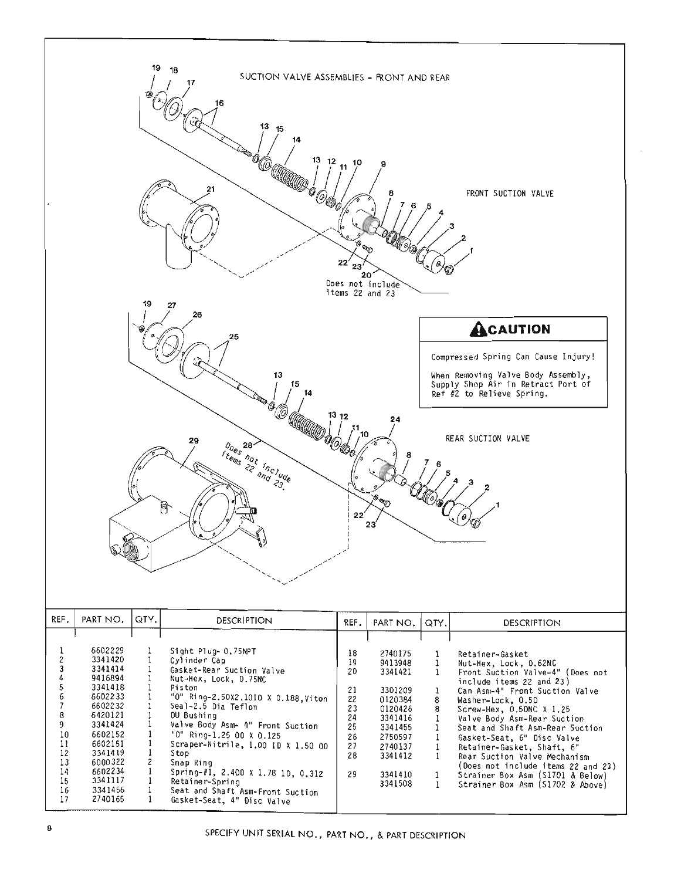## SUCTION VALVE ASSEMBLIES - FRONT AND REAR

FRONT SUCTION VALVE

Does not include items 22 and 23

REAR SUCTION VALVE

Does not include items 22 and 23.

> **⚠CAUTION**
>
> Compressed Spring Can Cause Injury!
>
> When Removing Valve Body Assembly, Supply Shop Air in Retract Port of Ref #2 to Relieve Spring.

| REF. | PART NO. | QTY. | DESCRIPTION |
|---|---|---|---|
| 1 | 6602229 | 1 | Sight Plug- 0.75NPT |
| 2 | 3341420 | 1 | Cylinder Cap |
| 3 | 3341414 | 1 | Gasket-Rear Suction Valve |
| 4 | 9416894 | 1 | Nut-Hex, Lock, 0.75NC |
| 5 | 3341418 | 1 | Piston |
| 6 | 6602233 | 1 | "O" Ring-2.50X2.10ID X 0.188,Viton |
| 7 | 6602232 | 1 | Seal-2.5 Dia Teflon |
| 8 | 6420121 | 1 | DU Bushing |
| 9 | 3341424 | 1 | Valve Body Asm- 4" Front Suction |
| 10 | 6602152 | 1 | "O" Ring-1.25 OD X 0.125 |
| 11 | 6602151 | 1 | Scraper-Nitrile, 1.00 ID X 1.50 OD |
| 12 | 3341419 | 1 | Stop |
| 13 | 6000322 | 2 | Snap Ring |
| 14 | 6602234 | 1 | Spring-#1, 2.40D X 1.78 ID, 0.312 |
| 15 | 3341117 | 1 | Retainer-Spring |
| 16 | 3341456 | 1 | Seat and Shaft Asm-Front Suction |
| 17 | 2740165 | 1 | Gasket-Seat, 4" Disc Valve |
| 18 | 2740175 | 1 | Retainer-Gasket |
| 19 | 9413948 | 1 | Nut-Hex, Lock, 0.62NC |
| 20 | 3341421 | 1 | Front Suction Valve-4" (Does not include items 22 and 23) |
| 21 | 3301209 | 1 | Can Asm-4" Front Suction Valve |
| 22 | 0120384 | 8 | Washer-Lock, 0.50 |
| 23 | 0120426 | 8 | Screw-Hex, 0.50NC X 1.25 |
| 24 | 3341416 | 1 | Valve Body Asm-Rear Suction |
| 25 | 3341455 | 1 | Seat and Shaft Asm-Rear Suction |
| 26 | 2750597 | 1 | Gasket-Seat, 6" Disc Valve |
| 27 | 2740137 | 1 | Retainer-Gasket, Shaft, 6" |
| 28 | 3341412 | 1 | Rear Suction Valve Mechanism (Does not include items 22 and 23) |
| 29 | 3341410 | 1 | Strainer Box Asm (S1701 & Below) |
| | 3341508 | 1 | Strainer Box Asm (S1702 & Above) |

SPECIFY UNIT SERIAL NO., PART NO., & PART DESCRIPTION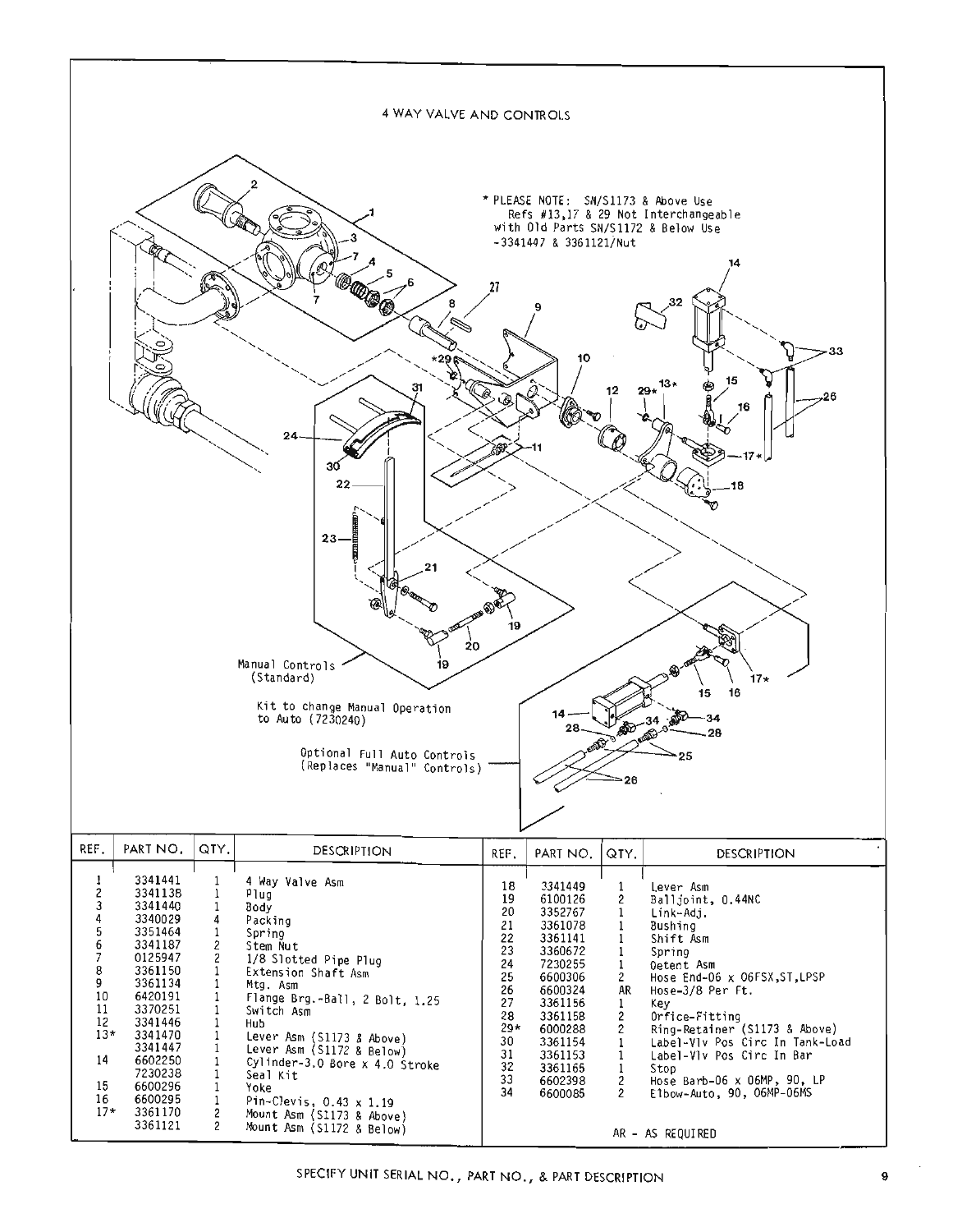# 4 WAY VALVE AND CONTROLS

\* PLEASE NOTE: SN/S1173 & Above Use Refs #13,17 & 29 Not Interchangeable with Old Parts SN/S1172 & Below Use -3341447 & 3361121/Nut

Manual Controls (Standard)

Kit to change Manual Operation to Auto (7230240)

Optional Full Auto Controls (Replaces "Manual" Controls)

| REF. | PART NO. | QTY. | DESCRIPTION |
|---|---|---|---|
| 1 | 3341441 | 1 | 4 Way Valve Asm |
| 2 | 3341138 | 1 | Plug |
| 3 | 3341440 | 1 | Body |
| 4 | 3340029 | 4 | Packing |
| 5 | 3351464 | 1 | Spring |
| 6 | 3341187 | 2 | Stem Nut |
| 7 | 0125947 | 2 | 1/8 Slotted Pipe Plug |
| 8 | 3361150 | 1 | Extension Shaft Asm |
| 9 | 3361134 | 1 | Mtg. Asm |
| 10 | 6420191 | 1 | Flange Brg.-Ball, 2 Bolt, 1.25 |
| 11 | 3370251 | 1 | Switch Asm |
| 12 | 3341446 | 1 | Hub |
| 13* | 3341470 | 1 | Lever Asm (S1173 & Above) |
| | 3341447 | 1 | Lever Asm (S1172 & Below) |
| 14 | 6602250 | 1 | Cylinder-3.0 Bore x 4.0 Stroke |
| | 7230238 | 1 | Seal Kit |
| 15 | 6600296 | 1 | Yoke |
| 16 | 6600295 | 1 | Pin-Clevis, 0.43 x 1.19 |
| 17* | 3361170 | 2 | Mount Asm (S1173 & Above) |
| | 3361121 | 2 | Mount Asm (S1172 & Below) |
| 18 | 3341449 | 1 | Lever Asm |
| 19 | 6100126 | 2 | Balljoint, 0.44NC |
| 20 | 3352767 | 1 | Link-Adj. |
| 21 | 3361078 | 1 | Bushing |
| 22 | 3361141 | 1 | Shift Asm |
| 23 | 3360672 | 1 | Spring |
| 24 | 7230255 | 1 | Detent Asm |
| 25 | 6600306 | 2 | Hose End-06 x 06FSX,ST,LPSP |
| 26 | 6600324 | AR | Hose-3/8 Per Ft. |
| 27 | 3361156 | 1 | Key |
| 28 | 3361158 | 2 | Orfice-Fitting |
| 29* | 6000288 | 2 | Ring-Retainer (S1173 & Above) |
| 30 | 3361154 | 1 | Label-Vlv Pos Circ In Tank-Load |
| 31 | 3361153 | 1 | Label-Vlv Pos Circ In Bar |
| 32 | 3361165 | 1 | Stop |
| 33 | 6602398 | 2 | Hose Barb-06 x 06MP, 90, LP |
| 34 | 6600085 | 2 | Elbow-Auto, 90, 06MP-06MS |

AR - AS REQUIRED

SPECIFY UNIT SERIAL NO., PART NO., & PART DESCRIPTION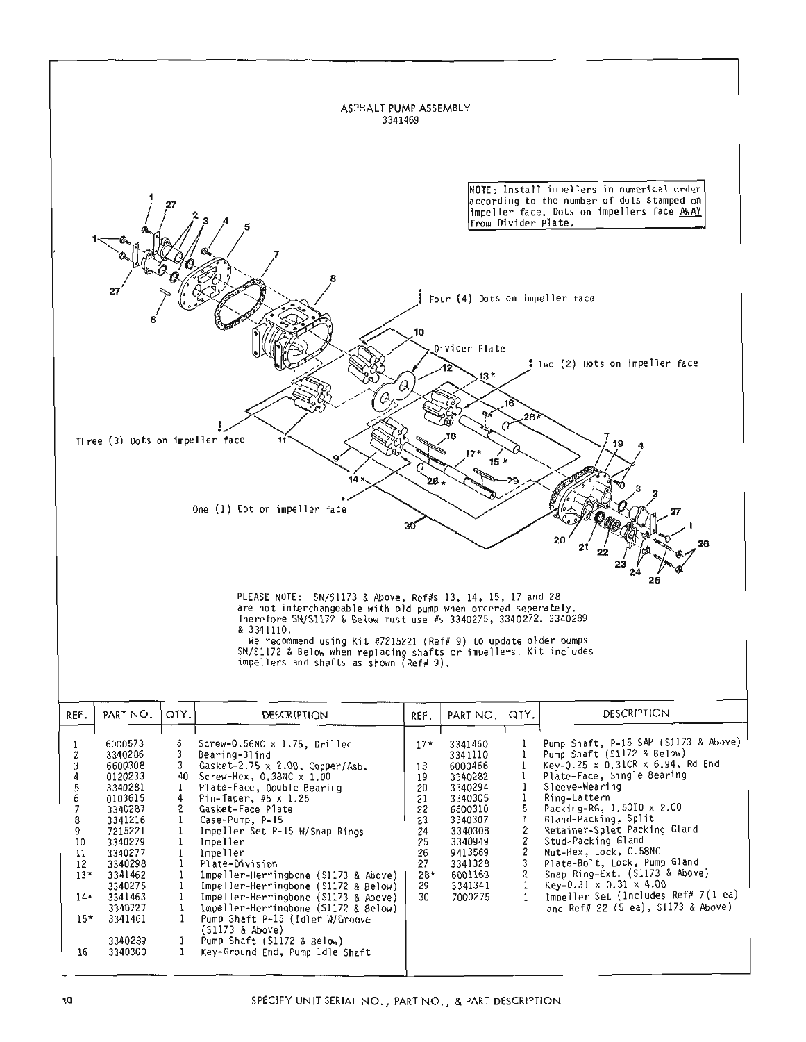# ASPHALT PUMP ASSEMBLY
3341469

NOTE: Install impellers in numerical order according to the number of dots stamped on impeller face. Dots on impellers face AWAY from Divider Plate.

Four (4) Dots on impeller face

Divider Plate

Two (2) Dots on impeller face

Three (3) Dots on impeller face

One (1) Dot on impeller face

PLEASE NOTE: SN/S1173 & Above, Ref#s 13, 14, 15, 17 and 28 are not interchangeable with old pump when ordered seperately. Therefore SN/S1172 & Below must use #s 3340275, 3340272, 3340289 & 3341110.

We recommend using Kit #7215221 (Ref# 9) to update older pumps SN/S1172 & Below when replacing shafts or impellers. Kit includes impellers and shafts as shown (Ref# 9).

| REF. | PART NO. | QTY. | DESCRIPTION |
|---|---|---|---|
| 1 | 6000573 | 6 | Screw-0.56NC x 1.75, Drilled |
| 2 | 3340286 | 3 | Bearing-Blind |
| 3 | 6600308 | 3 | Gasket-2.75 x 2.00, Copper/Asb. |
| 4 | 0120233 | 40 | Screw-Hex, 0.38NC x 1.00 |
| 5 | 3340281 | 1 | Plate-Face, Double Bearing |
| 6 | 0103615 | 4 | Pin-Taper, #5 x 1.25 |
| 7 | 3340287 | 2 | Gasket-Face Plate |
| 8 | 3341216 | 1 | Case-Pump, P-15 |
| 9 | 7215221 | 1 | Impeller Set P-15 W/Snap Rings |
| 10 | 3340279 | 1 | Impeller |
| 11 | 3340277 | 1 | Impeller |
| 12 | 3340298 | 1 | Plate-Division |
| 13* | 3341462 | 1 | Impeller-Herringbone (S1173 & Above) |
| | 3340275 | 1 | Impeller-Herringbone (S1172 & Below) |
| 14* | 3341463 | 1 | Impeller-Herringbone (S1173 & Above) |
| | 3340727 | 1 | Impeller-Herringbone (S1172 & Below) |
| 15* | 3341461 | 1 | Pump Shaft P-15 (Idler W/Groove (S1173 & Above) |
| | 3340289 | 1 | Pump Shaft (S1172 & Below) |
| 16 | 3340300 | 1 | Key-Ground End, Pump Idle Shaft |
| 17* | 3341460 | 1 | Pump Shaft, P-15 SAM (S1173 & Above) |
| | 3341110 | 1 | Pump Shaft (S1172 & Below) |
| 18 | 6000466 | 1 | Key-0.25 x 0.31CR x 6.94, Rd End |
| 19 | 3340282 | 1 | Plate-Face, Single Bearing |
| 20 | 3340294 | 1 | Sleeve-Wearing |
| 21 | 3340305 | 1 | Ring-Lattern |
| 22 | 6600310 | 5 | Packing-RG, 1.50ID x 2.00 |
| 23 | 3340307 | 1 | Gland-Packing, Split |
| 24 | 3340308 | 2 | Retainer-Splet Packing Gland |
| 25 | 3340949 | 2 | Stud-Packing Gland |
| 26 | 9413569 | 2 | Nut-Hex, Lock, 0.58NC |
| 27 | 3341328 | 3 | Plate-Bolt, Lock, Pump Gland |
| 28* | 6001169 | 2 | Snap Ring-Ext. (S1173 & Above) |
| 29 | 3341341 | 1 | Key-0.31 x 0.31 x 4.00 |
| 30 | 7000275 | 1 | Impeller Set (Includes Ref# 7(1 ea) and Ref# 22 (5 ea), S1173 & Above) |

SPECIFY UNIT SERIAL NO., PART NO., & PART DESCRIPTION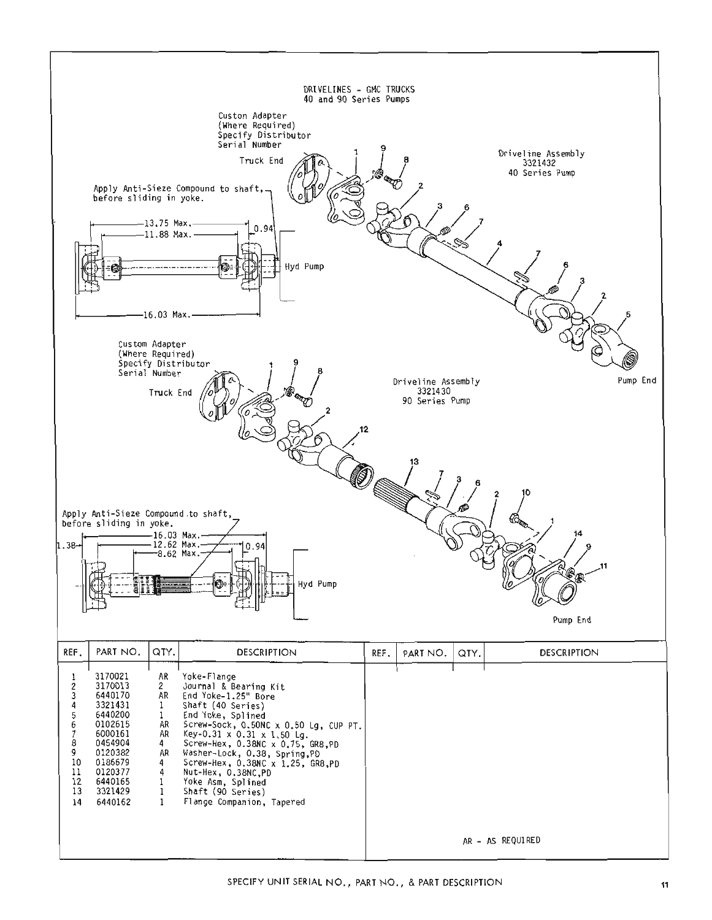# DRIVELINES - GMC TRUCKS
## 40 and 90 Series Pumps

Custon Adapter (Where Required) Specify Distributor Serial Number

Truck End

Apply Anti-Sieze Compound to shaft, before sliding in yoke.

13.75 Max.
11.88 Max.
0.94
Hyd Pump
16.03 Max.

Driveline Assembly 3321432 40 Series Pump

Pump End

Custom Adapter (Where Required) Specify Distributor Serial Number

Truck End

Driveline Assembly 3321430 90 Series Pump

Apply Anti-Sieze Compound to shaft, before sliding in yoke.

1.38
16.03 Max.
12.62 Max.
8.62 Max.
0.94
Hyd Pump

Pump End

| REF. | PART NO. | QTY. | DESCRIPTION |
|---|---|---|---|
| 1 | 3170021 | AR | Yoke-Flange |
| 2 | 3170013 | 2 | Journal & Bearing Kit |
| 3 | 6440170 | AR | End Yoke-1.25" Bore |
| 4 | 3321431 | 1 | Shaft (40 Series) |
| 5 | 6440200 | 1 | End Yoke, Splined |
| 6 | 0102615 | AR | Screw-Sock, 0.50NC x 0.50 Lg, CUP PT. |
| 7 | 6000161 | AR | Key-0.31 x 0.31 x 1.50 Lg. |
| 8 | 0454904 | 4 | Screw-Hex, 0.38NC x 0.75, GR8,PD |
| 9 | 0120382 | AR | Washer-Lock, 0.38, Spring,PD |
| 10 | 0186679 | 4 | Screw-Hex, 0.38NC x 1.25, GR8,PD |
| 11 | 0120377 | 4 | Nut-Hex, 0.38NC,PD |
| 12 | 6440165 | 1 | Yoke Asm, Splined |
| 13 | 3321429 | 1 | Shaft (90 Series) |
| 14 | 6440162 | 1 | Flange Companion, Tapered |

AR - AS REQUIRED

SPECIFY UNIT SERIAL NO., PART NO., & PART DESCRIPTION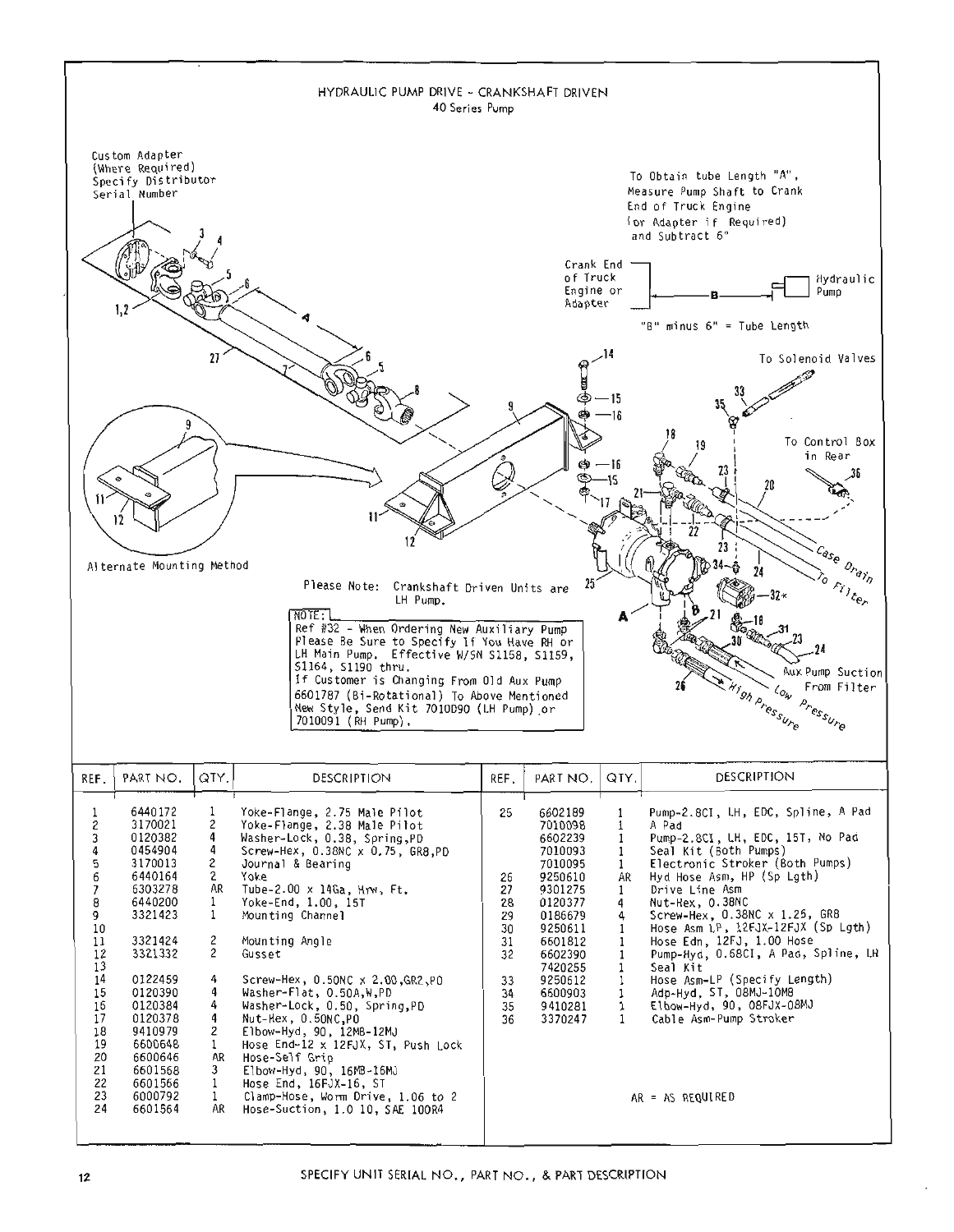# HYDRAULIC PUMP DRIVE - CRANKSHAFT DRIVEN

40 Series Pump

Custom Adapter (Where Required) Specify Distributor Serial Number

To Obtain tube Length "A", Measure Pump Shaft to Crank End of Truck Engine (or Adapter if Required) and Subtract 6"

Crank End of Truck Engine or Adapter — B — Hydraulic Pump

"B" minus 6" = Tube Length

To Solenoid Valves

To Control Box in Rear

Case Drain

To Filter

Aux Pump Suction From Filter

Low Pressure

High Pressure

Alternate Mounting Method

Please Note: Crankshaft Driven Units are LH Pump.

NOTE:
Ref #32 - When Ordering New Auxiliary Pump Please Be Sure to Specify If You Have RH or LH Main Pump. Effective W/SN S1158, S1159, S1164, S1190 thru.
If Customer is Changing From Old Aux Pump 6601787 (Bi-Rotational) To Above Mentioned New Style, Send Kit 7010090 (LH Pump) or 7010091 (RH Pump).

| REF. | PART NO. | QTY. | DESCRIPTION |
|---|---|---|---|
| 1 | 6440172 | 1 | Yoke-Flange, 2.75 Male Pilot |
| 2 | 3170021 | 2 | Yoke-Flange, 2.38 Male Pilot |
| 3 | 0120382 | 4 | Washer-Lock, 0.38, Spring,PD |
| 4 | 0454904 | 4 | Screw-Hex, 0.38NC x 0.75, GR8,PD |
| 5 | 3170013 | 2 | Journal & Bearing |
| 6 | 6440164 | 2 | Yoke |
| 7 | 6303278 | AR | Tube-2.00 x 14Ga, Hrw, Ft. |
| 8 | 6440200 | 1 | Yoke-End, 1.00, 15T |
| 9 | 3321423 | 1 | Mounting Channel |
| 10 | | | |
| 11 | 3321424 | 2 | Mounting Angle |
| 12 | 3321332 | 2 | Gusset |
| 13 | | | |
| 14 | 0122459 | 4 | Screw-Hex, 0.50NC x 2.00,GR2,PD |
| 15 | 0120390 | 4 | Washer-Flat, 0.50A,W,PD |
| 16 | 0120384 | 4 | Washer-Lock, 0.50, Spring,PD |
| 17 | 0120378 | 4 | Nut-Hex, 0.50NC,PD |
| 18 | 9410979 | 2 | Elbow-Hyd, 90, 12MB-12MJ |
| 19 | 6600648 | 1 | Hose End-12 x 12FJX, ST, Push Lock |
| 20 | 6600646 | AR | Hose-Self Grip |
| 21 | 6601568 | 3 | Elbow-Hyd, 90, 16MB-16MJ |
| 22 | 6601566 | 1 | Hose End, 16FJX-16, ST |
| 23 | 6000792 | 1 | Clamp-Hose, Worm Drive, 1.06 to 2 |
| 24 | 6601564 | AR | Hose-Suction, 1.0 10, SAE 100R4 |
| 25 | 6602189 | 1 | Pump-2.8CI, LH, EDC, Spline, A Pad |
| | 7010098 | 1 | A Pad |
| | 6602239 | 1 | Pump-2.8CI, LH, EDC, 15T, No Pad |
| | 7010093 | 1 | Seal Kit (Both Pumps) |
| | 7010095 | 1 | Electronic Stroker (Both Pumps) |
| 26 | 9250610 | AR | Hyd Hose Asm, HP (Sp Lgth) |
| 27 | 9301275 | 1 | Drive Line Asm |
| 28 | 0120377 | 4 | Nut-Hex, 0.38NC |
| 29 | 0186679 | 4 | Screw-Hex, 0.38NC x 1.25, GR8 |
| 30 | 9250611 | 1 | Hose Asm LP, 12FJX-12FJX (Sp Lgth) |
| 31 | 6601812 | 1 | Hose Edn, 12FJ, 1.00 Hose |
| 32 | 6602390 | 1 | Pump-Hyd, 0.68CI, A Pad, Spline, LH |
| | 7420255 | 1 | Seal Kit |
| 33 | 9250612 | 1 | Hose Asm-LP (Specify Length) |
| 34 | 6600903 | 1 | Adp-Hyd, ST, 08MJ-10MB |
| 35 | 9410281 | 1 | Elbow-Hyd, 90, 08FJX-08MJ |
| 36 | 3370247 | 1 | Cable Asm-Pump Stroker |

AR = AS REQUIRED

SPECIFY UNIT SERIAL NO., PART NO., & PART DESCRIPTION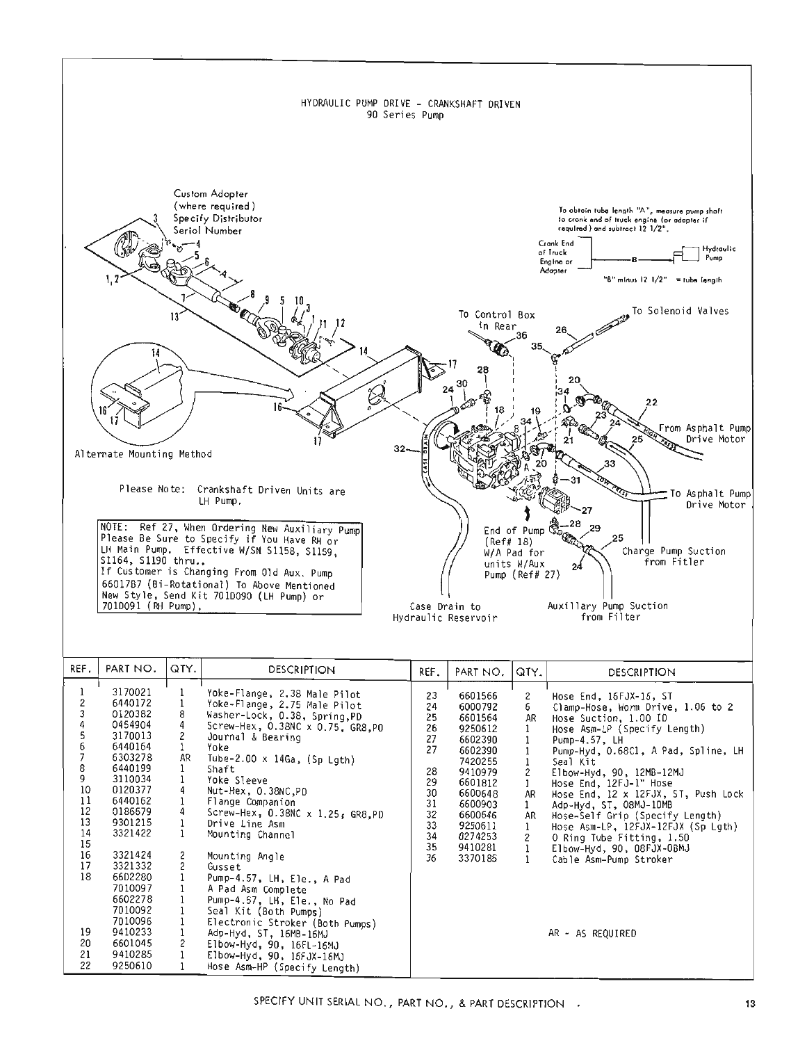# HYDRAULIC PUMP DRIVE - CRANKSHAFT DRIVEN

## 90 Series Pump

Custom Adopter (where required) Specify Distributor Serial Number

To obtain tube length "A", measure pump shaft to crank end of truck engine (or adapter if required) and subtract 12 1/2".

Crank End of Truck Engine or Adapter — B — Hydraulic Pump

"B" minus 12 1/2" = tube length

To Control Box in Rear

To Solenoid Valves

From Asphalt Pump Drive Motor

To Asphalt Pump Drive Motor

Alternate Mounting Method

Please Note: Crankshaft Driven Units are LH Pump.

NOTE: Ref 27, When Ordering New Auxiliary Pump Please Be Sure to Specify if You Have RH or LH Main Pump. Effective W/SN S1158, S1159, S1164, S1190 thru.. If Customer is Changing From Old Aux. Pump 6601787 (Bi-Rotational) To Above Mentioned New Style, Send Kit 7010090 (LH Pump) or 7010091 (RH Pump).

End of Pump (Ref# 18) W/A Pad for units W/Aux Pump (Ref# 27)

Charge Pump Suction from Fitler

Case Drain to Hydraulic Reservoir

Auxiliary Pump Suction from Filter

| REF. | PART NO. | QTY. | DESCRIPTION |
|---|---|---|---|
| 1 | 3170021 | 1 | Yoke-Flange, 2.38 Male Pilot |
| 2 | 6440172 | 1 | Yoke-Flange, 2.75 Male Pilot |
| 3 | 0120382 | 8 | Washer-Lock, 0.38, Spring,PD |
| 4 | 0454904 | 4 | Screw-Hex, 0.38NC x 0.75, GR8,PD |
| 5 | 3170013 | 2 | Journal & Bearing |
| 6 | 6440164 | 1 | Yoke |
| 7 | 6303278 | AR | Tube-2.00 x 14Ga, (Sp Lgth) |
| 8 | 6440199 | 1 | Shaft |
| 9 | 3110034 | 1 | Yoke Sleeve |
| 10 | 0120377 | 4 | Nut-Hex, 0.38NC,PD |
| 11 | 6440162 | 1 | Flange Companion |
| 12 | 0186679 | 4 | Screw-Hex, 0.38NC x 1.25, GR8,PD |
| 13 | 9301215 | 1 | Drive Line Asm |
| 14 | 3321422 | 1 | Mounting Channel |
| 15 | | | |
| 16 | 3321424 | 2 | Mounting Angle |
| 17 | 3321332 | 2 | Gusset |
| 18 | 6602280 | 1 | Pump-4.57, LH, Ele., A Pad |
| | 7010097 | 1 | A Pad Asm Complete |
| | 6602278 | 1 | Pump-4.57, LH, Ele., No Pad |
| | 7010092 | 1 | Seal Kit (Both Pumps) |
| | 7010096 | 1 | Electronic Stroker (Both Pumps) |
| 19 | 9410233 | 1 | Adp-Hyd, ST, 16MB-16MJ |
| 20 | 6601045 | 2 | Elbow-Hyd, 90, 16FL-16MJ |
| 21 | 9410285 | 1 | Elbow-Hyd, 90, 16FJX-16MJ |
| 22 | 9250610 | 1 | Hose Asm-HP (Specify Length) |
| 23 | 6601566 | 2 | Hose End, 16FJX-16, ST |
| 24 | 6000792 | 6 | Clamp-Hose, Worm Drive, 1.06 to 2 |
| 25 | 6601564 | AR | Hose Suction, 1.00 ID |
| 26 | 9250612 | 1 | Hose Asm-LP (Specify Length) |
| 27 | 6602390 | 1 | Pump-4.57, LH |
| 27 | 6602390 | 1 | Pump-Hyd, 0.68CI, A Pad, Spline, LH |
| | 7420255 | 1 | Seal Kit |
| 28 | 9410979 | 2 | Elbow-Hyd, 90, 12MB-12MJ |
| 29 | 6601812 | 1 | Hose End, 12FJ-1" Hose |
| 30 | 6600648 | AR | Hose End, 12 x 12FJX, ST, Push Lock |
| 31 | 6600903 | 1 | Adp-Hyd, ST, 08MJ-10MB |
| 32 | 6600646 | AR | Hose-Self Grip (Specify Length) |
| 33 | 9250611 | 1 | Hose Asm-LP, 12FJX-12FJX (Sp Lgth) |
| 34 | 0274253 | 2 | O Ring Tube Fitting, 1.50 |
| 35 | 9410281 | 1 | Elbow-Hyd, 90, 08FJX-08MJ |
| 36 | 3370185 | 1 | Cable Asm-Pump Stroker |

AR - AS REQUIRED

SPECIFY UNIT SERIAL NO., PART NO., & PART DESCRIPTION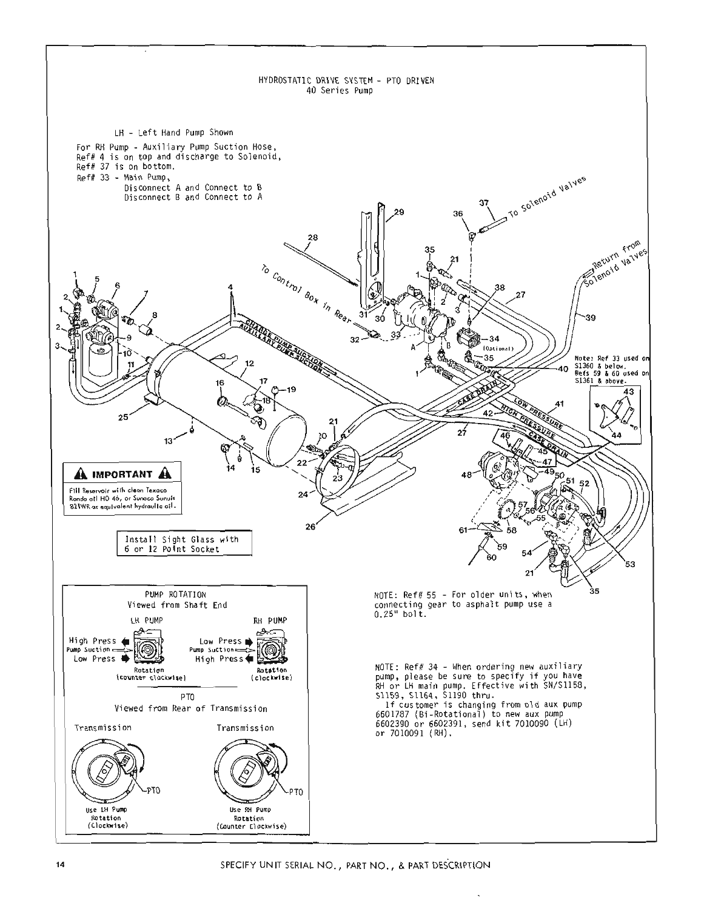# HYDROSTATIC DRIVE SYSTEM - PTO DRIVEN
## 40 Series Pump

LH - Left Hand Pump Shown

For RH Pump - Auxiliary Pump Suction Hose, Ref# 4 is on top and discharge to Solenoid, Ref# 37 is on bottom.

Ref# 33 - Main Pump,
- Disconnect A and Connect to B
- Disconnect B and Connect to A

To Control Box in Rear

To Solenoid Valves

Return from Solenoid Valves

CHARGE PUMP SUCTION

AUXILIARY PUMP SUCTION

CASE DRAIN

LOW PRESSURE

HIGH PRESSURE

CASE DRAIN

(Optional)

Note: Ref 33 used on S1360 & below. Refs 59 & 60 used on S1361 & above.

**⚠ IMPORTANT ⚠**

Fill Reservoir with clean Texaco Rando oil HD 46, or Sunoco Sunvis 821WR or equivalent hydraulic oil.

Install Sight Glass with 6 or 12 Point Socket

**PUMP ROTATION**
Viewed from Shaft End

| LH PUMP | RH PUMP |
|---|---|
| High Press | Low Press |
| Pump Suction | Pump Suction |
| Low Press | High Press |
| Rotation (counter clockwise) | Rotation (clockwise) |

**PTO**
Viewed from Rear of Transmission

| Transmission | Transmission |
|---|---|
| PTO | PTO |
| Use LH Pump Rotation (Clockwise) | Use RH Pump Rotation (Counter Clockwise) |

NOTE: Ref# 55 - For older units, when connecting gear to asphalt pump use a 0.25" bolt.

NOTE: Ref# 34 - When ordering new auxiliary pump, please be sure to specify if you have RH or LH main pump. Effective with SN/S1158, S1159, S1164, S1190 thru.

If customer is changing from old aux pump 6601787 (Bi-Rotational) to new aux pump 6602390 or 6602391, send kit 7010090 (LH) or 7010091 (RH).

SPECIFY UNIT SERIAL NO., PART NO., & PART DESCRIPTION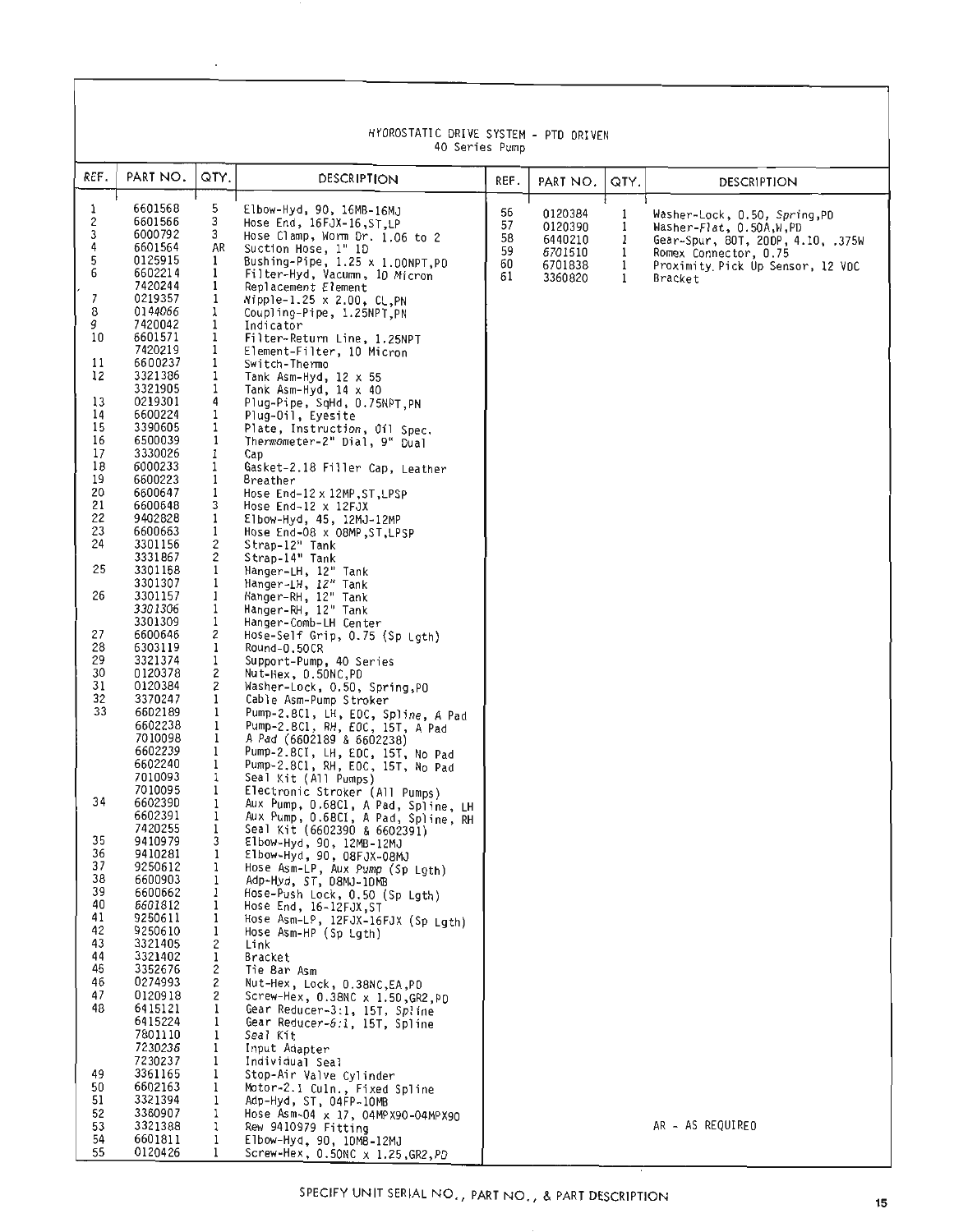# HYDROSTATIC DRIVE SYSTEM - PTO DRIVEN
## 40 Series Pump

| REF. | PART NO. | QTY. | DESCRIPTION |
|---|---|---|---|
| 1 | 6601568 | 5 | Elbow-Hyd, 90, 16MB-16MJ |
| 2 | 6601566 | 3 | Hose End, 16FJX-16,ST,LP |
| 3 | 6000792 | 3 | Hose Clamp, Worm Dr. 1.06 to 2 |
| 4 | 6601564 | AR | Suction Hose, 1" ID |
| 5 | 0125915 | 1 | Bushing-Pipe, 1.25 x 1.00NPT,PO |
| 6 | 6602214 | 1 | Filter-Hyd, Vacumn, 10 Micron |
| | 7420244 | 1 | Replacement Element |
| 7 | 0219357 | 1 | Nipple-1.25 x 2.00, CL,PN |
| 8 | 0144066 | 1 | Coupling-Pipe, 1.25NPT,PN |
| 9 | 7420042 | 1 | Indicator |
| 10 | 6601571 | 1 | Filter-Return Line, 1.25NPT |
| | 7420219 | 1 | Element-Filter, 10 Micron |
| 11 | 6600237 | 1 | Switch-Thermo |
| 12 | 3321386 | 1 | Tank Asm-Hyd, 12 x 55 |
| | 3321905 | 1 | Tank Asm-Hyd, 14 x 40 |
| 13 | 0219301 | 4 | Plug-Pipe, SqHd, 0.75NPT,PN |
| 14 | 6600224 | 1 | Plug-Oil, Eyesite |
| 15 | 3390605 | 1 | Plate, Instruction, Oil Spec. |
| 16 | 6500039 | 1 | Thermometer-2" Dial, 9" Dual |
| 17 | 3330026 | 1 | Cap |
| 18 | 6000233 | 1 | Gasket-2.18 Filler Cap, Leather |
| 19 | 6600223 | 1 | Breather |
| 20 | 6600647 | 1 | Hose End-12 x 12MP,ST,LPSP |
| 21 | 6600648 | 3 | Hose End-12 x 12FJX |
| 22 | 9402828 | 1 | Elbow-Hyd, 45, 12MJ-12MP |
| 23 | 6600663 | 1 | Hose End-08 x 08MP,ST,LPSP |
| 24 | 3301156 | 2 | Strap-12" Tank |
| | 3331867 | 2 | Strap-14" Tank |
| 25 | 3301158 | 1 | Hanger-LH, 12" Tank |
| | 3301307 | 1 | Hanger-LH, 12" Tank |
| 26 | 3301157 | 1 | Hanger-RH, 12" Tank |
| | 3301306 | 1 | Hanger-RH, 12" Tank |
| | 3301309 | 1 | Hanger-Comb-LH Center |
| 27 | 6600646 | 2 | Hose-Self Grip, 0.75 (Sp Lgth) |
| 28 | 6303119 | 1 | Round-0.50CR |
| 29 | 3321374 | 1 | Support-Pump, 40 Series |
| 30 | 0120378 | 2 | Nut-Hex, 0.50NC,PO |
| 31 | 0120384 | 2 | Washer-Lock, 0.50, Spring,PO |
| 32 | 3370247 | 1 | Cable Asm-Pump Stroker |
| 33 | 6602189 | 1 | Pump-2.8Cl, LH, EDC, Spline, A Pad |
| | 6602238 | 1 | Pump-2.8Cl, RH, EDC, 15T, A Pad |
| | 7010098 | 1 | A Pad (6602189 & 6602238) |
| | 6602239 | 1 | Pump-2.8CI, LH, EDC, 15T, No Pad |
| | 6602240 | 1 | Pump-2.8Cl, RH, EDC, 15T, No Pad |
| | 7010093 | 1 | Seal Kit (All Pumps) |
| | 7010095 | 1 | Electronic Stroker (All Pumps) |
| 34 | 6602390 | 1 | Aux Pump, 0.68Cl, A Pad, Spline, LH |
| | 6602391 | 1 | Aux Pump, 0.68Cl, A Pad, Spline, RH |
| | 7420255 | 1 | Seal Kit (6602390 & 6602391) |
| 35 | 9410979 | 3 | Elbow-Hyd, 90, 12MB-12MJ |
| 36 | 9410281 | 1 | Elbow-Hyd, 90, 08FJX-08MJ |
| 37 | 9250612 | 1 | Hose Asm-LP, Aux Pump (Sp Lgth) |
| 38 | 6600903 | 1 | Adp-Hyd, ST, 08MJ-10MB |
| 39 | 6600662 | 1 | Hose-Push Lock, 0.50 (Sp Lgth) |
| 40 | 6601812 | 1 | Hose End, 16-12FJX,ST |
| 41 | 9250611 | 1 | Hose Asm-LP, 12FJX-16FJX (Sp Lgth) |
| 42 | 9250610 | 1 | Hose Asm-HP (Sp Lgth) |
| 43 | 3321405 | 2 | Link |
| 44 | 3321402 | 1 | Bracket |
| 45 | 3352676 | 2 | Tie Bar Asm |
| 46 | 0274993 | 2 | Nut-Hex, Lock, 0.38NC,EA,PO |
| 47 | 0120918 | 2 | Screw-Hex, 0.38NC x 1.50,GR2,PO |
| 48 | 6415121 | 1 | Gear Reducer-3:1, 15T, Spline |
| | 6415224 | 1 | Gear Reducer-6:1, 15T, Spline |
| | 7801110 | 1 | Seal Kit |
| | 7230236 | 1 | Input Adapter |
| | 7230237 | 1 | Individual Seal |
| 49 | 3361165 | 1 | Stop-Air Valve Cylinder |
| 50 | 6602163 | 1 | Motor-2.1 Culn., Fixed Spline |
| 51 | 3321394 | 1 | Adp-Hyd, ST, 04FP-10MB |
| 52 | 3360907 | 1 | Hose Asm-04 x 17, 04MPX90-04MPX90 |
| 53 | 3321388 | 1 | Rew 9410979 Fitting |
| 54 | 6601811 | 1 | Elbow-Hyd, 90, 10MB-12MJ |
| 55 | 0120426 | 1 | Screw-Hex, 0.50NC x 1.25,GR2,PO |
| 56 | 0120384 | 1 | Washer-Lock, 0.50, Spring,PO |
| 57 | 0120390 | 1 | Washer-Flat, 0.50A,W,PO |
| 58 | 6440210 | 1 | Gear-Spur, 80T, 20DP, 4.10, .375W |
| 59 | 6701510 | 1 | Romex Connector, 0.75 |
| 60 | 6701838 | 1 | Proximity Pick Up Sensor, 12 VDC |
| 61 | 3360820 | 1 | Bracket |

AR - AS REQUIRED

SPECIFY UNIT SERIAL NO., PART NO., & PART DESCRIPTION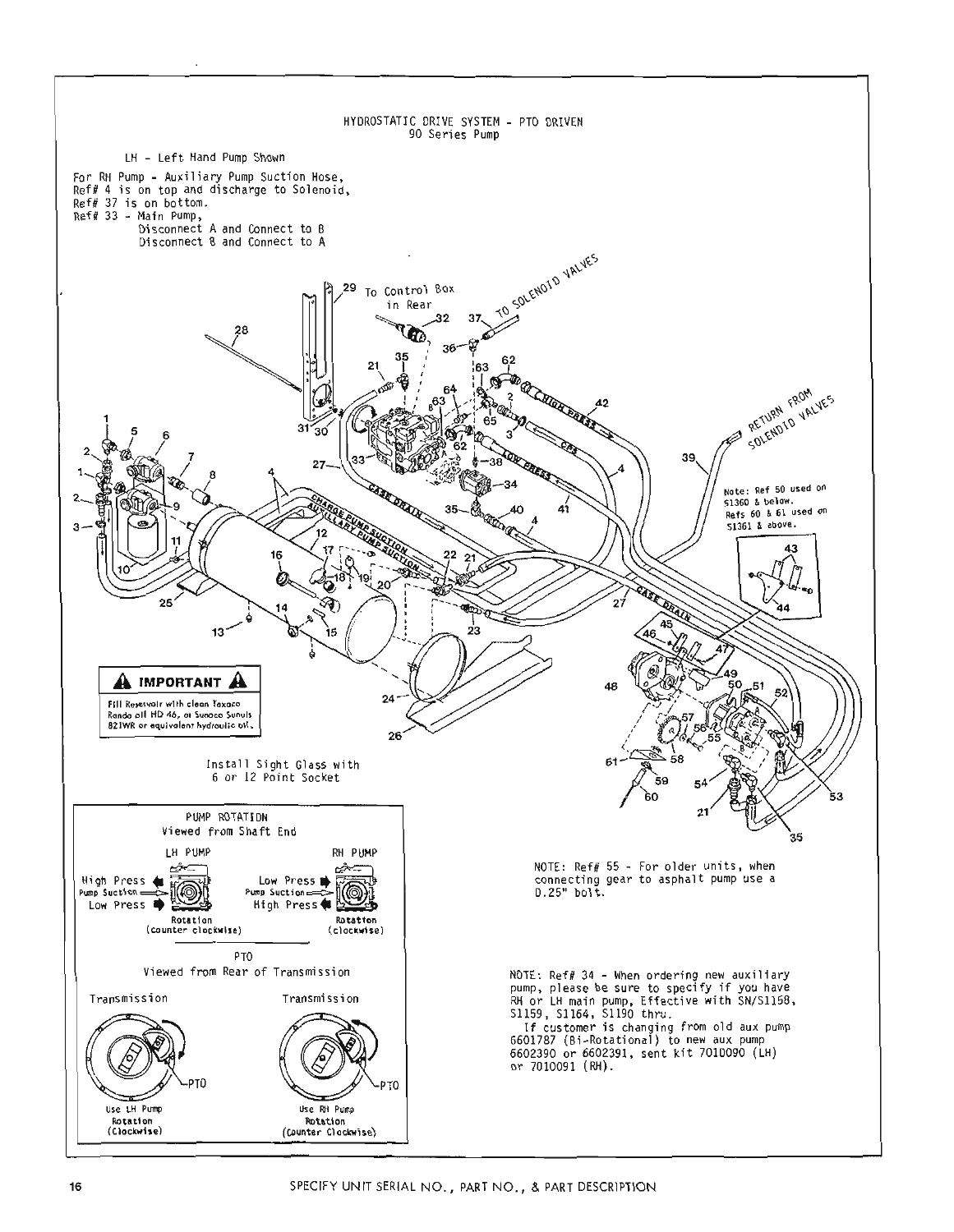# HYDROSTATIC DRIVE SYSTEM - PTO DRIVEN
## 90 Series Pump

LH - Left Hand Pump Shown

For RH Pump - Auxiliary Pump Suction Hose, Ref# 4 is on top and discharge to Solenoid, Ref# 37 is on bottom.
Ref# 33 - Main Pump,
Disconnect A and Connect to B
Disconnect B and Connect to A

To Control Box in Rear

TO SOLENOID VALVES

RETURN FROM SOLENOID VALVES

HIGH PRESS

CASE DRAIN

LOW PRESS

CHARGE PUMP SUCTION

AUXILIARY PUMP SUCTION

Note: Ref 50 used on S1360 & below.
Refs 60 & 61 used on S1361 & above.

**⚠ IMPORTANT ⚠**

Fill Reservoir with clean Texaco Rando oil HD 46, or Sunoco Sunvis 821WR or equivalent hydraulic oil.

Install Sight Glass with 6 or 12 Point Socket

NOTE: Ref# 55 - For older units, when connecting gear to asphalt pump use a 0.25" bolt.

**PUMP ROTATION**
Viewed from Shaft End

| LH PUMP | RH PUMP |
|---|---|
| High Press | Low Press |
| Pump Suction | Pump Suction |
| Low Press | High Press |
| Rotation (counter clockwise) | Rotation (clockwise) |

**PTO**
Viewed from Rear of Transmission

| Transmission | Transmission |
|---|---|
| PTO | PTO |
| Use LH Pump Rotation (Clockwise) | Use RH Pump Rotation (Counter Clockwise) |

NOTE: Ref# 34 - When ordering new auxiliary pump, please be sure to specify if you have RH or LH main pump, Effective with SN/S1158, S1159, S1164, S1190 thru.
If customer is changing from old aux pump 6601787 (Bi-Rotational) to new aux pump 6602390 or 6602391, sent kit 7010090 (LH) or 7010091 (RH).

SPECIFY UNIT SERIAL NO., PART NO., & PART DESCRIPTION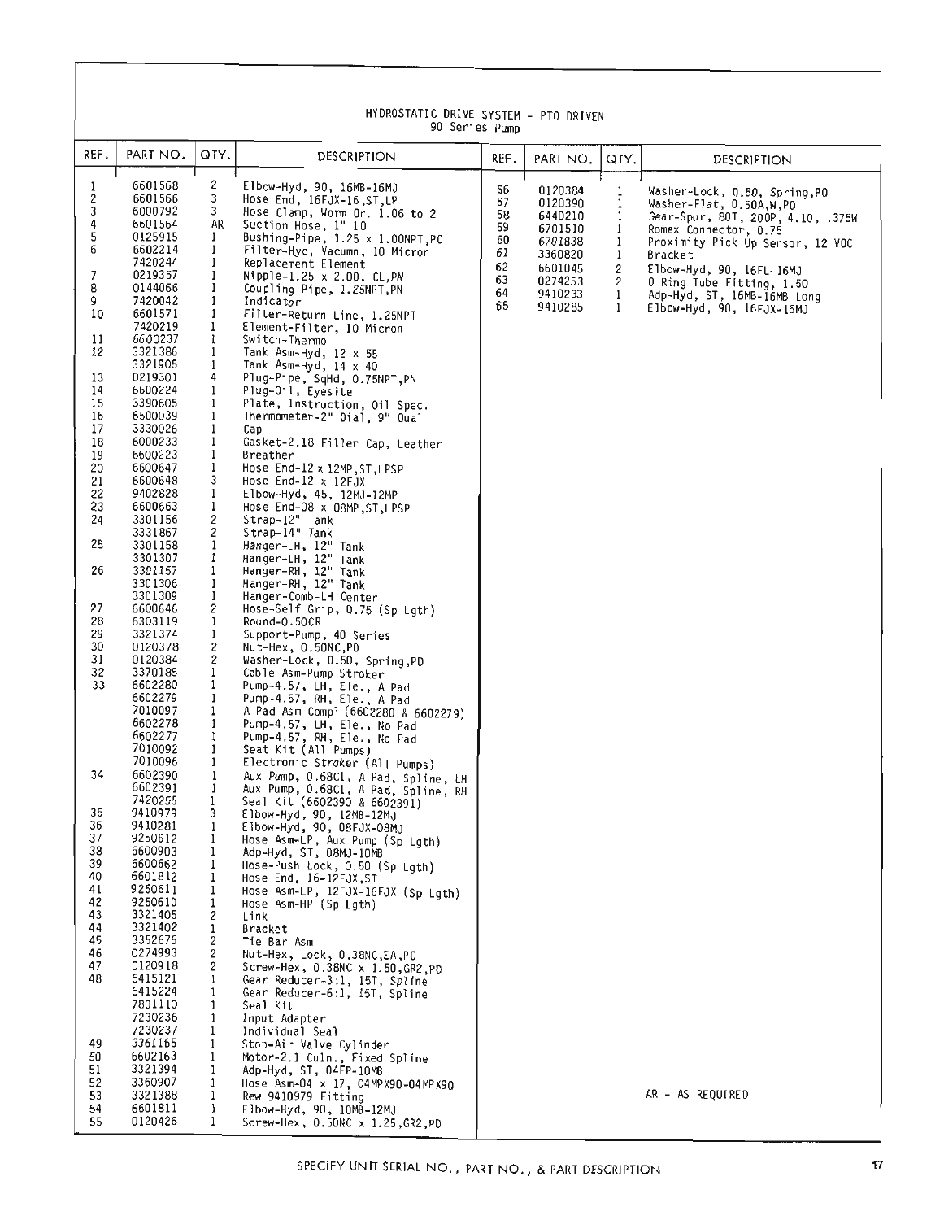# HYDROSTATIC DRIVE SYSTEM - PTO DRIVEN

## 90 Series Pump

| REF. | PART NO. | QTY. | DESCRIPTION |
|---|---|---|---|
| 1 | 6601568 | 2 | Elbow-Hyd, 90, 16MB-16MJ |
| 2 | 6601566 | 3 | Hose End, 16FJX-16,ST,LP |
| 3 | 6000792 | 3 | Hose Clamp, Worm Dr. 1.06 to 2 |
| 4 | 6601564 | AR | Suction Hose, 1" 1D |
| 5 | 0125915 | 1 | Bushing-Pipe, 1.25 x 1.00NPT,PO |
| 6 | 6602214 | 1 | Filter-Hyd, Vacumn, 10 Micron |
| | 7420244 | 1 | Replacement Element |
| 7 | 0219357 | 1 | Nipple-1.25 x 2.00, CL,PN |
| 8 | 0144066 | 1 | Coupling-Pipe, 1.25NPT,PN |
| 9 | 7420042 | 1 | Indicator |
| 10 | 6601571 | 1 | Filter-Return Line, 1.25NPT |
| | 7420219 | 1 | Element-Filter, 10 Micron |
| 11 | 6600237 | 1 | Switch-Thermo |
| 12 | 3321386 | 1 | Tank Asm-Hyd, 12 x 55 |
| | 3321905 | 1 | Tank Asm-Hyd, 14 x 40 |
| 13 | 0219301 | 4 | Plug-Pipe, SqHd, 0.75NPT,PN |
| 14 | 6600224 | 1 | Plug-Oil, Eyesite |
| 15 | 3390605 | 1 | Plate, Instruction, Oil Spec. |
| 16 | 6500039 | 1 | Thermometer-2" Dial, 9" Dual |
| 17 | 3330026 | 1 | Cap |
| 18 | 6000233 | 1 | Gasket-2.18 Filler Cap, Leather |
| 19 | 6600223 | 1 | Breather |
| 20 | 6600647 | 1 | Hose End-12 x 12MP,ST,LPSP |
| 21 | 6600648 | 3 | Hose End-12 x 12FJX |
| 22 | 9402828 | 1 | Elbow-Hyd, 45, 12MJ-12MP |
| 23 | 6600663 | 1 | Hose End-08 x 08MP,ST,LPSP |
| 24 | 3301156 | 2 | Strap-12" Tank |
| | 3331867 | 2 | Strap-14" Tank |
| 25 | 3301158 | 1 | Hanger-LH, 12" Tank |
| | 3301307 | 1 | Hanger-LH, 12" Tank |
| 26 | 3301157 | 1 | Hanger-RH, 12" Tank |
| | 3301306 | 1 | Hanger-RH, 12" Tank |
| | 3301309 | 1 | Hanger-Comb-LH Center |
| 27 | 6600646 | 2 | Hose-Self Grip, 0.75 (Sp Lgth) |
| 28 | 6303119 | 1 | Round-0.50CR |
| 29 | 3321374 | 1 | Support-Pump, 40 Series |
| 30 | 0120378 | 2 | Nut-Hex, 0.50NC,PO |
| 31 | 0120384 | 2 | Washer-Lock, 0.50, Spring,PD |
| 32 | 3370185 | 1 | Cable Asm-Pump Stroker |
| 33 | 6602280 | 1 | Pump-4.57, LH, Ele., A Pad |
| | 6602279 | 1 | Pump-4.57, RH, Ele., A Pad |
| | 7010097 | 1 | A Pad Asm Compl (6602280 & 6602279) |
| | 6602278 | 1 | Pump-4.57, LH, Ele., No Pad |
| | 6602277 | 1 | Pump-4.57, RH, Ele., No Pad |
| | 7010092 | 1 | Seat Kit (All Pumps) |
| | 7010096 | 1 | Electronic Stroker (All Pumps) |
| 34 | 6602390 | 1 | Aux Pump, 0.68Cl, A Pad, Spline, LH |
| | 6602391 | 1 | Aux Pump, 0.68Cl, A Pad, Spline, RH |
| | 7420255 | 1 | Seal Kit (6602390 & 6602391) |
| 35 | 9410979 | 3 | Elbow-Hyd, 90, 12MB-12MJ |
| 36 | 9410281 | 1 | Elbow-Hyd, 90, 08FJX-08MJ |
| 37 | 9250612 | 1 | Hose Asm-LP, Aux Pump (Sp Lgth) |
| 38 | 6600903 | 1 | Adp-Hyd, ST, 08MJ-10MB |
| 39 | 6600662 | 1 | Hose-Push Lock, 0.50 (Sp Lgth) |
| 40 | 6601812 | 1 | Hose End, 16-12FJX,ST |
| 41 | 9250611 | 1 | Hose Asm-LP, 12FJX-16FJX (Sp Lgth) |
| 42 | 9250610 | 1 | Hose Asm-HP (Sp Lgth) |
| 43 | 3321405 | 2 | Link |
| 44 | 3321402 | 1 | Bracket |
| 45 | 3352676 | 2 | Tie Bar Asm |
| 46 | 0274993 | 2 | Nut-Hex, Lock, 0.38NC,EA,PO |
| 47 | 0120918 | 2 | Screw-Hex, 0.38NC x 1.50,GR2,PD |
| 48 | 6415121 | 1 | Gear Reducer-3:1, 15T, Spline |
| | 6415224 | 1 | Gear Reducer-6:1, 15T, Spline |
| | 7801110 | 1 | Seal Kit |
| | 7230236 | 1 | Input Adapter |
| | 7230237 | 1 | Individual Seal |
| 49 | 3361165 | 1 | Stop-Air Valve Cylinder |
| 50 | 6602163 | 1 | Motor-2.1 Culn., Fixed Spline |
| 51 | 3321394 | 1 | Adp-Hyd, ST, 04FP-10MB |
| 52 | 3360907 | 1 | Hose Asm-04 x 17, 04MPX90-04MPX90 |
| 53 | 3321388 | 1 | Rew 9410979 Fitting |
| 54 | 6601811 | 1 | Elbow-Hyd, 90, 10MB-12MJ |
| 55 | 0120426 | 1 | Screw-Hex, 0.50NC x 1.25,GR2,PD |
| 56 | 0120384 | 1 | Washer-Lock, 0.50, Spring,PO |
| 57 | 0120390 | 1 | Washer-Flat, 0.50A,W,PO |
| 58 | 6440210 | 1 | Gear-Spur, 80T, 20DP, 4.10, .375W |
| 59 | 6701510 | 1 | Romex Connector, 0.75 |
| 60 | 6701838 | 1 | Proximity Pick Up Sensor, 12 VDC |
| 61 | 3360820 | 1 | Bracket |
| 62 | 6601045 | 2 | Elbow-Hyd, 90, 16FL-16MJ |
| 63 | 0274253 | 2 | O Ring Tube Fitting, 1.50 |
| 64 | 9410233 | 1 | Adp-Hyd, ST, 16MB-16MB Long |
| 65 | 9410285 | 1 | Elbow-Hyd, 90, 16FJX-16MJ |

AR - AS REQUIRED

SPECIFY UNIT SERIAL NO., PART NO., & PART DESCRIPTION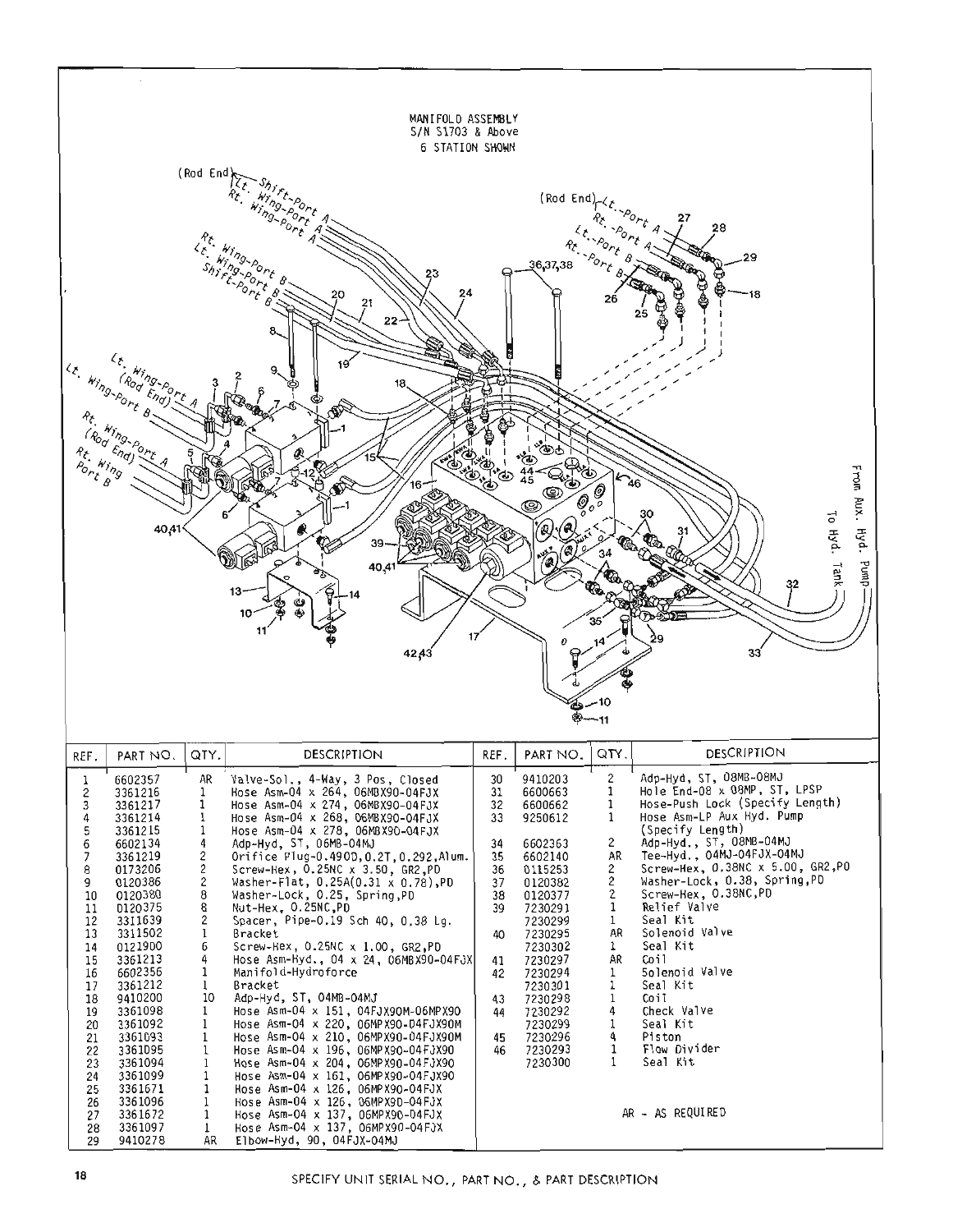MANIFOLD ASSEMBLY
S/N 51703 & Above
6 STATION SHOWN

| REF. | PART NO. | QTY. | DESCRIPTION |
|---|---|---|---|
| 1 | 6602357 | AR | Valve-Sol., 4-Way, 3 Pos, Closed |
| 2 | 3361216 | 1 | Hose Asm-04 x 264, 06MBX90-04FJX |
| 3 | 3361217 | 1 | Hose Asm-04 x 274, 06MBX90-04FJX |
| 4 | 3361214 | 1 | Hose Asm-04 x 268, 06MBX90-04FJX |
| 5 | 3361215 | 1 | Hose Asm-04 x 278, 06MBX90-04FJX |
| 6 | 6602134 | 4 | Adp-Hyd, ST, 06MB-04MJ |
| 7 | 3361219 | 2 | Orifice Plug-0.490D,0.2T,0.292,Alum. |
| 8 | 0173206 | 2 | Screw-Hex, 0.25NC x 3.50, GR2,PD |
| 9 | 0120386 | 2 | Washer-Flat, 0.25A(0.31 x 0.78),PD |
| 10 | 0120380 | 8 | Washer-Lock, 0.25, Spring,PD |
| 11 | 0120375 | 8 | Nut-Hex, 0.25NC,PD |
| 12 | 3311639 | 2 | Spacer, Pipe-0.19 Sch 40, 0.38 Lg. |
| 13 | 3311502 | 1 | Bracket |
| 14 | 0121900 | 6 | Screw-Hex, 0.25NC x 1.00, GR2,PD |
| 15 | 3361213 | 4 | Hose Asm-Hyd., 04 x 24, 06MBX90-04FJX |
| 16 | 6602356 | 1 | Manifold-Hydroforce |
| 17 | 3361212 | 1 | Bracket |
| 18 | 9410200 | 10 | Adp-Hyd, ST, 04MB-04MJ |
| 19 | 3361098 | 1 | Hose Asm-04 x 151, 04FJX90M-06MPX90 |
| 20 | 3361092 | 1 | Hose Asm-04 x 220, 06MPX90-04FJX90M |
| 21 | 3361093 | 1 | Hose Asm-04 x 210, 06MPX90-04FJX90M |
| 22 | 3361095 | 1 | Hose Asm-04 x 196, 06MPX90-04FJX90 |
| 23 | 3361094 | 1 | Hose Asm-04 x 204, 06MPX90-04FJX90 |
| 24 | 3361099 | 1 | Hose Asm-04 x 161, 06MPX90-04FJX90 |
| 25 | 3361671 | 1 | Hose Asm-04 x 126, 06MPX90-04FJX |
| 26 | 3361096 | 1 | Hose Asm-04 x 126, 06MPX90-04FJX |
| 27 | 3361672 | 1 | Hose Asm-04 x 137, 06MPX90-04FJX |
| 28 | 3361097 | 1 | Hose Asm-04 x 137, 06MPX90-04FJX |
| 29 | 9410278 | AR | Elbow-Hyd, 90, 04FJX-04MJ |
| 30 | 9410203 | 2 | Adp-Hyd, ST, 08MB-08MJ |
| 31 | 6600663 | 1 | Hole End-08 x 08MP, ST, LPSP |
| 32 | 6600662 | 1 | Hose-Push Lock (Specify Length) |
| 33 | 9250612 | 1 | Hose Asm-LP Aux Hyd. Pump (Specify Length) |
| 34 | 6602363 | 2 | Adp-Hyd., ST, 08MB-04MJ |
| 35 | 6602140 | AR | Tee-Hyd., 04MJ-04FJX-04MJ |
| 36 | 0115253 | 2 | Screw-Hex, 0.38NC x 5.00, GR2,PD |
| 37 | 0120382 | 2 | Washer-Lock, 0.38, Spring,PD |
| 38 | 0120377 | 2 | Screw-Hex, 0.38NC,PD |
| 39 | 7230291 | 1 | Relief Valve |
| | 7230299 | 1 | Seal Kit |
| 40 | 7230295 | AR | Solenoid Valve |
| | 7230302 | 1 | Seal Kit |
| 41 | 7230297 | AR | Coil |
| 42 | 7230294 | 1 | Solenoid Valve |
| | 7230301 | 1 | Seal Kit |
| 43 | 7230298 | 1 | Coil |
| 44 | 7230292 | 4 | Check Valve |
| | 7230299 | 1 | Seal Kit |
| 45 | 7230296 | 4 | Piston |
| 46 | 7230293 | 1 | Flow Divider |
| | 7230300 | 1 | Seal Kit |

AR - AS REQUIRED

SPECIFY UNIT SERIAL NO., PART NO., & PART DESCRIPTION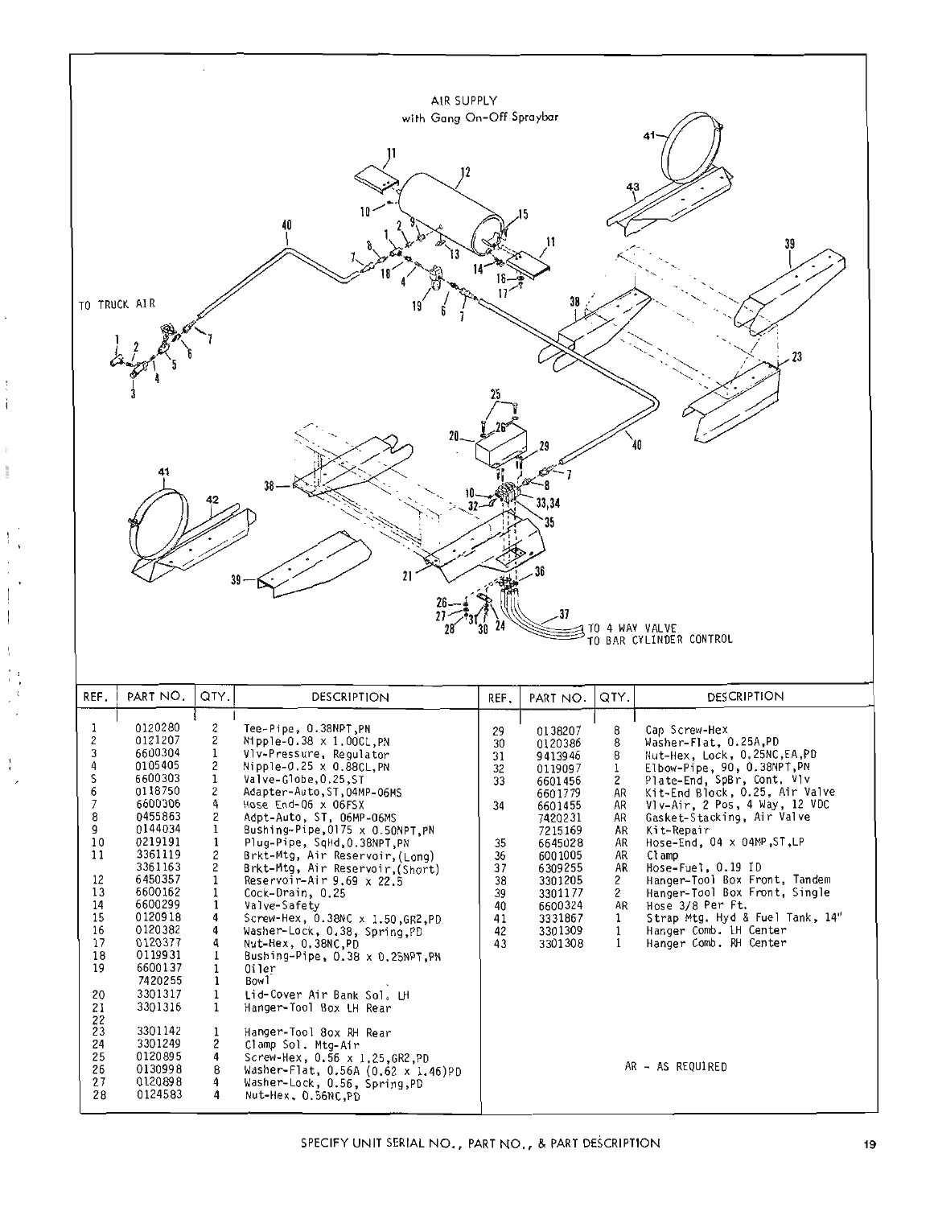## AIR SUPPLY
with Gang On-Off Spraybar

TO TRUCK AIR

TO 4 WAY VALVE
TO BAR CYLINDER CONTROL

| REF. | PART NO. | QTY. | DESCRIPTION | REF. | PART NO. | QTY. | DESCRIPTION |
|---|---|---|---|---|---|---|---|
| 1 | 0120280 | 2 | Tee-Pipe, 0.38NPT,PN | 29 | 0138207 | 8 | Cap Screw-Hex |
| 2 | 0121207 | 2 | Nipple-0.38 x 1.00CL,PN | 30 | 0120386 | 8 | Washer-Flat, 0.25A,PD |
| 3 | 6600304 | 1 | Vlv-Pressure, Regulator | 31 | 9413946 | 8 | Nut-Hex, Lock, 0.25NC,EA,PD |
| 4 | 0105405 | 2 | Nipple-0.25 x 0.88CL,PN | 32 | 0119097 | 1 | Elbow-Pipe, 90, 0.38NPT,PN |
| 5 | 6600303 | 1 | Valve-Globe,0.25,ST | 33 | 6601456 | 2 | Plate-End, SpBr, Cont. Vlv |
| 6 | 0118750 | 2 | Adapter-Auto,ST,04MP-06MS | | 6601779 | AR | Kit-End Block, 0.25, Air Valve |
| 7 | 6600306 | 4 | Hose End-06 x 06FSX | 34 | 6601455 | AR | Vlv-Air, 2 Pos, 4 Way, 12 VDC |
| 8 | 0455863 | 2 | Adpt-Auto, ST, 06MP-06MS | | 7420231 | AR | Gasket-Stacking, Air Valve |
| 9 | 0144034 | 1 | Bushing-Pipe,0175 x 0.50NPT,PN | | 7215169 | AR | Kit-Repair |
| 10 | 0219191 | 1 | Plug-Pipe, SqHd,0.38NPT,PN | 35 | 6645028 | AR | Hose-End, 04 x 04MP,ST,LP |
| 11 | 3361119 | 2 | Brkt-Mtg, Air Reservoir,(Long) | 36 | 6001005 | AR | Clamp |
| | 3361163 | 2 | Brkt-Mtg, Air Reservoir,(Short) | 37 | 6309255 | AR | Hose-Fuel, 0.19 ID |
| 12 | 6450357 | 1 | Reservoir-Air 9.69 x 22.5 | 38 | 3301205 | 2 | Hanger-Tool Box Front, Tandem |
| 13 | 6600162 | 1 | Cock-Drain, 0.25 | 39 | 3301177 | 2 | Hanger-Tool Box Front, Single |
| 14 | 6600299 | 1 | Valve-Safety | 40 | 6600324 | AR | Hose 3/8 Per Ft. |
| 15 | 0120918 | 4 | Screw-Hex, 0.38NC x 1.50,GR2,PD | 41 | 3331867 | 1 | Strap Mtg. Hyd & Fuel Tank, 14" |
| 16 | 0120382 | 4 | Washer-Lock, 0.38, Spring,PD | 42 | 3301309 | 1 | Hanger Comb. LH Center |
| 17 | 0120377 | 4 | Nut-Hex, 0.38NC,PD | 43 | 3301308 | 1 | Hanger Comb. RH Center |
| 18 | 0119931 | 1 | Bushing-Pipe, 0.38 x 0.25NPT,PN | | | | |
| 19 | 6600137 | 1 | Oiler | | | | |
| | 7420255 | 1 | Bowl | | | | |
| 20 | 3301317 | 1 | Lid-Cover Air Bank Sol. LH | | | | |
| 21 | 3301316 | 1 | Hanger-Tool Box LH Rear | | | | |
| 22 | | | | | | | |
| 23 | 3301142 | 1 | Hanger-Tool Box RH Rear | | | | |
| 24 | 3301249 | 2 | Clamp Sol. Mtg-Air | | | | |
| 25 | 0120895 | 4 | Screw-Hex, 0.56 x 1.25,GR2,PD | | | | |
| 26 | 0130998 | 8 | Washer-Flat, 0.56A (0.62 x 1.46)PD | | | | |
| 27 | 0120898 | 4 | Washer-Lock, 0.56, Spring,PD | | | | |
| 28 | 0124583 | 4 | Nut-Hex, 0.56NC,PD | | | | |

AR - AS REQUIRED

SPECIFY UNIT SERIAL NO., PART NO., & PART DESCRIPTION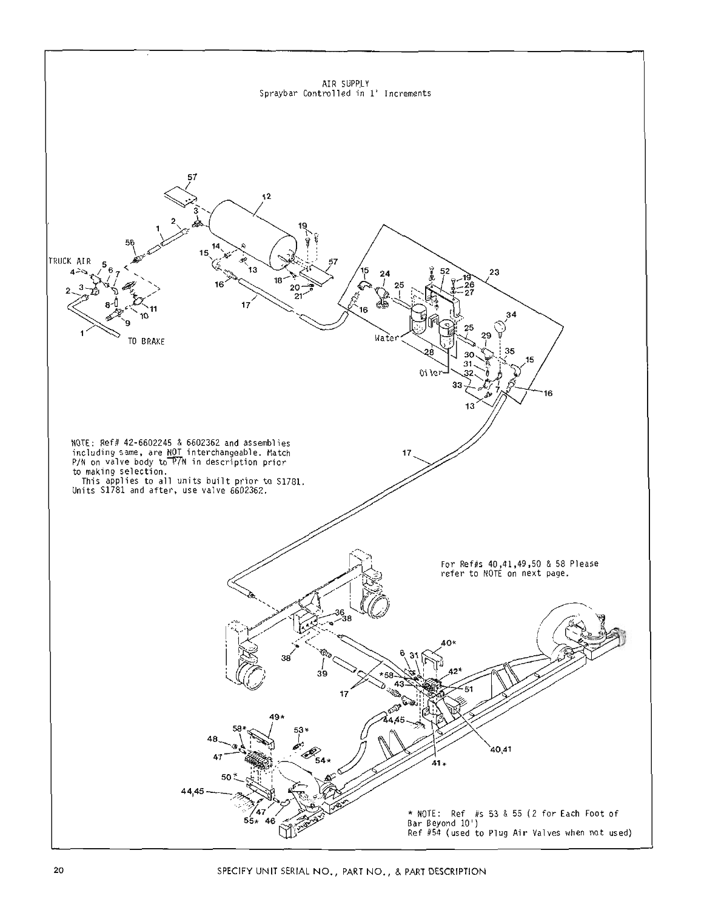# AIR SUPPLY
Spraybar Controlled in 1' Increments

TRUCK AIR

TO BRAKE

Water

Oiler

NOTE: Ref# 42-6602245 & 6602362 and assemblies including same, are NOT interchangeable. Match P/N on valve body to P/N in description prior to making selection.
This applies to all units built prior to S1781. Units S1781 and after, use valve 6602362.

For Ref#s 40,41,49,50 & 58 Please refer to NOTE on next page.

\* NOTE: Ref #s 53 & 55 (2 for Each Foot of Bar Beyond 10')
Ref #54 (used to Plug Air Valves when not used)

SPECIFY UNIT SERIAL NO., PART NO., & PART DESCRIPTION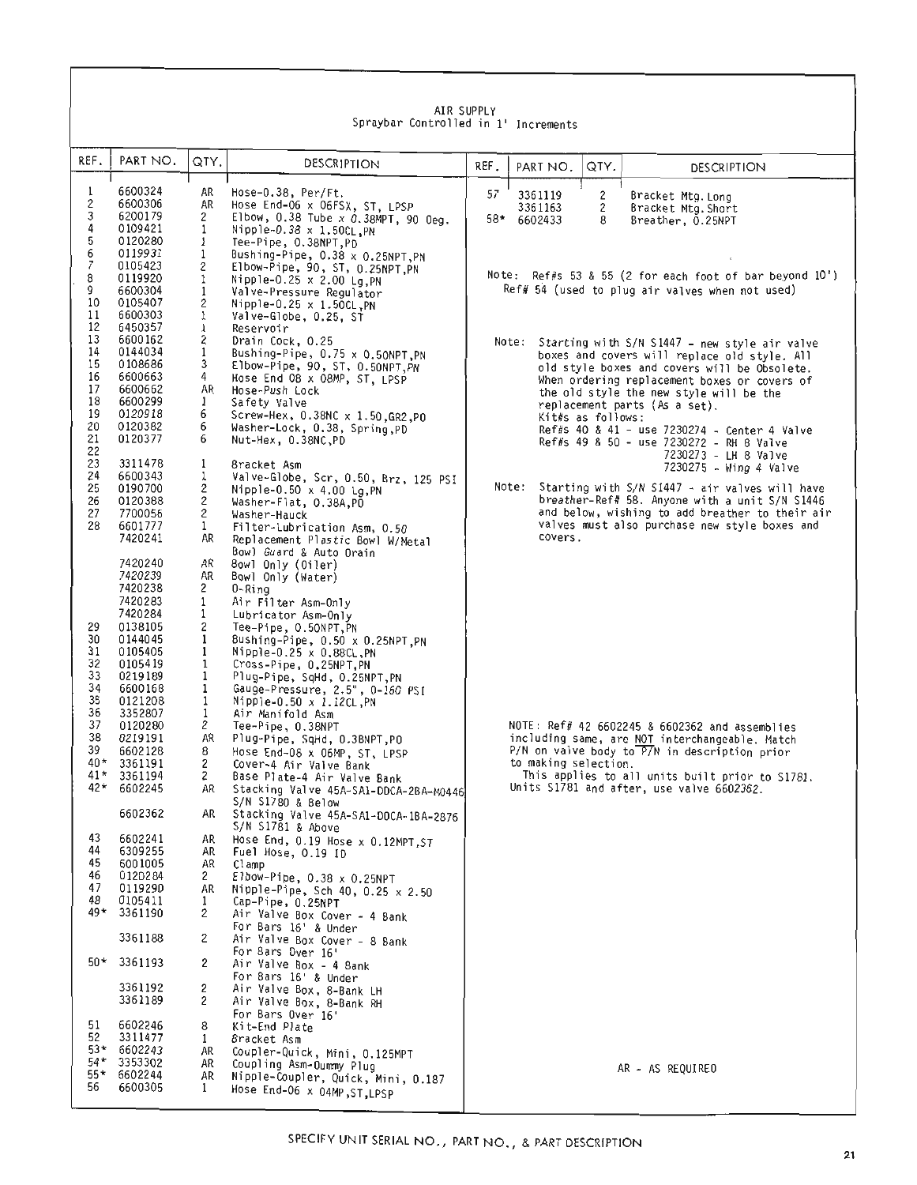# AIR SUPPLY
## Spraybar Controlled in 1' Increments

| REF. | PART NO. | QTY. | DESCRIPTION |
|---|---|---|---|
| 1 | 6600324 | AR | Hose-0.38, Per/Ft. |
| 2 | 6600306 | AR | Hose End-06 x 06FSX, ST, LPSP |
| 3 | 6200179 | 2 | Elbow, 0.38 Tube x 0.38MPT, 90 Deg. |
| 4 | 0109421 | 1 | Nipple-0.38 x 1.50CL,PN |
| 5 | 0120280 | 1 | Tee-Pipe, 0.38NPT,PD |
| 6 | 0119931 | 1 | Bushing-Pipe, 0.38 x 0.25NPT,PN |
| 7 | 0105423 | 2 | Elbow-Pipe, 90, ST, 0.25NPT,PN |
| 8 | 0119920 | 1 | Nipple-0.25 x 2.00 Lg,PN |
| 9 | 6600304 | 1 | Valve-Pressure Regulator |
| 10 | 0105407 | 2 | Nipple-0.25 x 1.50CL,PN |
| 11 | 6600303 | 1 | Valve-Globe, 0.25, ST |
| 12 | 6450357 | 1 | Reservoir |
| 13 | 6600162 | 2 | Drain Cock, 0.25 |
| 14 | 0144034 | 1 | Bushing-Pipe, 0.75 x 0.50NPT,PN |
| 15 | 0108686 | 3 | Elbow-Pipe, 90, ST, 0.50NPT,PN |
| 16 | 6600663 | 4 | Hose End 08 x 08MP, ST, LPSP |
| 17 | 6600662 | AR | Hose-Push Lock |
| 18 | 6600299 | 1 | Safety Valve |
| 19 | 0120918 | 6 | Screw-Hex, 0.38NC x 1.50,GR2,PD |
| 20 | 0120382 | 6 | Washer-Lock, 0.38, Spring,PD |
| 21 | 0120377 | 6 | Nut-Hex, 0.38NC,PD |
| 22 | | | |
| 23 | 3311478 | 1 | Bracket Asm |
| 24 | 6600343 | 1 | Valve-Globe, Scr, 0.50, Brz, 125 PSI |
| 25 | 0190700 | 2 | Nipple-0.50 x 4.00 Lg,PN |
| 26 | 0120388 | 2 | Washer-Flat, 0.38A,PD |
| 27 | 7700056 | 2 | Washer-Hauck |
| 28 | 6601777 | 1 | Filter-Lubrication Asm, 0.50 |
| | 7420241 | AR | Replacement Plastic Bowl W/Metal Bowl Guard & Auto Drain |
| | 7420240 | AR | Bowl Only (Oiler) |
| | 7420239 | AR | Bowl Only (Water) |
| | 7420238 | 2 | O-Ring |
| | 7420283 | 1 | Air Filter Asm-Only |
| | 7420284 | 1 | Lubricator Asm-Only |
| 29 | 0138105 | 2 | Tee-Pipe, 0.50NPT,PN |
| 30 | 0144045 | 1 | Bushing-Pipe, 0.50 x 0.25NPT,PN |
| 31 | 0105405 | 1 | Nipple-0.25 x 0.88CL,PN |
| 32 | 0105419 | 1 | Cross-Pipe, 0.25NPT,PN |
| 33 | 0219189 | 1 | Plug-Pipe, SqHd, 0.25NPT,PN |
| 34 | 6600168 | 1 | Gauge-Pressure, 2.5", 0-160 PSI |
| 35 | 0121208 | 1 | Nipple-0.50 x 1.12CL,PN |
| 36 | 3352807 | 1 | Air Manifold Asm |
| 37 | 0120280 | 2 | Tee-Pipe, 0.38NPT |
| 38 | 0219191 | AR | Plug-Pipe, SqHd, 0.38NPT,PD |
| 39 | 6602128 | 8 | Hose End-08 x 06MP, ST, LPSP |
| 40* | 3361191 | 2 | Cover-4 Air Valve Bank |
| 41* | 3361194 | 2 | Base Plate-4 Air Valve Bank |
| 42* | 6602245 | AR | Stacking Valve 45A-SA1-DDCA-2BA-M0446 S/N S1780 & Below |
| | 6602362 | AR | Stacking Valve 45A-SA1-DDCA-1BA-2876 S/N S1781 & Above |
| 43 | 6602241 | AR | Hose End, 0.19 Hose x 0.12MPT,ST |
| 44 | 6309255 | AR | Fuel Hose, 0.19 ID |
| 45 | 6001005 | AR | Clamp |
| 46 | 0120284 | 2 | Elbow-Pipe, 0.38 x 0.25NPT |
| 47 | 0119290 | AR | Nipple-Pipe, Sch 40, 0.25 x 2.50 |
| 48 | 0105411 | 1 | Cap-Pipe, 0.25NPT |
| 49* | 3361190 | 2 | Air Valve Box Cover - 4 Bank For Bars 16' & Under |
| | 3361188 | 2 | Air Valve Box Cover - 8 Bank For Bars Over 16' |
| 50* | 3361193 | 2 | Air Valve Box - 4 Bank For Bars 16' & Under |
| | 3361192 | 2 | Air Valve Box, 8-Bank LH |
| | 3361189 | 2 | Air Valve Box, 8-Bank RH For Bars Over 16' |
| 51 | 6602246 | 8 | Kit-End Plate |
| 52 | 3311477 | 1 | Bracket Asm |
| 53* | 6602243 | AR | Coupler-Quick, Mini, 0.125MPT |
| 54* | 3353302 | AR | Coupling Asm-Dummy Plug |
| 55* | 6602244 | AR | Nipple-Coupler, Quick, Mini, 0.187 |
| 56 | 6600305 | 1 | Hose End-06 x 04MP,ST,LPSP |
| 57 | 3361119 | 2 | Bracket Mtg.Long |
| | 3361163 | 2 | Bracket Mtg.Short |
| 58* | 6602433 | 8 | Breather, 0.25NPT |

Note: Ref#s 53 & 55 (2 for each foot of bar beyond 10')
Ref# 54 (used to plug air valves when not used)

Note: Starting with S/N S1447 - new style air valve boxes and covers will replace old style. All old style boxes and covers will be Obsolete. When ordering replacement boxes or covers of the old style the new style will be the replacement parts (As a set).
Kit#s as follows:
Ref#s 40 & 41 - use 7230274 - Center 4 Valve
Ref#s 49 & 50 - use 7230272 - RH 8 Valve
7230273 - LH 8 Valve
7230275 - Wing 4 Valve

Note: Starting with S/N S1447 - air valves will have breather-Ref# 58. Anyone with a unit S/N S1446 and below, wishing to add breather to their air valves must also purchase new style boxes and covers.

NOTE: Ref# 42 6602245 & 6602362 and assemblies including same, are NOT interchangeable. Match P/N on valve body to P/N in description prior to making selection.
This applies to all units built prior to S1781. Units S1781 and after, use valve 6602362.

AR - AS REQUIRED

SPECIFY UNIT SERIAL NO., PART NO., & PART DESCRIPTION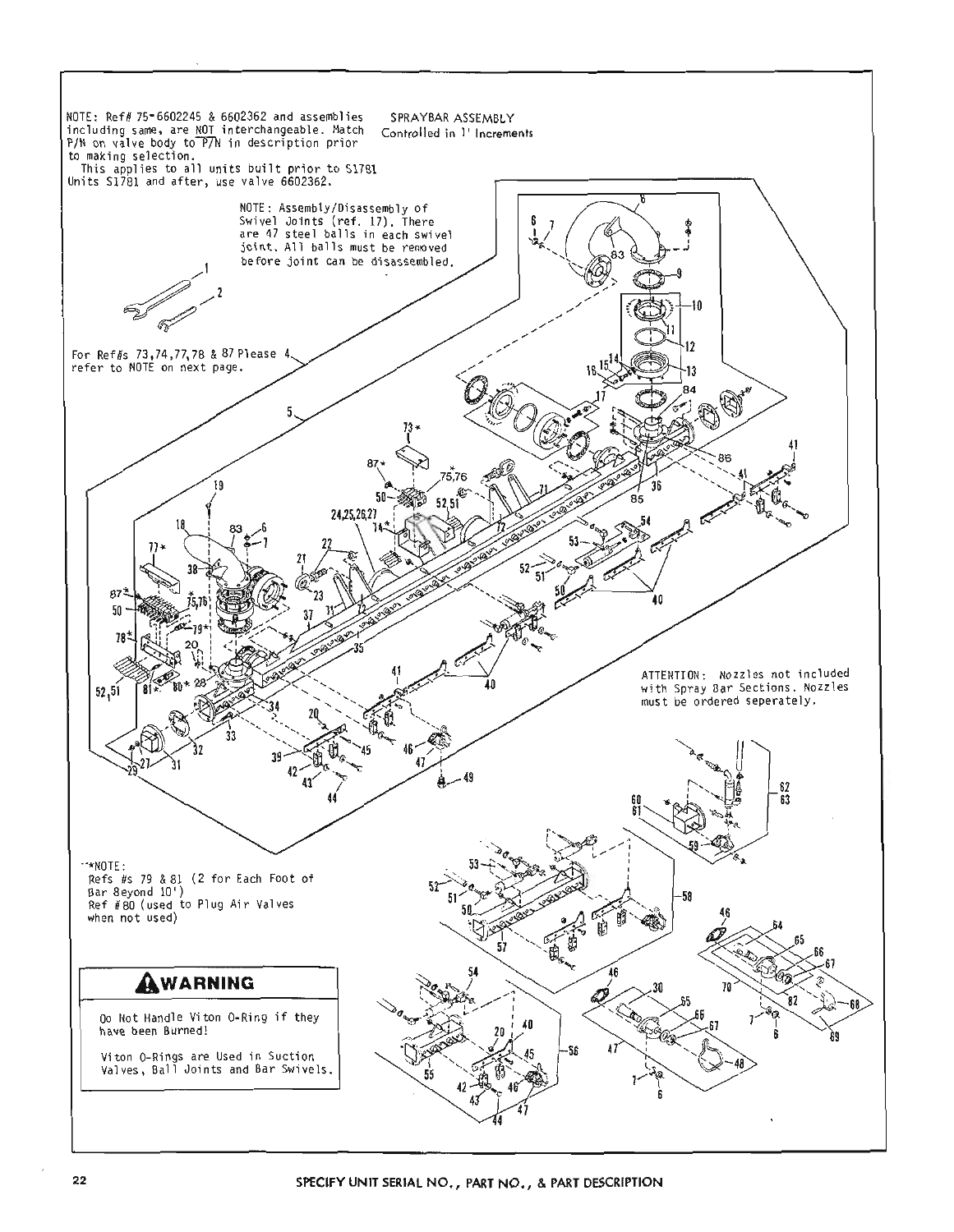NOTE: Ref# 75-6602245 & 6602362 and assemblies including same, are NOT interchangeable. Match P/N on valve body to P/N in description prior to making selection.
This applies to all units built prior to S1781
Units S1781 and after, use valve 6602362.

## SPRAYBAR ASSEMBLY

Controlled in 1' Increments

NOTE: Assembly/Disassembly of Swivel Joints (ref. 17). There are 47 steel balls in each swivel joint. All balls must be removed before joint can be disassembled.

For Ref#s 73,74,77,78 & 87 Please refer to NOTE on next page.

ATTENTION: Nozzles not included with Spray Bar Sections. Nozzles must be ordered seperately.

*NOTE:
Refs #s 79 & 81 (2 for Each Foot of Bar Beyond 10')
Ref #80 (used to Plug Air Valves when not used)

## ⚠WARNING

Do Not Handle Viton O-Ring if they have been Burned!

Viton O-Rings are Used in Suction Valves, Ball Joints and Bar Swivels.

SPECIFY UNIT SERIAL NO., PART NO., & PART DESCRIPTION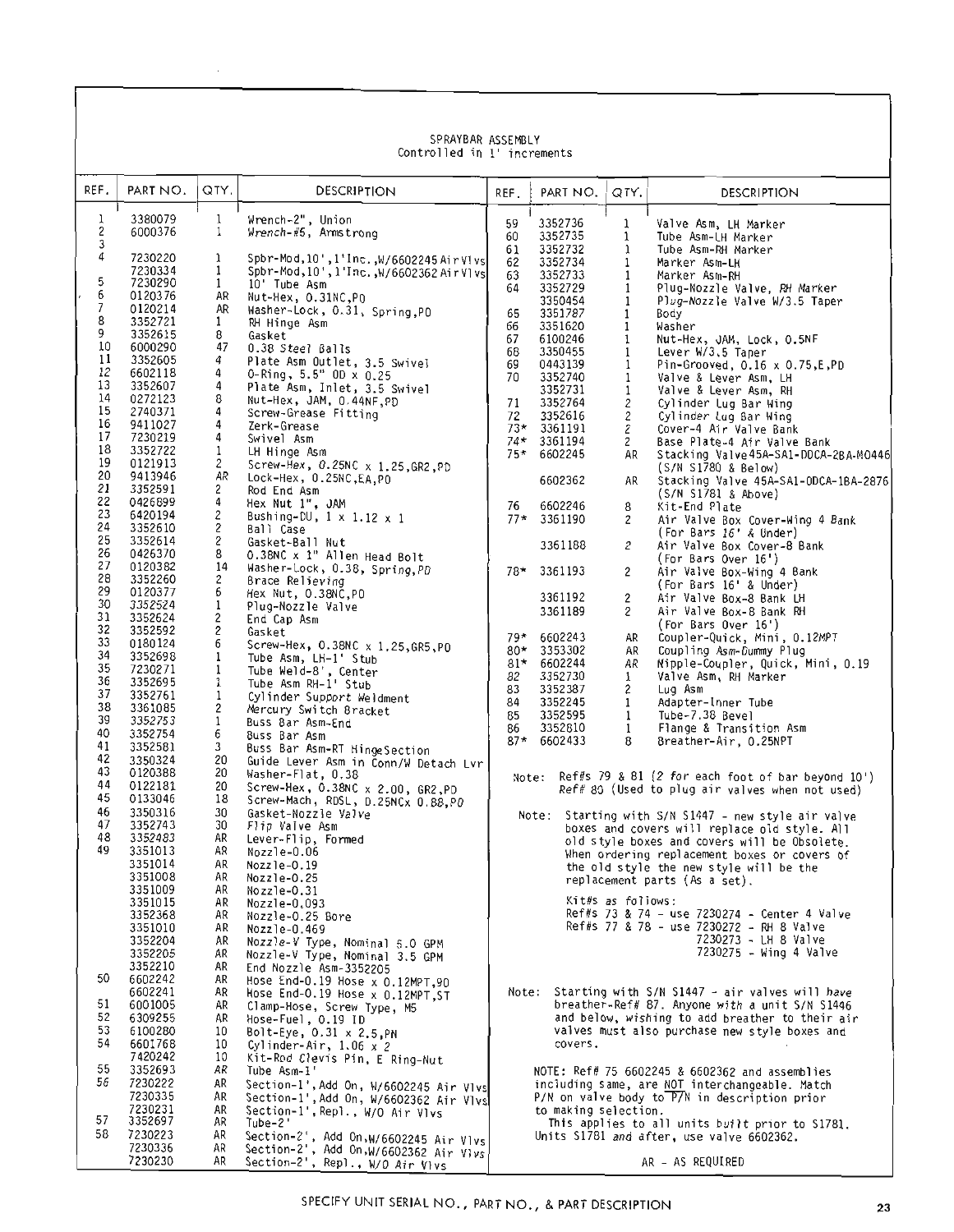## SPRAYBAR ASSEMBLY

Controlled in 1' increments

| REF. | PART NO. | QTY. | DESCRIPTION |
|---|---|---|---|
| 1 | 3380079 | 1 | Wrench-2", Union |
| 2 | 6000376 | 1 | Wrench-#5, Armstrong |
| 3 | | | |
| 4 | 7230220 | 1 | Spbr-Mod,10',1'Inc.,W/6602245 Air Vlvs |
| | 7230334 | 1 | Spbr-Mod,10',1'Inc.,W/6602362 Air Vlvs |
| 5 | 7230290 | 1 | 10' Tube Asm |
| 6 | 0120376 | AR | Nut-Hex, 0.31NC,PO |
| 7 | 0120214 | AR | Washer-Lock, 0.31, Spring,PO |
| 8 | 3352721 | 1 | RH Hinge Asm |
| 9 | 3352615 | 8 | Gasket |
| 10 | 6000290 | 47 | 0.38 Steel Balls |
| 11 | 3352605 | 4 | Plate Asm Outlet, 3.5 Swivel |
| 12 | 6602118 | 4 | O-Ring, 5.5" OD x 0.25 |
| 13 | 3352607 | 4 | Plate Asm, Inlet, 3.5 Swivel |
| 14 | 0272123 | 8 | Nut-Hex, JAM, 0.44NF,PD |
| 15 | 2740371 | 4 | Screw-Grease Fitting |
| 16 | 9411027 | 4 | Zerk-Grease |
| 17 | 7230219 | 4 | Swivel Asm |
| 18 | 3352722 | 1 | LH Hinge Asm |
| 19 | 0121913 | 2 | Screw-Hex, 0.25NC x 1.25,GR2,PD |
| 20 | 9413946 | AR | Lock-Hex, 0.25NC,EA,PO |
| 21 | 3352591 | 2 | Rod End Asm |
| 22 | 0426899 | 4 | Hex Nut 1", JAM |
| 23 | 6420194 | 2 | Bushing-DU, 1 x 1.12 x 1 |
| 24 | 3352610 | 2 | Ball Case |
| 25 | 3352614 | 2 | Gasket-Ball Nut |
| 26 | 0426370 | 8 | 0.38NC x 1" Allen Head Bolt |
| 27 | 0120382 | 14 | Washer-Lock, 0.38, Spring,PD |
| 28 | 3352260 | 2 | Brace Relieving |
| 29 | 0120377 | 6 | Hex Nut, 0.38NC,PO |
| 30 | 3352524 | 1 | Plug-Nozzle Valve |
| 31 | 3352624 | 2 | End Cap Asm |
| 32 | 3352592 | 2 | Gasket |
| 33 | 0180124 | 6 | Screw-Hex, 0.38NC x 1.25,GR5,PO |
| 34 | 3352698 | 1 | Tube Asm, LH-1' Stub |
| 35 | 7230271 | 1 | Tube Weld-8', Center |
| 36 | 3352695 | 1 | Tube Asm RH-1' Stub |
| 37 | 3352761 | 1 | Cylinder Support Weldment |
| 38 | 3361085 | 2 | Mercury Switch Bracket |
| 39 | 3352753 | 1 | Buss Bar Asm-End |
| 40 | 3352754 | 6 | Buss Bar Asm |
| 41 | 3352581 | 3 | Buss Bar Asm-RT HingeSection |
| 42 | 3350324 | 20 | Guide Lever Asm in Conn/W Detach Lvr |
| 43 | 0120388 | 20 | Washer-Flat, 0.38 |
| 44 | 0122181 | 20 | Screw-Hex, 0.38NC x 2.00, GR2,PD |
| 45 | 0133046 | 18 | Screw-Mach, RDSL, 0.25NCx 0.88,PO |
| 46 | 3350316 | 30 | Gasket-Nozzle Valve |
| 47 | 3352743 | 30 | Flip Valve Asm |
| 48 | 3352483 | AR | Lever-Flip, Formed |
| 49 | 3351013 | AR | Nozzle-0.06 |
| | 3351014 | AR | Nozzle-0.19 |
| | 3351008 | AR | Nozzle-0.25 |
| | 3351009 | AR | Nozzle-0.31 |
| | 3351015 | AR | Nozzle-0.093 |
| | 3352368 | AR | Nozzle-0.25 Bore |
| | 3351010 | AR | Nozzle-0.469 |
| | 3352204 | AR | Nozzle-V Type, Nominal 5.0 GPM |
| | 3352205 | AR | Nozzle-V Type, Nominal 3.5 GPM |
| | 3352210 | AR | End Nozzle Asm-3352205 |
| 50 | 6602242 | AR | Hose End-0.19 Hose x 0.12MPT,90 |
| | 6602241 | AR | Hose End-0.19 Hose x 0.12MPT,ST |
| 51 | 6001005 | AR | Clamp-Hose, Screw Type, M5 |
| 52 | 6309255 | AR | Hose-Fuel, 0.19 ID |
| 53 | 6100280 | 10 | Bolt-Eye, 0.31 x 2.5,PN |
| 54 | 6601768 | 10 | Cylinder-Air, 1.06 x 2 |
| | 7420242 | 10 | Kit-Rod Clevis Pin, E Ring-Nut |
| 55 | 3352693 | AR | Tube Asm-1' |
| 56 | 7230222 | AR | Section-1',Add On, W/6602245 Air Vlvs |
| | 7230335 | AR | Section-1',Add On, W/6602362 Air Vlvs |
| | 7230231 | AR | Section-1',Repl., W/O Air Vlvs |
| 57 | 3352697 | AR | Tube-2' |
| 58 | 7230223 | AR | Section-2', Add On,W/6602245 Air Vlvs |
| | 7230336 | AR | Section-2', Add On,W/6602362 Air Vlvs |
| | 7230230 | AR | Section-2', Repl., W/O Air Vlvs |
| 59 | 3352736 | 1 | Valve Asm, LH Marker |
| 60 | 3352735 | 1 | Tube Asm-LH Marker |
| 61 | 3352732 | 1 | Tube Asm-RH Marker |
| 62 | 3352734 | 1 | Marker Asm-LH |
| 63 | 3352733 | 1 | Marker Asm-RH |
| 64 | 3352729 | 1 | Plug-Nozzle Valve, RH Marker |
| | 3350454 | 1 | Plug-Nozzle Valve W/3.5 Taper |
| 65 | 3351787 | 1 | Body |
| 66 | 3351620 | 1 | Washer |
| 67 | 6100246 | 1 | Nut-Hex, JAM, Lock, 0.5NF |
| 68 | 3350455 | 1 | Lever W/3.5 Taper |
| 69 | 0443139 | 1 | Pin-Grooved, 0.16 x 0.75,E,PD |
| 70 | 3352740 | 1 | Valve & Lever Asm, LH |
| | 3352731 | 1 | Valve & Lever Asm, RH |
| 71 | 3352764 | 2 | Cylinder Lug Bar Wing |
| 72 | 3352616 | 2 | Cylinder Lug Bar Wing |
| 73* | 3361191 | 2 | Cover-4 Air Valve Bank |
| 74* | 3361194 | 2 | Base Plate-4 Air Valve Bank |
| 75* | 6602245 | AR | Stacking Valve 45A-SA1-DDCA-2BA-M0446 (S/N S1780 & Below) |
| | 6602362 | AR | Stacking Valve 45A-SA1-ODCA-1BA-2876 (S/N S1781 & Above) |
| 76 | 6602246 | 8 | Kit-End Plate |
| 77* | 3361190 | 2 | Air Valve Box Cover-Wing 4 Bank (For Bars 16' & Under) |
| | 3361188 | 2 | Air Valve Box Cover-8 Bank (For Bars Over 16') |
| 78* | 3361193 | 2 | Air Valve Box-Wing 4 Bank (For Bars 16' & Under) |
| | 3361192 | 2 | Air Valve Box-8 Bank LH |
| | 3361189 | 2 | Air Valve Box-8 Bank RH (For Bars Over 16') |
| 79* | 6602243 | AR | Coupler-Quick, Mini, 0.12MPT |
| 80* | 3353302 | AR | Coupling Asm-Dummy Plug |
| 81* | 6602244 | AR | Nipple-Coupler, Quick, Mini, 0.19 |
| 82 | 3352730 | 1 | Valve Asm, RH Marker |
| 83 | 3352387 | 2 | Lug Asm |
| 84 | 3352245 | 1 | Adapter-Inner Tube |
| 85 | 3352595 | 1 | Tube-7.38 Bevel |
| 86 | 3352810 | 1 | Flange & Transition Asm |
| 87* | 6602433 | 8 | Breather-Air, 0.25NPT |

Note: Ref#s 79 & 81 (2 for each foot of bar beyond 10')
Ref# 80 (Used to plug air valves when not used)

Note: Starting with S/N S1447 - new style air valve boxes and covers will replace old style. All old style boxes and covers will be Obsolete. When ordering replacement boxes or covers of the old style the new style will be the replacement parts (As a set).

Kit#s as follows:
Ref#s 73 & 74 - use 7230274 - Center 4 Valve
Ref#s 77 & 78 - use 7230272 - RH 8 Valve
7230273 - LH 8 Valve
7230275 - Wing 4 Valve

Note: Starting with S/N S1447 - air valves will have breather-Ref# 87. Anyone with a unit S/N S1446 and below, wishing to add breather to their air valves must also purchase new style boxes and covers.

NOTE: Ref# 75 6602245 & 6602362 and assemblies including same, are NOT interchangeable. Match P/N on valve body to P/N in description prior to making selection.
This applies to all units built prior to S1781. Units S1781 and after, use valve 6602362.

AR - AS REQUIRED

SPECIFY UNIT SERIAL NO., PART NO., & PART DESCRIPTION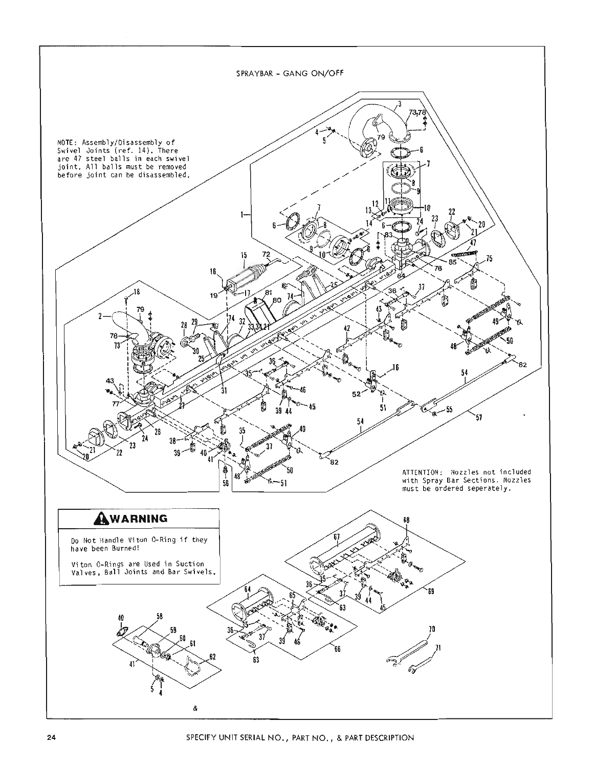# SPRAYBAR - GANG ON/OFF

NOTE: Assembly/Disassembly of Swivel Joints (ref. 14). There are 47 steel balls in each swivel joint. All balls must be removed before joint can be disassembled.

ATTENTION: Nozzles not included with Spray Bar Sections. Nozzles must be ordered seperately.

**⚠WARNING**

Do Not Handle Viton O-Ring if they have been Burned!

Viton O-Rings are Used in Suction Valves, Ball Joints and Bar Swivels.

SPECIFY UNIT SERIAL NO., PART NO., & PART DESCRIPTION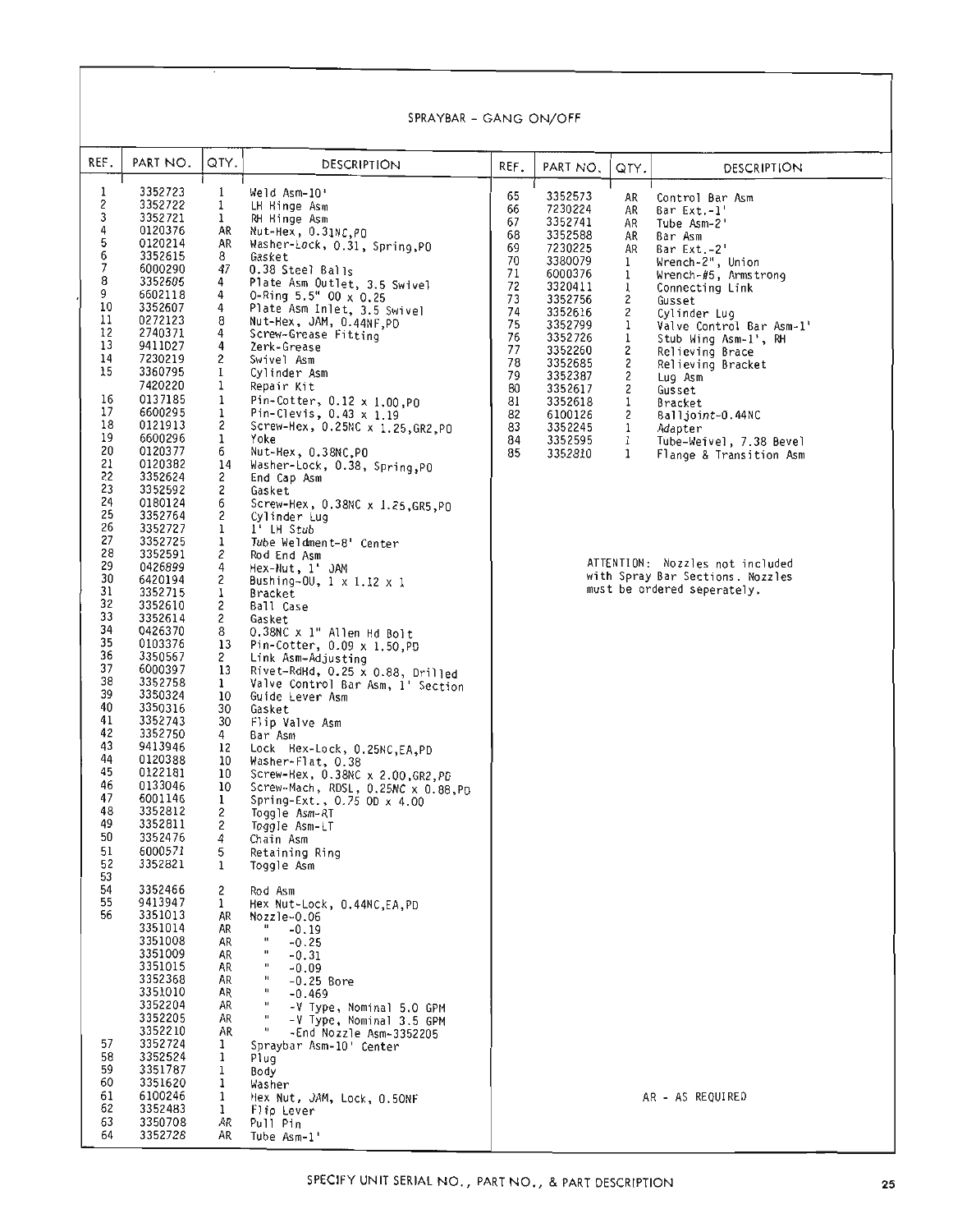## SPRAYBAR - GANG ON/OFF

| REF. | PART NO. | QTY. | DESCRIPTION |
|---|---|---|---|
| 1 | 3352723 | 1 | Weld Asm-10' |
| 2 | 3352722 | 1 | LH Hinge Asm |
| 3 | 3352721 | 1 | RH Hinge Asm |
| 4 | 0120376 | AR | Nut-Hex, 0.31NC,PD |
| 5 | 0120214 | AR | Washer-Lock, 0.31, Spring,PD |
| 6 | 3352615 | 8 | Gasket |
| 7 | 6000290 | 47 | 0.38 Steel Balls |
| 8 | 3352605 | 4 | Plate Asm Outlet, 3.5 Swivel |
| 9 | 6602118 | 4 | O-Ring 5.5" OD x 0.25 |
| 10 | 3352607 | 4 | Plate Asm Inlet, 3.5 Swivel |
| 11 | 0272123 | 8 | Nut-Hex, JAM, 0.44NF,PD |
| 12 | 2740371 | 4 | Screw-Grease Fitting |
| 13 | 9411027 | 4 | Zerk-Grease |
| 14 | 7230219 | 2 | Swivel Asm |
| 15 | 3360795 | 1 | Cylinder Asm |
| | 7420220 | 1 | Repair Kit |
| 16 | 0137185 | 1 | Pin-Cotter, 0.12 x 1.00,PD |
| 17 | 6600295 | 1 | Pin-Clevis, 0.43 x 1.19 |
| 18 | 0121913 | 2 | Screw-Hex, 0.25NC x 1.25,GR2,PD |
| 19 | 6600296 | 1 | Yoke |
| 20 | 0120377 | 6 | Nut-Hex, 0.38NC,PD |
| 21 | 0120382 | 14 | Washer-Lock, 0.38, Spring,PD |
| 22 | 3352624 | 2 | End Cap Asm |
| 23 | 3352592 | 2 | Gasket |
| 24 | 0180124 | 6 | Screw-Hex, 0.38NC x 1.25,GR5,PD |
| 25 | 3352764 | 2 | Cylinder Lug |
| 26 | 3352727 | 1 | 1' LH Stub |
| 27 | 3352725 | 1 | Tube Weldment-8' Center |
| 28 | 3352591 | 2 | Rod End Asm |
| 29 | 0426899 | 4 | Hex-Nut, 1' JAM |
| 30 | 6420194 | 2 | Bushing-OU, 1 x 1.12 x 1 |
| 31 | 3352715 | 1 | Bracket |
| 32 | 3352610 | 2 | Ball Case |
| 33 | 3352614 | 2 | Gasket |
| 34 | 0426370 | 8 | 0.38NC x 1" Allen Hd Bolt |
| 35 | 0103376 | 13 | Pin-Cotter, 0.09 x 1.50,PD |
| 36 | 3350567 | 2 | Link Asm-Adjusting |
| 37 | 6000397 | 13 | Rivet-RdHd, 0.25 x 0.88, Drilled |
| 38 | 3352758 | 1 | Valve Control Bar Asm, 1' Section |
| 39 | 3350324 | 10 | Guide Lever Asm |
| 40 | 3350316 | 30 | Gasket |
| 41 | 3352743 | 30 | Flip Valve Asm |
| 42 | 3352750 | 4 | Bar Asm |
| 43 | 9413946 | 12 | Lock Hex-Lock, 0.25NC,EA,PD |
| 44 | 0120388 | 10 | Washer-Flat, 0.38 |
| 45 | 0122181 | 10 | Screw-Hex, 0.38NC x 2.00,GR2,PD |
| 46 | 0133046 | 10 | Screw-Mach, RDSL, 0.25NC x 0.88,PD |
| 47 | 6001146 | 1 | Spring-Ext., 0.75 OD x 4.00 |
| 48 | 3352812 | 2 | Toggle Asm-RT |
| 49 | 3352811 | 2 | Toggle Asm-LT |
| 50 | 3352476 | 4 | Chain Asm |
| 51 | 6000571 | 5 | Retaining Ring |
| 52 | 3352821 | 1 | Toggle Asm |
| 53 | | | |
| 54 | 3352466 | 2 | Rod Asm |
| 55 | 9413947 | 1 | Hex Nut-Lock, 0.44NC,EA,PD |
| 56 | 3351013 | AR | Nozzle-0.06 |
| | 3351014 | AR | " -0.19 |
| | 3351008 | AR | " -0.25 |
| | 3351009 | AR | " -0.31 |
| | 3351015 | AR | " -0.09 |
| | 3352368 | AR | " -0.25 Bore |
| | 3351010 | AR | " -0.469 |
| | 3352204 | AR | " -V Type, Nominal 5.0 GPM |
| | 3352205 | AR | " -V Type, Nominal 3.5 GPM |
| | 3352210 | AR | " -End Nozzle Asm-3352205 |
| 57 | 3352724 | 1 | Spraybar Asm-10' Center |
| 58 | 3352524 | 1 | Plug |
| 59 | 3351787 | 1 | Body |
| 60 | 3351620 | 1 | Washer |
| 61 | 6100246 | 1 | Hex Nut, JAM, Lock, 0.50NF |
| 62 | 3352483 | 1 | Flip Lever |
| 63 | 3350708 | AR | Pull Pin |
| 64 | 3352728 | AR | Tube Asm-1' |
| 65 | 3352573 | AR | Control Bar Asm |
| 66 | 7230224 | AR | Bar Ext.-1' |
| 67 | 3352741 | AR | Tube Asm-2' |
| 68 | 3352588 | AR | Bar Asm |
| 69 | 7230225 | AR | Bar Ext.-2' |
| 70 | 3380079 | 1 | Wrench-2", Union |
| 71 | 6000376 | 1 | Wrench-#5, Armstrong |
| 72 | 3320411 | 1 | Connecting Link |
| 73 | 3352756 | 2 | Gusset |
| 74 | 3352616 | 2 | Cylinder Lug |
| 75 | 3352799 | 1 | Valve Control Bar Asm-1' |
| 76 | 3352726 | 1 | Stub Wing Asm-1', RH |
| 77 | 3352260 | 2 | Relieving Brace |
| 78 | 3352685 | 2 | Relieving Bracket |
| 79 | 3352387 | 2 | Lug Asm |
| 80 | 3352617 | 2 | Gusset |
| 81 | 3352618 | 1 | Bracket |
| 82 | 6100126 | 2 | Balljoint-0.44NC |
| 83 | 3352245 | 1 | Adapter |
| 84 | 3352595 | 1 | Tube-Weivel, 7.38 Bevel |
| 85 | 3352810 | 1 | Flange & Transition Asm |

ATTENTION: Nozzles not included with Spray Bar Sections. Nozzles must be ordered seperately.

AR - AS REQUIRED

SPECIFY UNIT SERIAL NO., PART NO., & PART DESCRIPTION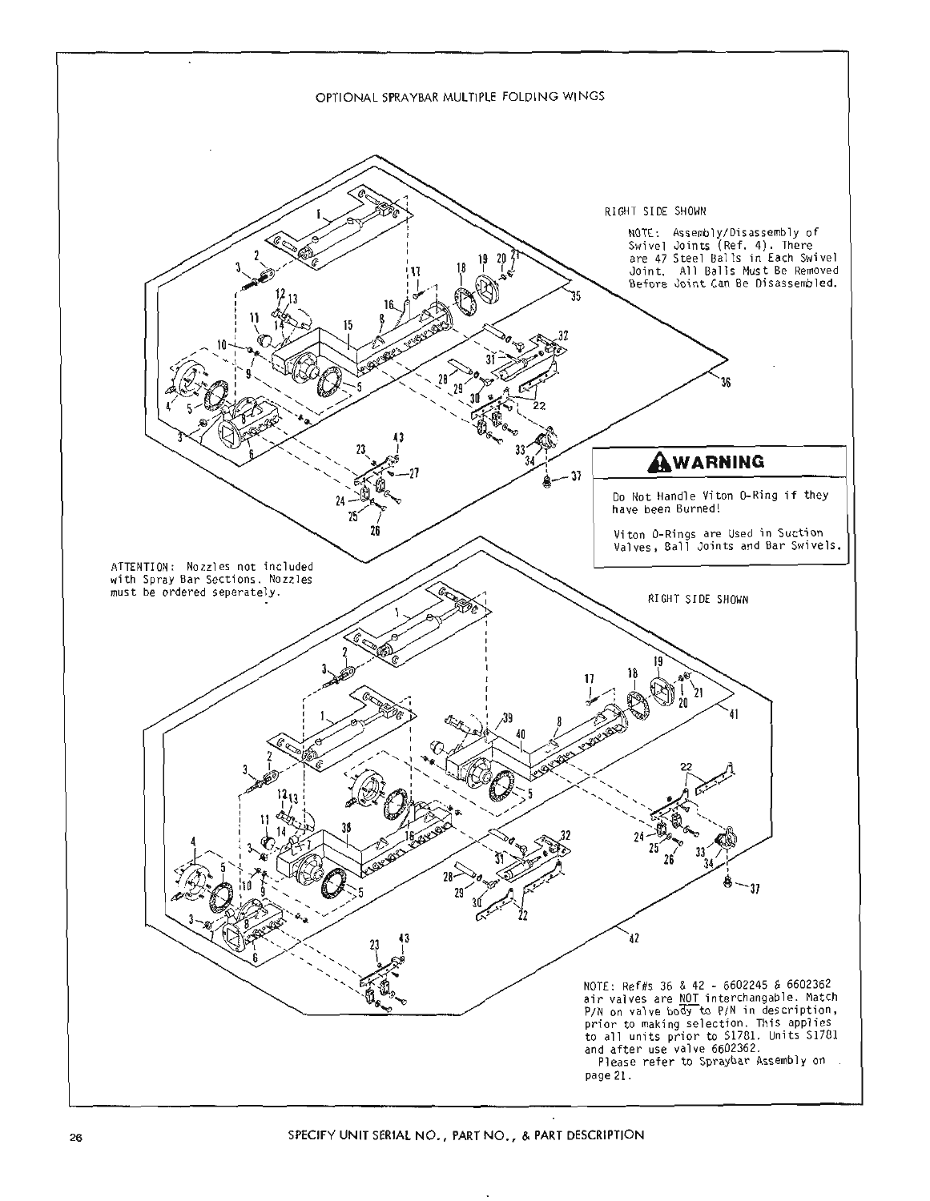# OPTIONAL SPRAYBAR MULTIPLE FOLDING WINGS

RIGHT SIDE SHOWN

NOTE: Assembly/Disassembly of Swivel Joints (Ref. 4). There are 47 Steel Balls in Each Swivel Joint. All Balls Must Be Removed Before Joint Can Be Disassembled.

## ⚠WARNING

Do Not Handle Viton O-Ring if they have been Burned!

Viton O-Rings are Used in Suction Valves, Ball Joints and Bar Swivels.

ATTENTION: Nozzles not included with Spray Bar Sections. Nozzles must be ordered seperately.

RIGHT SIDE SHOWN

NOTE: Ref#s 36 & 42 - 6602245 & 6602362 air valves are NOT interchangable. Match P/N on valve body to P/N in description, prior to making selection. This applies to all units prior to S1781. Units S1781 and after use valve 6602362.

Please refer to Spraybar Assembly on page 21.

SPECIFY UNIT SERIAL NO., PART NO., & PART DESCRIPTION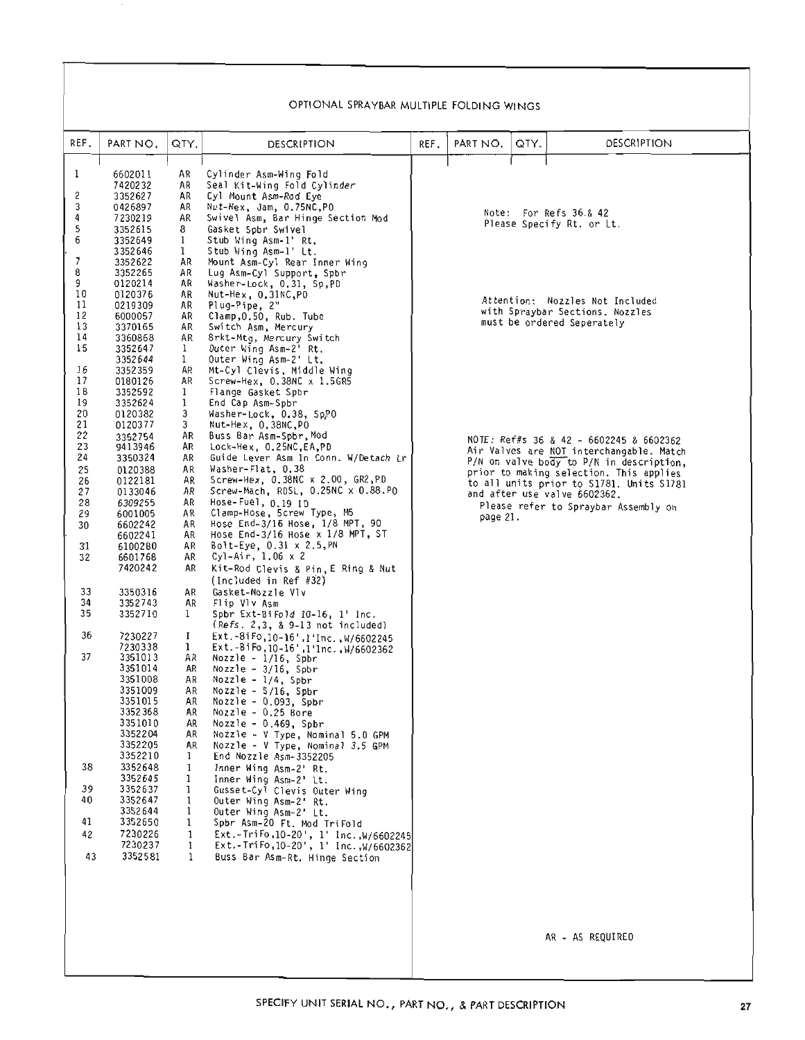# OPTIONAL SPRAYBAR MULTIPLE FOLDING WINGS

| REF. | PART NO. | QTY. | DESCRIPTION |
|---|---|---|---|
| 1 | 6602011 | AR | Cylinder Asm-Wing Fold |
| | 7420232 | AR | Seal Kit-Wing Fold Cylinder |
| 2 | 3352627 | AR | Cyl Mount Asm-Rod Eye |
| 3 | 0426897 | AR | Nut-Hex, Jam, 0.75NC,PO |
| 4 | 7230219 | AR | Swivel Asm, Bar Hinge Section Mod |
| 5 | 3352615 | 8 | Gasket Spbr Swivel |
| 6 | 3352649 | 1 | Stub Wing Asm-1' Rt. |
| | 3352646 | 1 | Stub Wing Asm-1' Lt. |
| 7 | 3352622 | AR | Mount Asm-Cyl Rear Inner Wing |
| 8 | 3352265 | AR | Lug Asm-Cyl Support, Spbr |
| 9 | 0120214 | AR | Washer-Lock, 0.31, Sp,PO |
| 10 | 0120376 | AR | Nut-Hex, 0.31NC,PO |
| 11 | 0219309 | AR | Plug-Pipe, 2" |
| 12 | 6000057 | AR | Clamp,0.50, Rub. Tube |
| 13 | 3370165 | AR | Switch Asm, Mercury |
| 14 | 3360868 | AR | Brkt-Mtg, Mercury Switch |
| 15 | 3352647 | 1 | Outer Wing Asm-2' Rt. |
| | 3352644 | 1 | Outer Wing Asm-2' Lt. |
| 16 | 3352359 | AR | Mt-Cyl Clevis, Middle Wing |
| 17 | 0180126 | AR | Screw-Hex, 0.38NC x 1.5GR5 |
| 18 | 3352592 | 1 | Flange Gasket Spbr |
| 19 | 3352624 | 1 | End Cap Asm-Spbr |
| 20 | 0120382 | 3 | Washer-Lock, 0.38, Sp,PO |
| 21 | 0120377 | 3 | Nut-Hex, 0.38NC,PO |
| 22 | 3352754 | AR | Buss Bar Asm-Spbr, Mod |
| 23 | 9413946 | AR | Lock-Hex, 0.25NC,EA,PD |
| 24 | 3350324 | AR | Guide Lever Asm In Conn. W/Detach Lr |
| 25 | 0120388 | AR | Washer-Flat, 0.38 |
| 26 | 0122181 | AR | Screw-Hex, 0.38NC x 2.00, GR2,PD |
| 27 | 0133046 | AR | Screw-Mach, RDSL, 0.25NC x 0.88.PO |
| 28 | 6309255 | AR | Hose-Fuel, 0.19 ID |
| 29 | 6001005 | AR | Clamp-Hose, Screw Type, M5 |
| 30 | 6602242 | AR | Hose End-3/16 Hose, 1/8 MPT, 90 |
| | 6602241 | AR | Hose End-3/16 Hose x 1/8 MPT, ST |
| 31 | 6100280 | AR | Bolt-Eye, 0.31 x 2.5,PN |
| 32 | 6601768 | AR | Cyl-Air, 1.06 x 2 |
| | 7420242 | AR | Kit-Rod Clevis & Pin, E Ring & Nut (Included in Ref #32) |
| 33 | 3350316 | AR | Gasket-Nozzle Vlv |
| 34 | 3352743 | AR | Flip Vlv Asm |
| 35 | 3352710 | 1 | Spbr Ext-BiFold 10-16, 1' Inc. (Refs. 2,3, & 9-13 not included) |
| 36 | 7230227 | 1 | Ext.-BiFo,10-16',1'Inc.,W/6602245 |
| | 7230338 | 1 | Ext.-BiFo,10-16',1'Inc.,W/6602362 |
| 37 | 3351013 | AR | Nozzle - 1/16, Spbr |
| | 3351014 | AR | Nozzle - 3/16, Spbr |
| | 3351008 | AR | Nozzle - 1/4, Spbr |
| | 3351009 | AR | Nozzle - 5/16, Spbr |
| | 3351015 | AR | Nozzle - 0.093, Spbr |
| | 3352368 | AR | Nozzle - 0.25 Bore |
| | 3351010 | AR | Nozzle - 0.469, Spbr |
| | 3352204 | AR | Nozzle - V Type, Nominal 5.0 GPM |
| | 3352205 | AR | Nozzle - V Type, Nominal 3.5 GPM |
| | 3352210 | 1 | End Nozzle Asm-3352205 |
| 38 | 3352648 | 1 | Inner Wing Asm-2' Rt. |
| | 3352645 | 1 | Inner Wing Asm-2' Lt. |
| 39 | 3352637 | 1 | Gusset-Cyl Clevis Outer Wing |
| 40 | 3352647 | 1 | Outer Wing Asm-2' Rt. |
| | 3352644 | 1 | Outer Wing Asm-2' Lt. |
| 41 | 3352650 | 1 | Spbr Asm-20 Ft. Mod TriFold |
| 42 | 7230226 | 1 | Ext.-TriFo,10-20', 1' Inc.,W/6602245 |
| | 7230237 | 1 | Ext.-TriFo,10-20', 1' Inc.,W/6602362 |
| 43 | 3352581 | 1 | Buss Bar Asm-Rt. Hinge Section |

Note: For Refs 36 & 42 Please Specify Rt. or Lt.

Attention: Nozzles Not Included with Spraybar Sections. Nozzles must be ordered Seperately

NOTE: Ref#s 36 & 42 - 6602245 & 6602362 Air Valves are NOT interchangable. Match P/N on valve body to P/N in description, prior to making selection. This applies to all units prior to S1781. Units S1781 and after use valve 6602362.
Please refer to Spraybar Assembly on page 21.

AR - AS REQUIRED

SPECIFY UNIT SERIAL NO., PART NO., & PART DESCRIPTION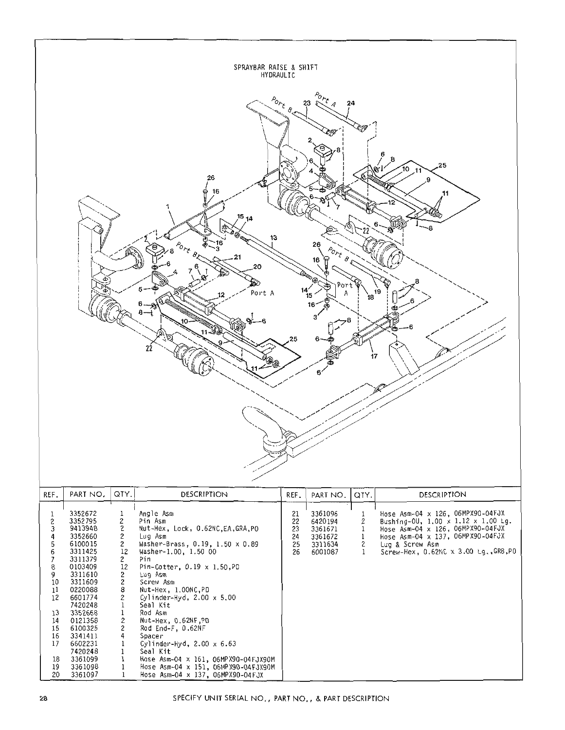## SPRAYBAR RAISE & SHIFT HYDRAULIC

| REF. | PART NO. | QTY. | DESCRIPTION |
|---|---|---|---|
| 1 | 3352672 | 1 | Angle Asm |
| 2 | 3352795 | 2 | Pin Asm |
| 3 | 9413948 | 2 | Nut-Hex, Lock, 0.62NC,EA,GRA,PO |
| 4 | 3352660 | 2 | Lug Asm |
| 5 | 6100015 | 2 | Washer-Brass, 0.19, 1.50 x 0.89 |
| 6 | 3311425 | 12 | Washer-1.00, 1.50 OD |
| 7 | 3311379 | 2 | Pin |
| 8 | 0103409 | 12 | Pin-Cotter, 0.19 x 1.50,PD |
| 9 | 3311610 | 2 | Lug Asm |
| 10 | 3311609 | 2 | Screw Asm |
| 11 | 0220088 | 8 | Nut-Hex, 1.00NC,PD |
| 12 | 6601774 | 2 | Cylinder-Hyd, 2.00 x 5.00 |
| | 7420248 | 1 | Seal Kit |
| 13 | 3352668 | 1 | Rod Asm |
| 14 | 0121358 | 2 | Nut-Hex, 0.62NF,PD |
| 15 | 6100325 | 2 | Rod End-F, 0.62NF |
| 16 | 3341411 | 4 | Spacer |
| 17 | 6602231 | 1 | Cylinder-Hyd, 2.00 x 6.63 |
| | 7420248 | 1 | Seal Kit |
| 18 | 3361099 | 1 | Hose Asm-04 x 161, 06MPX90-04FJX90M |
| 19 | 3361098 | 1 | Hose Asm-04 x 151, 06MPX90-04FJX90M |
| 20 | 3361097 | 1 | Hose Asm-04 x 137, 06MPX90-04FJX |
| 21 | 3361096 | 1 | Hose Asm-04 x 126, 06MPX90-04FJX |
| 22 | 6420194 | 2 | Bushing-OU, 1.00 x 1.12 x 1.00 Lg. |
| 23 | 3361671 | 1 | Hose Asm-04 x 126, 06MPX90-04FJX |
| 24 | 3361672 | 1 | Hose Asm-04 x 137, 06MPX90-04FJX |
| 25 | 3311634 | 2 | Lug & Screw Asm |
| 26 | 6001087 | 1 | Screw-Hex, 0.62NC x 3.00 Lg.,GR8,PD |

SPECIFY UNIT SERIAL NO., PART NO., & PART DESCRIPTION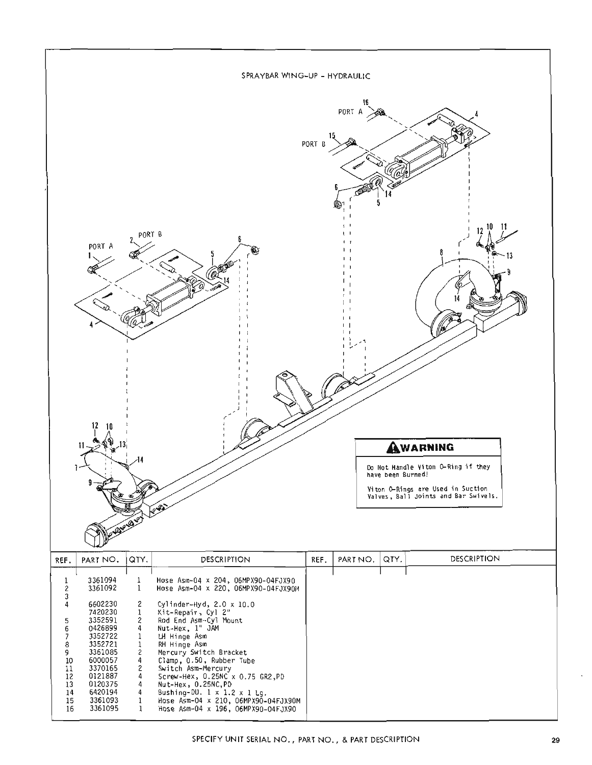# SPRAYBAR WING-UP - HYDRAULIC

**WARNING**

Do Not Handle Viton O-Ring if they have been Burned!

Viton O-Rings are Used in Suction Valves, Ball Joints and Bar Swivels.

| REF. | PART NO. | QTY. | DESCRIPTION |
|---|---|---|---|
| 1 | 3361094 | 1 | Hose Asm-04 x 204, 06MPX90-04FJX90 |
| 2 | 3361092 | 1 | Hose Asm-04 x 220, 06MPX90-04FJX90M |
| 3 | | | |
| 4 | 6602230 | 2 | Cylinder-Hyd, 2.0 x 10.0 |
| | 7420230 | 1 | Kit-Repair, Cyl 2" |
| 5 | 3352591 | 2 | Rod End Asm-Cyl Mount |
| 6 | 0426899 | 4 | Nut-Hex, 1" JAM |
| 7 | 3352722 | 1 | LH Hinge Asm |
| 8 | 3352721 | 1 | RH Hinge Asm |
| 9 | 3361085 | 2 | Mercury Switch Bracket |
| 10 | 6000057 | 4 | Clamp, 0.50, Rubber Tube |
| 11 | 3370165 | 2 | Switch Asm-Mercury |
| 12 | 0121887 | 4 | Screw-Hex, 0.25NC x 0.75 GR2,PD |
| 13 | 0120375 | 4 | Nut-Hex, 0.25NC,PD |
| 14 | 6420194 | 4 | Bushing-DU. 1 x 1.2 x 1 Lg. |
| 15 | 3361093 | 1 | Hose Asm-04 x 210, 06MPX90-04FJX90M |
| 16 | 3361095 | 1 | Hose Asm-04 x 196, 06MPX90-04FJX90 |

SPECIFY UNIT SERIAL NO., PART NO., & PART DESCRIPTION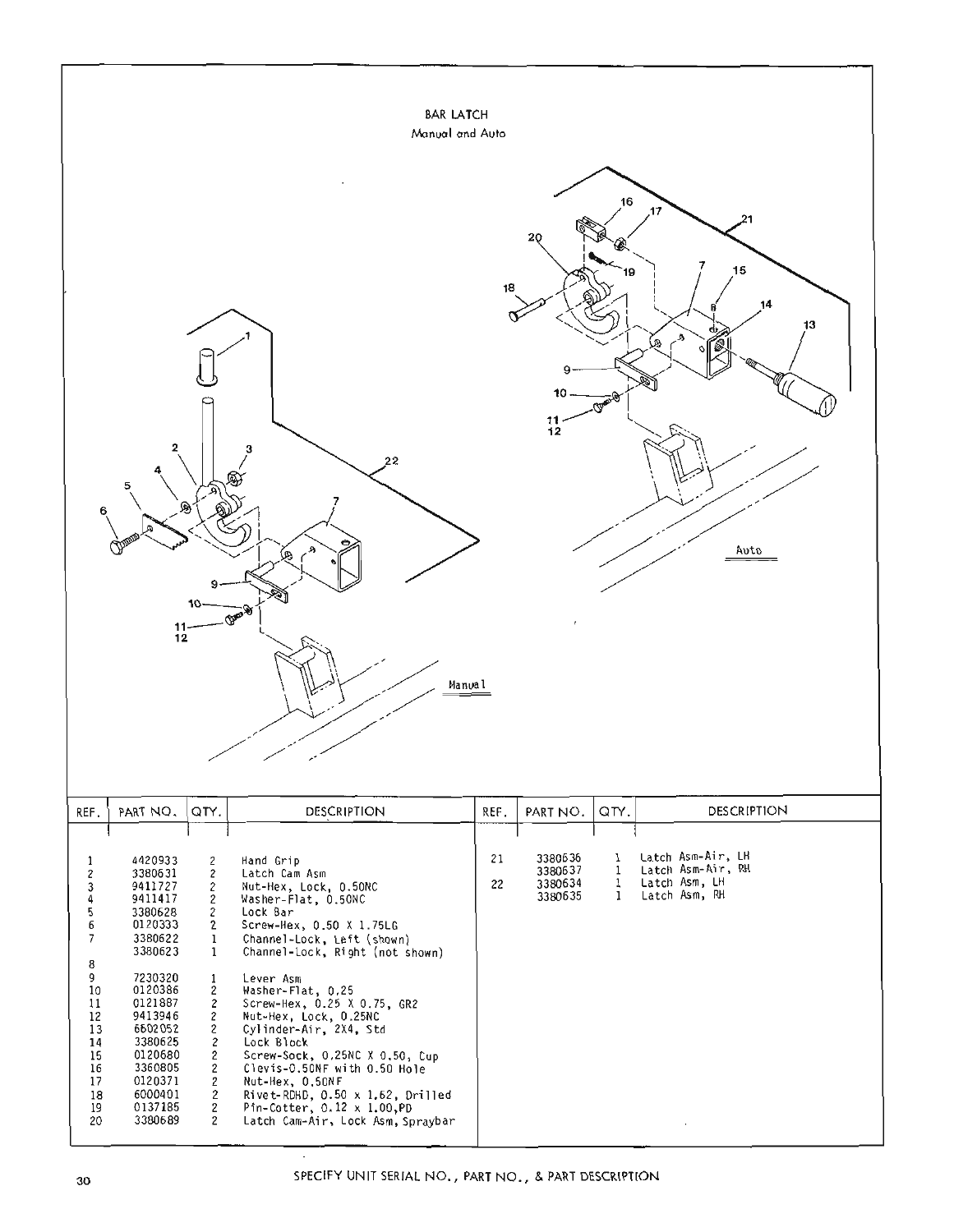## BAR LATCH

Manual and Auto

| REF. | PART NO. | QTY. | DESCRIPTION |
|---|---|---|---|
| 1 | 4420933 | 2 | Hand Grip |
| 2 | 3380631 | 2 | Latch Cam Asm |
| 3 | 9411727 | 2 | Nut-Hex, Lock, 0.50NC |
| 4 | 9411417 | 2 | Washer-Flat, 0.50NC |
| 5 | 3380628 | 2 | Lock Bar |
| 6 | 0120333 | 2 | Screw-Hex, 0.50 X 1.75LG |
| 7 | 3380622 | 1 | Channel-Lock, Left (shown) |
| | 3380623 | 1 | Channel-Lock, Right (not shown) |
| 8 | | | |
| 9 | 7230320 | 1 | Lever Asm |
| 10 | 0120386 | 2 | Washer-Flat, 0.25 |
| 11 | 0121887 | 2 | Screw-Hex, 0.25 X 0.75, GR2 |
| 12 | 9413946 | 2 | Nut-Hex, Lock, 0.25NC |
| 13 | 6602052 | 2 | Cylinder-Air, 2X4, Std |
| 14 | 3380625 | 2 | Lock Block |
| 15 | 0120680 | 2 | Screw-Sock, 0.25NC X 0.50, Cup |
| 16 | 3360805 | 2 | Clevis-0.50NF with 0.50 Hole |
| 17 | 0120371 | 2 | Nut-Hex, 0.50NF |
| 18 | 6000401 | 2 | Rivet-RDHD, 0.50 x 1.62, Drilled |
| 19 | 0137185 | 2 | Pin-Cotter, 0.12 x 1.00,PD |
| 20 | 3380689 | 2 | Latch Cam-Air, Lock Asm, Spraybar |
| 21 | 3380636 | 1 | Latch Asm-Air, LH |
| | 3380637 | 1 | Latch Asm-Air, RH |
| 22 | 3380634 | 1 | Latch Asm, LH |
| | 3380635 | 1 | Latch Asm, RH |

SPECIFY UNIT SERIAL NO., PART NO., & PART DESCRIPTION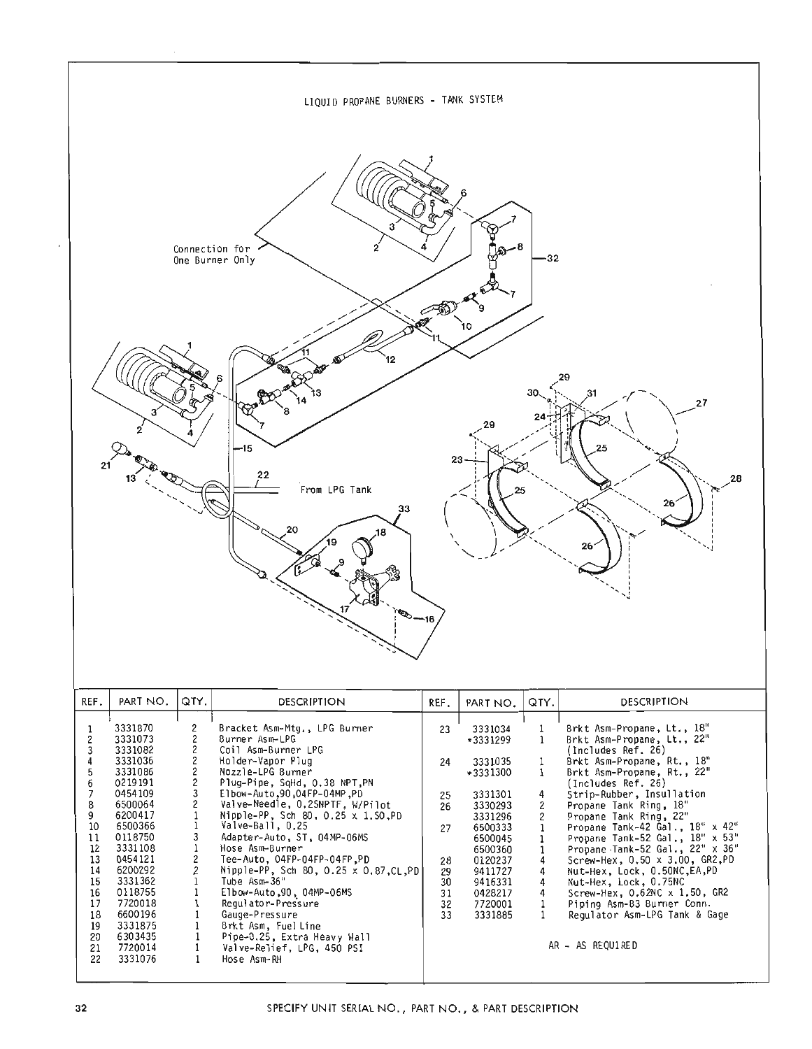# LIQUID PROPANE BURNERS - TANK SYSTEM

Connection for One Burner Only

From LPG Tank

| REF. | PART NO. | QTY. | DESCRIPTION |
|---|---|---|---|
| 1 | 3331870 | 2 | Bracket Asm-Mtg., LPG Burner |
| 2 | 3331073 | 2 | Burner Asm-LPG |
| 3 | 3331082 | 2 | Coil Asm-Burner LPG |
| 4 | 3331036 | 2 | Holder-Vapor Plug |
| 5 | 3331086 | 2 | Nozzle-LPG Burner |
| 6 | 0219191 | 2 | Plug-Pipe, SqHd, 0.38 NPT,PN |
| 7 | 0454109 | 3 | Elbow-Auto,90,04FP-04MP,PD |
| 8 | 6500064 | 2 | Valve-Needle, 0.25NPTF, W/Pilot |
| 9 | 6200417 | 1 | Nipple-PP, Sch 80, 0.25 x 1.50,PD |
| 10 | 6500366 | 1 | Valve-Ball, 0.25 |
| 11 | 0118750 | 3 | Adapter-Auto, ST, 04MP-06MS |
| 12 | 3331108 | 1 | Hose Asm-Burner |
| 13 | 0454121 | 2 | Tee-Auto, 04FP-04FP-04FP,PD |
| 14 | 6200292 | 2 | Nipple-PP, Sch 80, 0.25 x 0.87,CL,PD |
| 15 | 3331362 | 1 | Tube Asm-36" |
| 16 | 0118755 | 1 | Elbow-Auto,90, 04MP-06MS |
| 17 | 7720018 | 1 | Regulator-Pressure |
| 18 | 6600196 | 1 | Gauge-Pressure |
| 19 | 3331875 | 1 | Brkt Asm, Fuel Line |
| 20 | 6303435 | 1 | Pipe-0.25, Extra Heavy Wall |
| 21 | 7720014 | 1 | Valve-Relief, LPG, 450 PSI |
| 22 | 3331076 | 1 | Hose Asm-RH |
| 23 | 3331034 | 1 | Brkt Asm-Propane, Lt., 18" |
| | *3331299 | 1 | Brkt Asm-Propane, Lt., 22" (Includes Ref. 26) |
| 24 | 3331035 | 1 | Brkt Asm-Propane, Rt., 18" |
| | *3331300 | 1 | Brkt Asm-Propane, Rt., 22" (Includes Ref. 26) |
| 25 | 3331301 | 4 | Strip-Rubber, Insullation |
| 26 | 3330293 | 2 | Propane Tank Ring, 18" |
| | 3331296 | 2 | Propane Tank Ring, 22" |
| 27 | 6500333 | 1 | Propane Tank-42 Gal., 18" x 42" |
| | 6500045 | 1 | Propane Tank-52 Gal., 18" x 53" |
| | 6500360 | 1 | Propane Tank-52 Gal., 22" x 36" |
| 28 | 0120237 | 4 | Screw-Hex, 0.50 x 3.00, GR2,PD |
| 29 | 9411727 | 4 | Nut-Hex, Lock, 0.50NC,EA,PD |
| 30 | 9416331 | 4 | Nut-Hex, Lock, 0.75NC |
| 31 | 0428217 | 4 | Screw-Hex, 0.62NC x 1.50, GR2 |
| 32 | 7720001 | 1 | Piping Asm-83 Burner Conn. |
| 33 | 3331885 | 1 | Regulator Asm-LPG Tank & Gage |

AR - AS REQUIRED

SPECIFY UNIT SERIAL NO., PART NO., & PART DESCRIPTION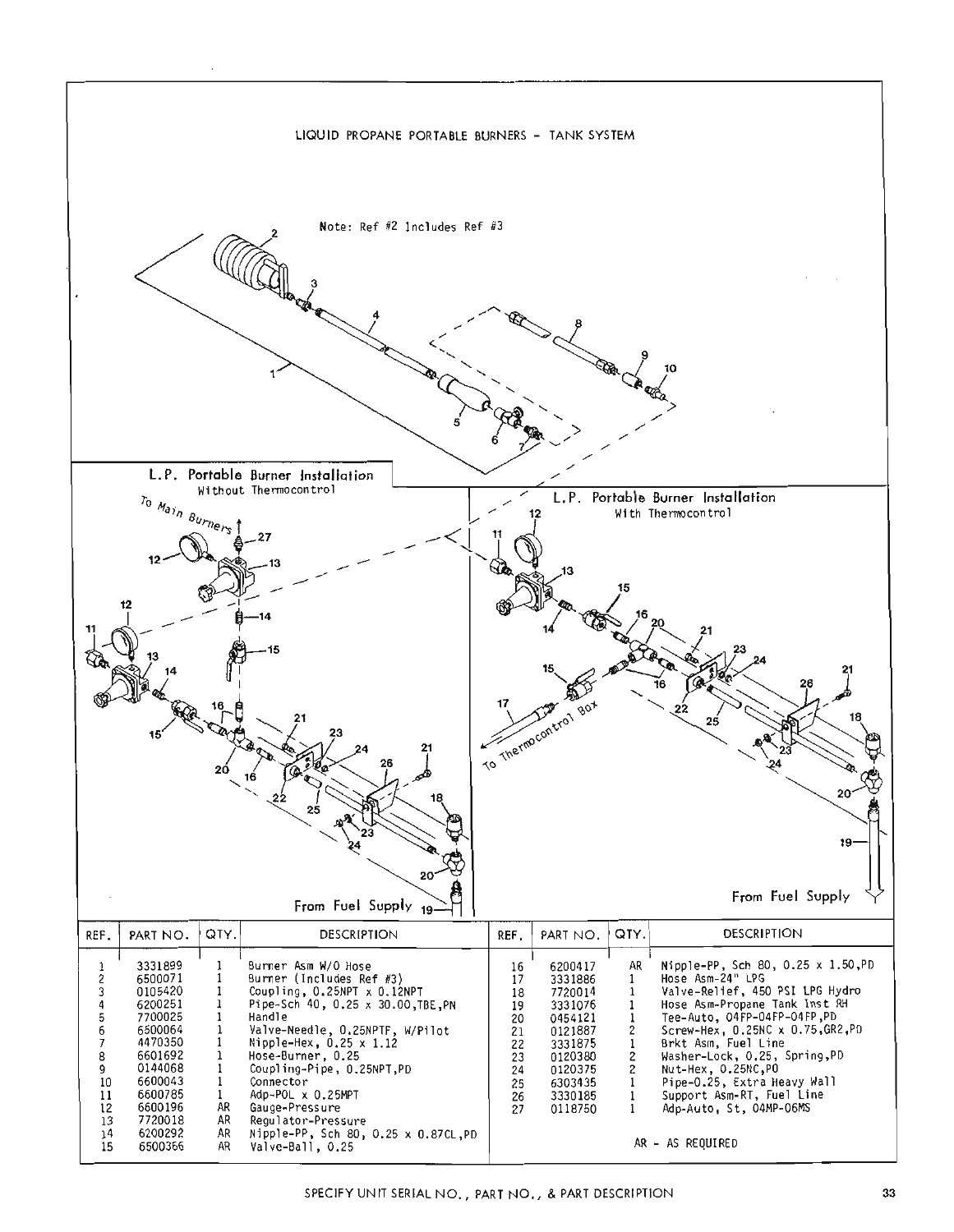# LIQUID PROPANE PORTABLE BURNERS - TANK SYSTEM

Note: Ref #2 Includes Ref #3

## L.P. Portable Burner Installation
Without Thermocontrol

To Main Burners

From Fuel Supply

## L.P. Portable Burner Installation
With Thermocontrol

To Thermocontrol Box

From Fuel Supply

| REF. | PART NO. | QTY. | DESCRIPTION |
|---|---|---|---|
| 1 | 3331899 | 1 | Burner Asm W/O Hose |
| 2 | 6500071 | 1 | Burner (Includes Ref #3) |
| 3 | 0105420 | 1 | Coupling, 0.25NPT x 0.12NPT |
| 4 | 6200251 | 1 | Pipe-Sch 40, 0.25 x 30.00,TBE,PN |
| 5 | 7700025 | 1 | Handle |
| 6 | 6500064 | 1 | Valve-Needle, 0.25NPTF, W/Pilot |
| 7 | 4470350 | 1 | Nipple-Hex, 0.25 x 1.12 |
| 8 | 6601692 | 1 | Hose-Burner, 0.25 |
| 9 | 0144068 | 1 | Coupling-Pipe, 0.25NPT,PD |
| 10 | 6600043 | 1 | Connector |
| 11 | 6600785 | 1 | Adp-POL x 0.25MPT |
| 12 | 6600196 | AR | Gauge-Pressure |
| 13 | 7720018 | AR | Regulator-Pressure |
| 14 | 6200292 | AR | Nipple-PP, Sch 80, 0.25 x 0.87CL,PD |
| 15 | 6500366 | AR | Valve-Ball, 0.25 |
| 16 | 6200417 | AR | Nipple-PP, Sch 80, 0.25 x 1.50,PD |
| 17 | 3331886 | 1 | Hose Asm-24" LPG |
| 18 | 7720014 | 1 | Valve-Relief, 450 PSI LPG Hydro |
| 19 | 3331076 | 1 | Hose Asm-Propane Tank Inst RH |
| 20 | 0454121 | 1 | Tee-Auto, 04FP-04FP-04FP,PD |
| 21 | 0121887 | 2 | Screw-Hex, 0.25NC x 0.75,GR2,PD |
| 22 | 3331875 | 1 | Brkt Asm, Fuel Line |
| 23 | 0120380 | 2 | Washer-Lock, 0.25, Spring,PD |
| 24 | 0120375 | 2 | Nut-Hex, 0.25NC,PD |
| 25 | 6303435 | 1 | Pipe-0.25, Extra Heavy Wall |
| 26 | 3330185 | 1 | Support Asm-RT, Fuel Line |
| 27 | 0118750 | 1 | Adp-Auto, St, 04MP-06MS |

AR - AS REQUIRED

SPECIFY UNIT SERIAL NO., PART NO., & PART DESCRIPTION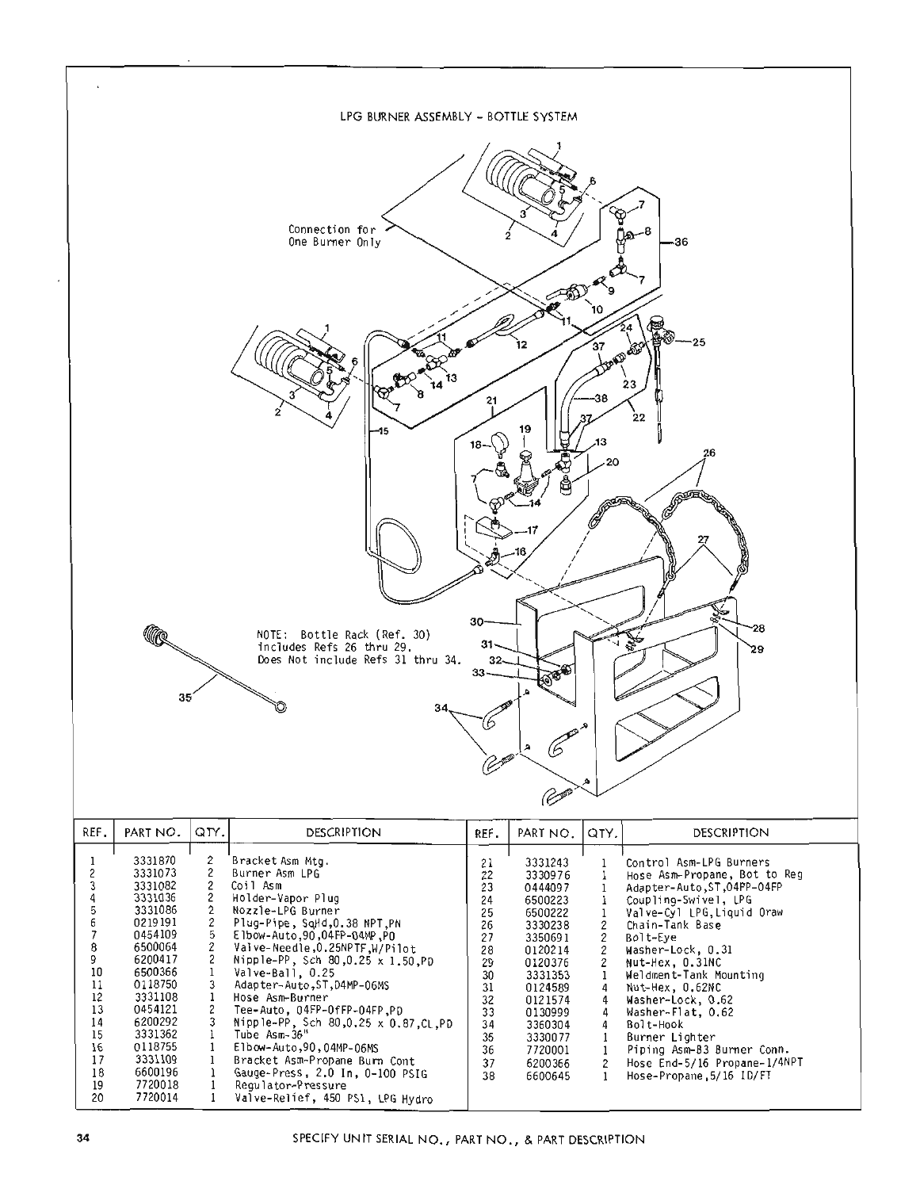## LPG BURNER ASSEMBLY - BOTTLE SYSTEM

Connection for One Burner Only

NOTE: Bottle Rack (Ref. 30) includes Refs 26 thru 29. Does Not include Refs 31 thru 34.

| REF. | PART NO. | QTY. | DESCRIPTION | REF. | PART NO. | QTY. | DESCRIPTION |
|---|---|---|---|---|---|---|---|
| 1 | 3331870 | 2 | Bracket Asm Mtg. | 21 | 3331243 | 1 | Control Asm-LPG Burners |
| 2 | 3331073 | 2 | Burner Asm LPG | 22 | 3330976 | 1 | Hose Asm-Propane, Bot to Reg |
| 3 | 3331082 | 2 | Coil Asm | 23 | 0444097 | 1 | Adapter-Auto,ST,04PP-04FP |
| 4 | 3331036 | 2 | Holder-Vapor Plug | 24 | 6500223 | 1 | Coupling-Swivel, LPG |
| 5 | 3331086 | 2 | Nozzle-LPG Burner | 25 | 6500222 | 1 | Valve-Cyl LPG,Liquid Draw |
| 6 | 0219191 | 2 | Plug-Pipe, SqHd,0.38 NPT,PN | 26 | 3330238 | 2 | Chain-Tank Base |
| 7 | 0454109 | 5 | Elbow-Auto,90,04FP-04MP,PD | 27 | 3350691 | 2 | Bolt-Eye |
| 8 | 6500064 | 2 | Valve-Needle,0.25NPTF,W/Pilot | 28 | 0120214 | 2 | Washer-Lock, 0.31 |
| 9 | 6200417 | 2 | Nipple-PP, Sch 80,0.25 x 1.50,PD | 29 | 0120376 | 2 | Nut-Hex, 0.31NC |
| 10 | 6500366 | 1 | Valve-Ball, 0.25 | 30 | 3331353 | 1 | Weldment-Tank Mounting |
| 11 | 0118750 | 3 | Adapter-Auto,ST,04MP-06MS | 31 | 0124589 | 4 | Nut-Hex, 0.62NC |
| 12 | 3331108 | 1 | Hose Asm-Burner | 32 | 0121574 | 4 | Washer-Lock, 0.62 |
| 13 | 0454121 | 2 | Tee-Auto, 04FP-04FP-04FP,PD | 33 | 0130999 | 4 | Washer-Flat, 0.62 |
| 14 | 6200292 | 3 | Nipple-PP, Sch 80,0.25 x 0.87,CL,PD | 34 | 3360304 | 4 | Bolt-Hook |
| 15 | 3331362 | 1 | Tube Asm-36" | 35 | 3330077 | 1 | Burner Lighter |
| 16 | 0118755 | 1 | Elbow-Auto,90,04MP-06MS | 36 | 7720001 | 1 | Piping Asm-83 Burner Conn. |
| 17 | 3331109 | 1 | Bracket Asm-Propane Burn Cont | 37 | 6200366 | 2 | Hose End-5/16 Propane-1/4NPT |
| 18 | 6600196 | 1 | Gauge-Press, 2.0 In, 0-100 PSIG | 38 | 6600645 | 1 | Hose-Propane,5/16 ID/FT |
| 19 | 7720018 | 1 | Regulator-Pressure | | | | |
| 20 | 7720014 | 1 | Valve-Relief, 450 PSI, LPG Hydro | | | | |

SPECIFY UNIT SERIAL NO., PART NO., & PART DESCRIPTION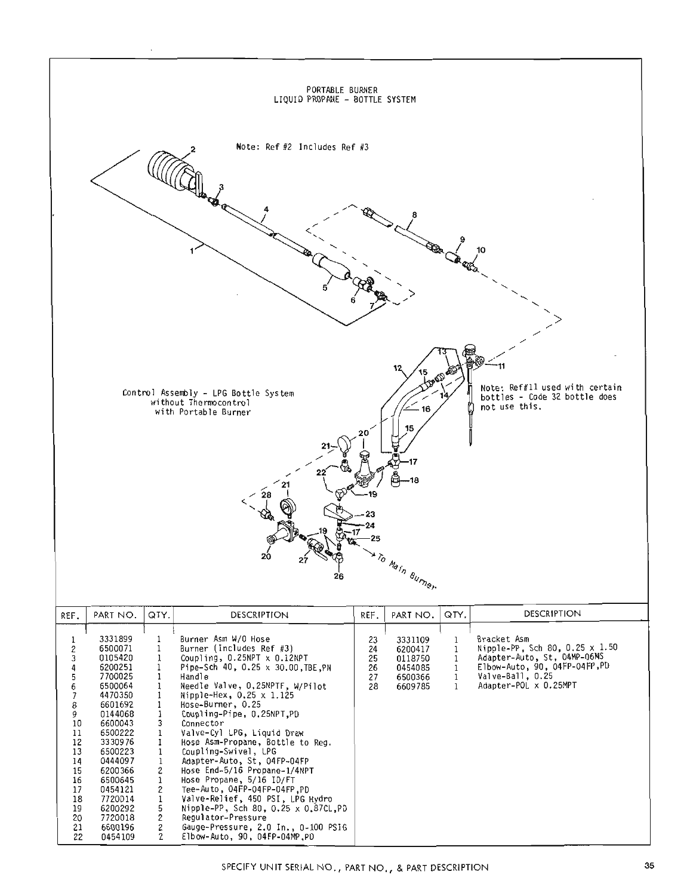# PORTABLE BURNER
## LIQUID PROPANE - BOTTLE SYSTEM

Note: Ref #2 Includes Ref #3

Control Assembly - LPG Bottle System without Thermocontrol with Portable Burner

Note: Ref#11 used with certain bottles - Code 32 bottle does not use this.

To Main Burner

| REF. | PART NO. | QTY. | DESCRIPTION | REF. | PART NO. | QTY. | DESCRIPTION |
|---|---|---|---|---|---|---|---|
| 1 | 3331899 | 1 | Burner Asm W/O Hose | 23 | 3331109 | 1 | Bracket Asm |
| 2 | 6500071 | 1 | Burner (Includes Ref #3) | 24 | 6200417 | 1 | Nipple-PP, Sch 80, 0.25 x 1.50 |
| 3 | 0105420 | 1 | Coupling, 0.25NPT x 0.12NPT | 25 | 0118750 | 1 | Adapter-Auto, St, 04MP-06MS |
| 4 | 6200251 | 1 | Pipe-Sch 40, 0.25 x 30.00,TBE,PN | 26 | 0454085 | 1 | Elbow-Auto, 90, 04FP-04FP,PD |
| 5 | 7700025 | 1 | Handle | 27 | 6500366 | 1 | Valve-Ball, 0.25 |
| 6 | 6500064 | 1 | Needle Valve, 0.25NPTF, W/Pilot | 28 | 6609785 | 1 | Adapter-POL x 0.25MPT |
| 7 | 4470350 | 1 | Nipple-Hex, 0.25 x 1.125 | | | | |
| 8 | 6601692 | 1 | Hose-Burner, 0.25 | | | | |
| 9 | 0144068 | 1 | Coupling-Pipe, 0.25NPT,PD | | | | |
| 10 | 6600043 | 3 | Connector | | | | |
| 11 | 6500222 | 1 | Valve-Cyl LPG, Liquid Draw | | | | |
| 12 | 3330976 | 1 | Hose Asm-Propane, Bottle to Reg. | | | | |
| 13 | 6500223 | 1 | Coupling-Swivel, LPG | | | | |
| 14 | 0444097 | 1 | Adapter-Auto, St, 04FP-04FP | | | | |
| 15 | 6200366 | 2 | Hose End-5/16 Propane-1/4NPT | | | | |
| 16 | 6500645 | 1 | Hose Propane, 5/16 ID/FT | | | | |
| 17 | 0454121 | 2 | Tee-Auto, 04FP-04FP-04FP,PD | | | | |
| 18 | 7720014 | 1 | Valve-Relief, 450 PSI, LPG Hydro | | | | |
| 19 | 6200292 | 5 | Nipple-PP, Sch 80, 0.25 x 0.87CL,PD | | | | |
| 20 | 7720018 | 2 | Regulator-Pressure | | | | |
| 21 | 6600196 | 2 | Gauge-Pressure, 2.0 In., 0-100 PSIG | | | | |
| 22 | 0454109 | 2 | Elbow-Auto, 90, 04FP-04MP,PD | | | | |

SPECIFY UNIT SERIAL NO., PART NO., & PART DESCRIPTION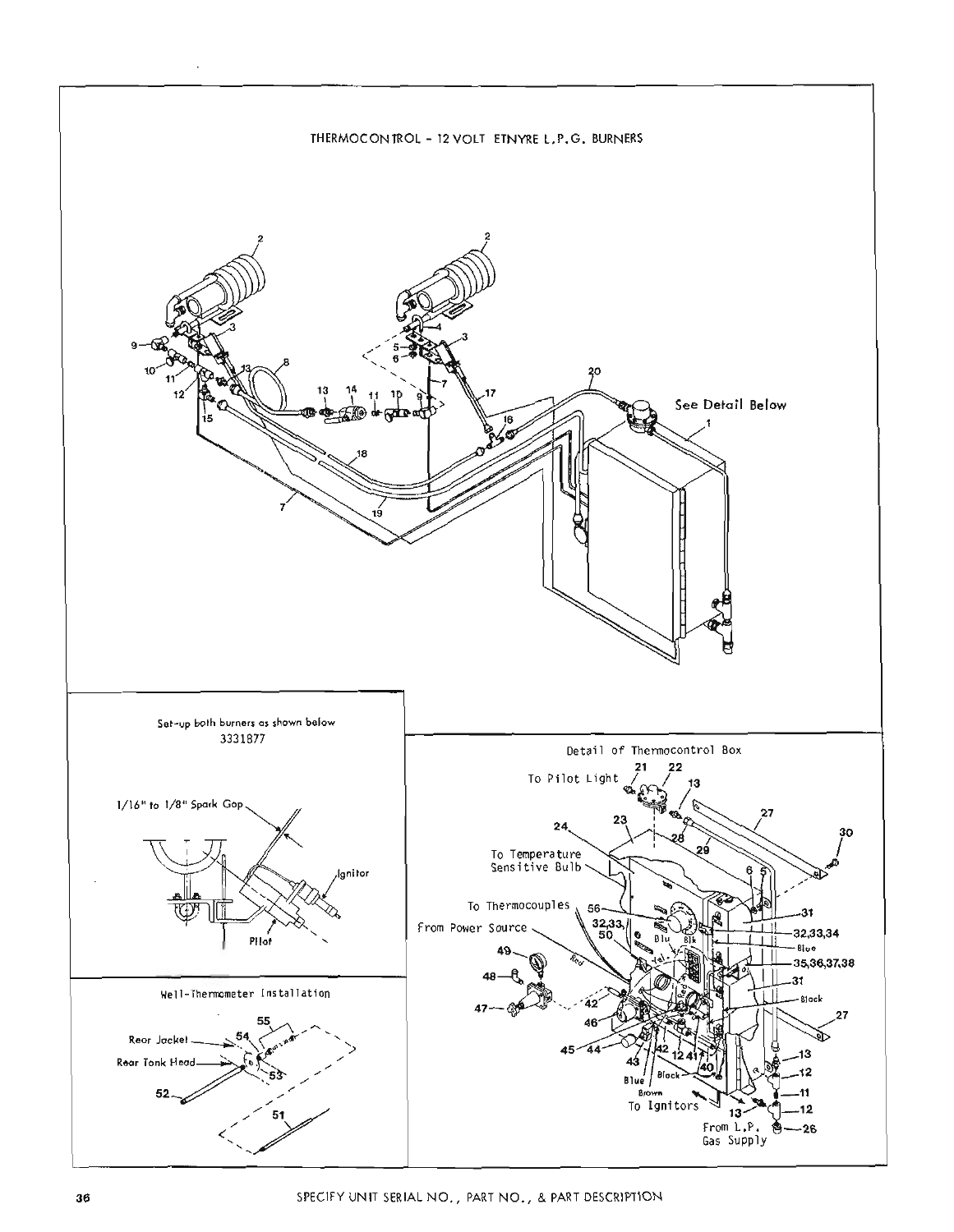# THERMOCONTROL - 12 VOLT ETNYRE L.P.G. BURNERS

See Detail Below

Set-up both burners as shown below
3331877

1/16" to 1/8" Spark Gap

Ignitor

Pilot

Well-Thermometer Installation

Rear Jacket

Rear Tank Head

Detail of Thermocontrol Box

To Pilot Light

To Temperature Sensitive Bulb

To Thermocouples

From Power Source

To Ignitors

From L.P. Gas Supply

SPECIFY UNIT SERIAL NO., PART NO., & PART DESCRIPTION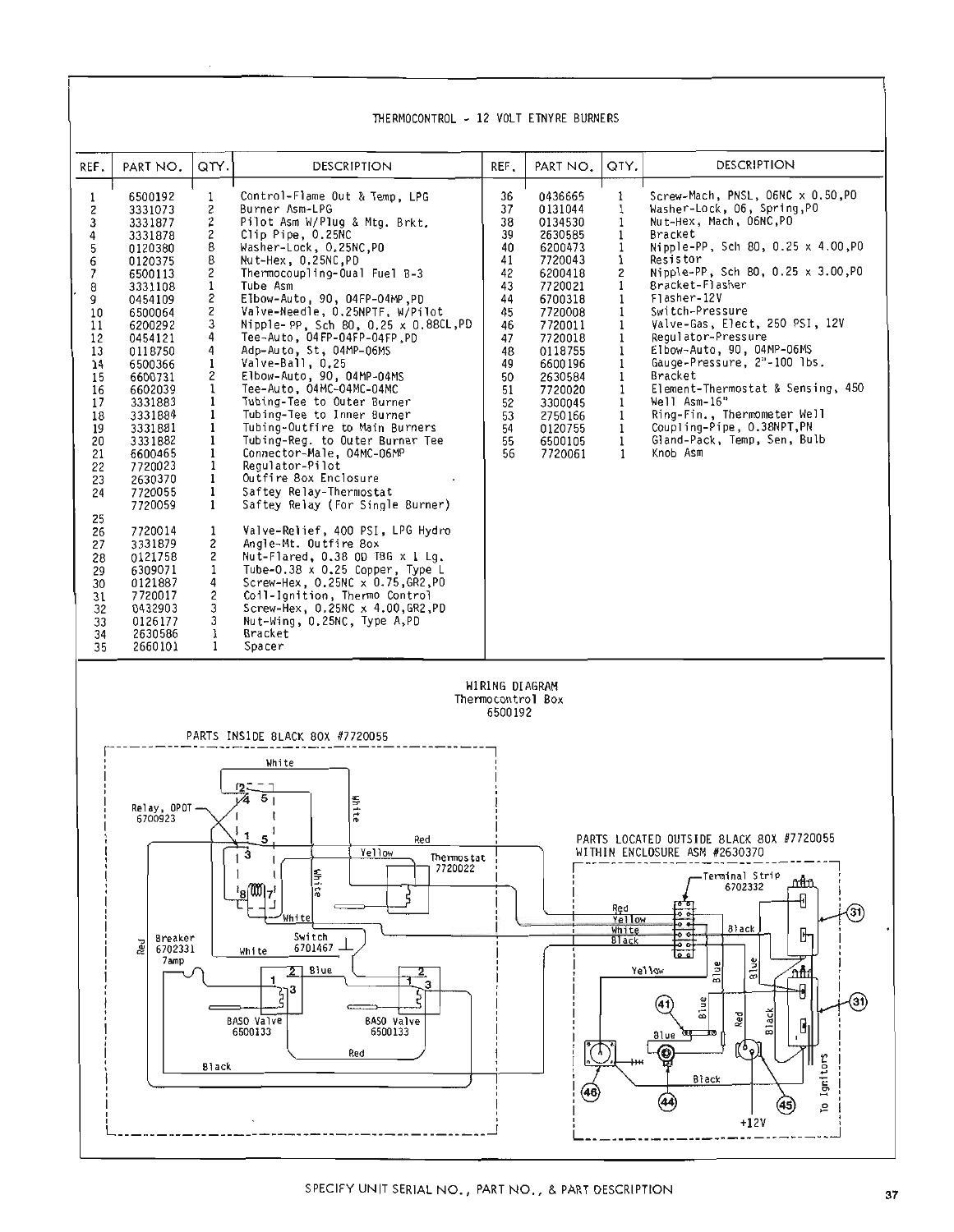# THERMOCONTROL - 12 VOLT ETNYRE BURNERS

| REF. | PART NO. | QTY. | DESCRIPTION |
|---|---|---|---|
| 1 | 6500192 | 1 | Control-Flame Out & Temp, LPG |
| 2 | 3331073 | 2 | Burner Asm-LPG |
| 3 | 3331877 | 2 | Pilot Asm W/Plug & Mtg. Brkt. |
| 4 | 3331878 | 2 | Clip Pipe, 0.25NC |
| 5 | 0120380 | 8 | Washer-Lock, 0.25NC,PD |
| 6 | 0120375 | 8 | Nut-Hex, 0.25NC,PD |
| 7 | 6500113 | 2 | Thermocoupling-Dual Fuel B-3 |
| 8 | 3331108 | 1 | Tube Asm |
| 9 | 0454109 | 2 | Elbow-Auto, 90, 04FP-04MP,PD |
| 10 | 6500064 | 2 | Valve-Needle, 0.25NPTF, W/Pilot |
| 11 | 6200292 | 3 | Nipple-PP, Sch 80, 0.25 x 0.88CL,PD |
| 12 | 0454121 | 4 | Tee-Auto, 04FP-04FP-04FP,PD |
| 13 | 0118750 | 4 | Adp-Auto, St, 04MP-06MS |
| 14 | 6500366 | 1 | Valve-Ball, 0.25 |
| 15 | 6600731 | 2 | Elbow-Auto, 90, 04MP-04MS |
| 16 | 6602039 | 1 | Tee-Auto, 04MC-04MC-04MC |
| 17 | 3331883 | 1 | Tubing-Tee to Outer Burner |
| 18 | 3331884 | 1 | Tubing-Tee to Inner Burner |
| 19 | 3331881 | 1 | Tubing-Outfire to Main Burners |
| 20 | 3331882 | 1 | Tubing-Reg. to Outer Burner Tee |
| 21 | 6600465 | 1 | Connector-Male, 04MC-06MP |
| 22 | 7720023 | 1 | Regulator-Pilot |
| 23 | 2630370 | 1 | Outfire Box Enclosure |
| 24 | 7720055 | 1 | Saftey Relay-Thermostat |
| | 7720059 | 1 | Saftey Relay (For Single Burner) |
| 25 | | | |
| 26 | 7720014 | 1 | Valve-Relief, 400 PSI, LPG Hydro |
| 27 | 3331879 | 2 | Angle-Mt. Outfire Box |
| 28 | 0121758 | 2 | Nut-Flared, 0.38 OD TBG x 1 Lg. |
| 29 | 6309071 | 1 | Tube-0.38 x 0.25 Copper, Type L |
| 30 | 0121887 | 4 | Screw-Hex, 0.25NC x 0.75,GR2,PD |
| 31 | 7720017 | 2 | Coil-Ignition, Thermo Control |
| 32 | 0432903 | 3 | Screw-Hex, 0.25NC x 4.00,GR2,PD |
| 33 | 0126177 | 3 | Nut-Wing, 0.25NC, Type A,PD |
| 34 | 2630586 | 1 | Bracket |
| 35 | 2660101 | 1 | Spacer |
| 36 | 0436665 | 1 | Screw-Mach, PNSL, 06NC x 0.50,PD |
| 37 | 0131044 | 1 | Washer-Lock, 06, Spring,PD |
| 38 | 0134530 | 1 | Nut-Hex, Mach, 06NC,PD |
| 39 | 2630585 | 1 | Bracket |
| 40 | 6200473 | 1 | Nipple-PP, Sch 80, 0.25 x 4.00,PD |
| 41 | 7720043 | 1 | Resistor |
| 42 | 6200418 | 2 | Nipple-PP, Sch 80, 0.25 x 3.00,PD |
| 43 | 7720021 | 1 | Bracket-Flasher |
| 44 | 6700318 | 1 | Flasher-12V |
| 45 | 7720008 | 1 | Switch-Pressure |
| 46 | 7720011 | 1 | Valve-Gas, Elect, 250 PSI, 12V |
| 47 | 7720018 | 1 | Regulator-Pressure |
| 48 | 0118755 | 1 | Elbow-Auto, 90, 04MP-06MS |
| 49 | 6600196 | 1 | Gauge-Pressure, 2"-100 lbs. |
| 50 | 2630584 | 1 | Bracket |
| 51 | 7720020 | 1 | Element-Thermostat & Sensing, 450 |
| 52 | 3300045 | 1 | Well Asm-16" |
| 53 | 2750166 | 1 | Ring-Fin., Thermometer Well |
| 54 | 0120755 | 1 | Coupling-Pipe, 0.38NPT,PN |
| 55 | 6500105 | 1 | Gland-Pack, Temp, Sen, Bulb |
| 56 | 7720061 | 1 | Knob Asm |

## WIRING DIAGRAM
Thermocontrol Box
6500192

PARTS INSIDE BLACK BOX #7720055

Relay, DPDT 6700923 — Thermostat 7720022 — Breaker 6702331 7amp — Switch 6701467 — BASO Valve 6500133 — BASO Valve 6500133

White — Yellow — Red — Blue — Black

PARTS LOCATED OUTSIDE BLACK BOX #7720055 WITHIN ENCLOSURE ASM #2630370

Terminal Strip 6702332 — (31) — (41) — (44) — (45) — (46) — +12V — To Ignitors

SPECIFY UNIT SERIAL NO., PART NO., & PART DESCRIPTION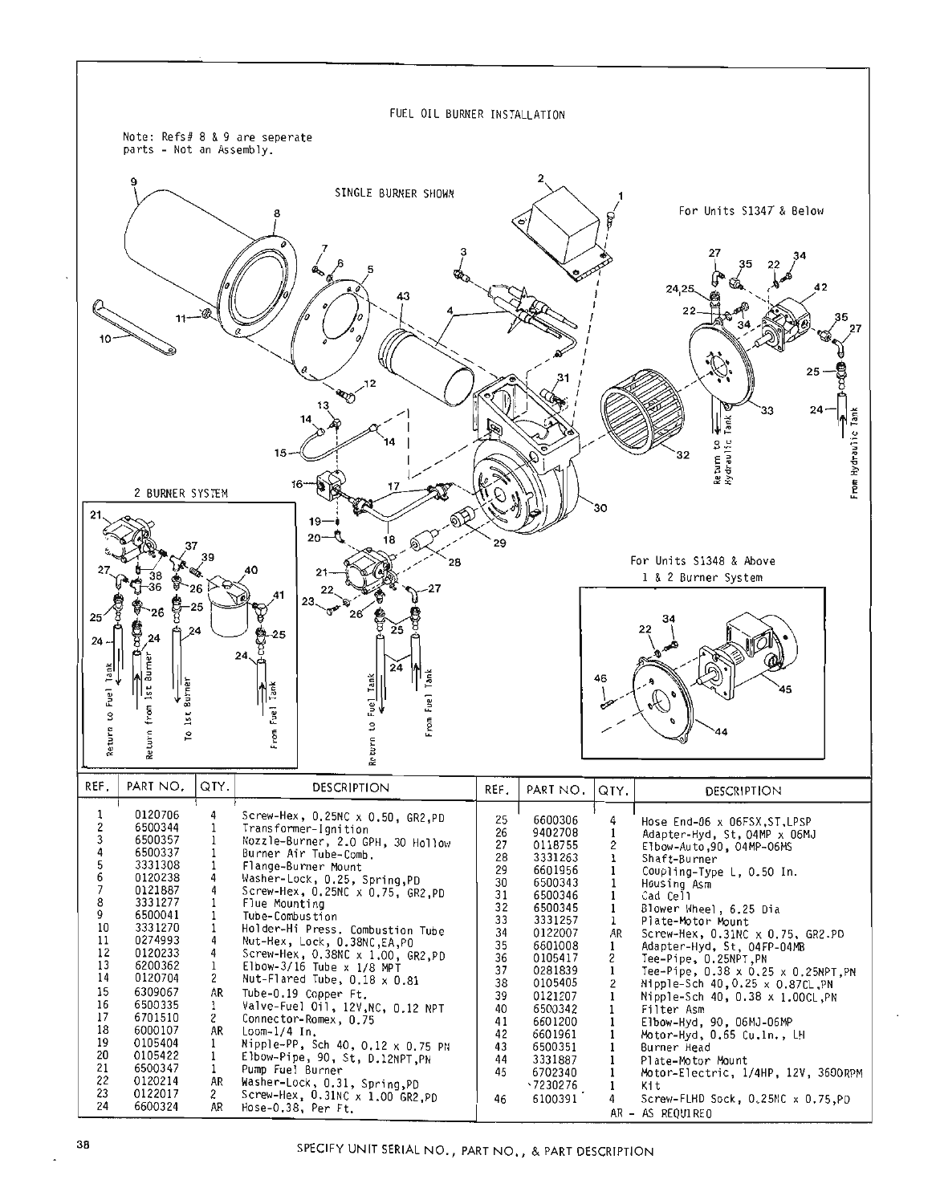## FUEL OIL BURNER INSTALLATION

Note: Refs# 8 & 9 are seperate parts - Not an Assembly.

SINGLE BURNER SHOWN

For Units S1347 & Below

2 BURNER SYSTEM

For Units S1348 & Above
1 & 2 Burner System

| REF. | PART NO. | QTY. | DESCRIPTION | REF. | PART NO. | QTY. | DESCRIPTION |
|---|---|---|---|---|---|---|---|
| 1 | 0120706 | 4 | Screw-Hex, 0.25NC x 0.50, GR2,PD | 25 | 6600306 | 4 | Hose End-06 x 06FSX,ST,LPSP |
| 2 | 6500344 | 1 | Transformer-Ignition | 26 | 9402708 | 1 | Adapter-Hyd, St, 04MP x 06MJ |
| 3 | 6500357 | 1 | Nozzle-Burner, 2.0 GPH, 30 Hollow | 27 | 0118755 | 2 | Elbow-Auto,90, 04MP-06MS |
| 4 | 6500337 | 1 | Burner Air Tube-Comb. | 28 | 3331263 | 1 | Shaft-Burner |
| 5 | 3331308 | 1 | Flange-Burner Mount | 29 | 6601956 | 1 | Coupling-Type L, 0.50 In. |
| 6 | 0120238 | 4 | Washer-Lock, 0.25, Spring,PD | 30 | 6500343 | 1 | Housing Asm |
| 7 | 0121887 | 4 | Screw-Hex, 0.25NC x 0.75, GR2,PD | 31 | 6500346 | 1 | Cad Cell |
| 8 | 3331277 | 1 | Flue Mounting | 32 | 6500345 | 1 | Blower Wheel, 6.25 Dia |
| 9 | 6500041 | 1 | Tube-Combustion | 33 | 3331257 | 1 | Plate-Motor Mount |
| 10 | 3331270 | 1 | Holder-Hi Press. Combustion Tube | 34 | 0122007 | AR | Screw-Hex, 0.31NC x 0.75, GR2.PD |
| 11 | 0274993 | 4 | Nut-Hex, Lock, 0.38NC,EA,PD | 35 | 6601008 | 1 | Adapter-Hyd, St, 04FP-04MB |
| 12 | 0120233 | 4 | Screw-Hex, 0.38NC x 1.00, GR2,PD | 36 | 0105417 | 2 | Tee-Pipe, 0.25NPT,PN |
| 13 | 6200362 | 1 | Elbow-3/16 Tube x 1/8 MPT | 37 | 0281839 | 1 | Tee-Pipe, 0.38 x 0.25 x 0.25NPT,PN |
| 14 | 0120704 | 2 | Nut-Flared Tube, 0.18 x 0.81 | 38 | 0105405 | 2 | Nipple-Sch 40,0.25 x 0.87CL,PN |
| 15 | 6309067 | AR | Tube-0.19 Copper Ft. | 39 | 0121207 | 1 | Nipple-Sch 40, 0.38 x 1.00CL,PN |
| 16 | 6500335 | 1 | Valve-Fuel Oil, 12V,NC, 0.12 NPT | 40 | 6500342 | 1 | Filter Asm |
| 17 | 6701510 | 2 | Connector-Romex, 0.75 | 41 | 6601200 | 1 | Elbow-Hyd, 90, 06MJ-06MP |
| 18 | 6000107 | AR | Loom-1/4 In. | 42 | 6601961 | 1 | Motor-Hyd, 0.65 Cu.In., LH |
| 19 | 0105404 | 1 | Nipple-PP, Sch 40, 0.12 x 0.75 PN | 43 | 6500351 | 1 | Burner Head |
| 20 | 0105422 | 1 | Elbow-Pipe, 90, St, 0.12NPT,PN | 44 | 3331887 | 1 | Plate-Motor Mount |
| 21 | 6500347 | 1 | Pump Fuel Burner | 45 | 6702340 | 1 | Motor-Electric, 1/4HP, 12V, 3600RPM |
| 22 | 0120214 | AR | Washer-Lock, 0.31, Spring,PD | | 7230276 | 1 | Kit |
| 23 | 0122017 | 2 | Screw-Hex, 0.31NC x 1.00 GR2,PD | 46 | 6100391 | 4 | Screw-FLHD Sock, 0.25NC x 0.75,PD |
| 24 | 6600324 | AR | Hose-0.38, Per Ft. | | | | |

AR - AS REQUIRED

SPECIFY UNIT SERIAL NO., PART NO., & PART DESCRIPTION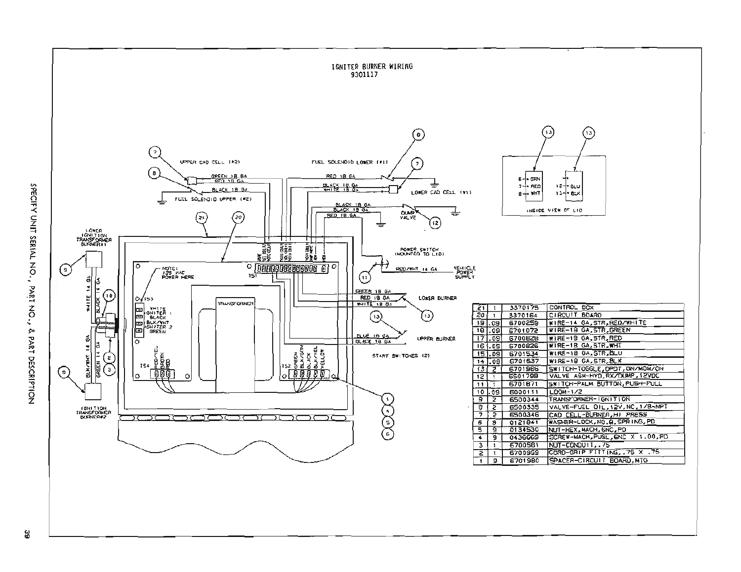# IGNITER BURNER WIRING
## 9301117

SPECIFY UNIT SERIAL NO., PART NO., & PART DESCRIPTION

| | | | |
|---|---|---|---|
| 21 | 1 | 3370175 | CONTROL BOX |
| 20 | 1 | 3370164 | CIRCUIT BOARD |
| 19 | .09 | 6700258 | WIRE-14 GA,STR,RED/WHITE |
| 18 | .09 | 6701072 | WIRE-18 GA,STR,GREEN |
| 17 | .09 | 6700828 | WIRE-18 GA,STR,RED |
| 16 | .09 | 6700826 | WIRE-18 GA,STR,WHT |
| 15 | .09 | 6701534 | WIRE-18 GA,STR,BLU |
| 14 | .09 | 6701537 | WIRE-18 GA,STR,BLK |
| 13 | 2 | 6701966 | SWITCH-TOGGLE,DPDT,ON/MOM/ON |
| 12 | 1 | 6501798 | VALVE ASM-HYD,RX/DUMP,12VDC |
| 11 | 1 | 6701871 | SWITCH-PALM BUTTON,PUSH-PULL |
| 10 | .09 | 6000111 | LOOM-1/2 |
| 9 | 2 | 6500344 | TRANSFORMER-IGNITION |
| 8 | 2 | 6500335 | VALVE-FUEL OIL,12V,NC,1/8-NPT |
| 7 | 2 | 6500346 | CAD CELL-BURNER,HI PRESS |
| 6 | 9 | 0121841 | WASHER-LOCK,NO.8,SPRING,PD |
| 5 | 9 | 0134530 | NUT-HEX,MACH,8NC,PD |
| 4 | 9 | 0436669 | SCREW-MACH,PUSL,8NC X 1.00,PD |
| 3 | 1 | 6700581 | NUT-CONDUIT,.75 |
| 2 | 1 | 6700959 | CORD-GRIP FITTING,.75 X .75 |
| 1 | 9 | 6701980 | SPACER-CIRCUIT BOARD,MTG |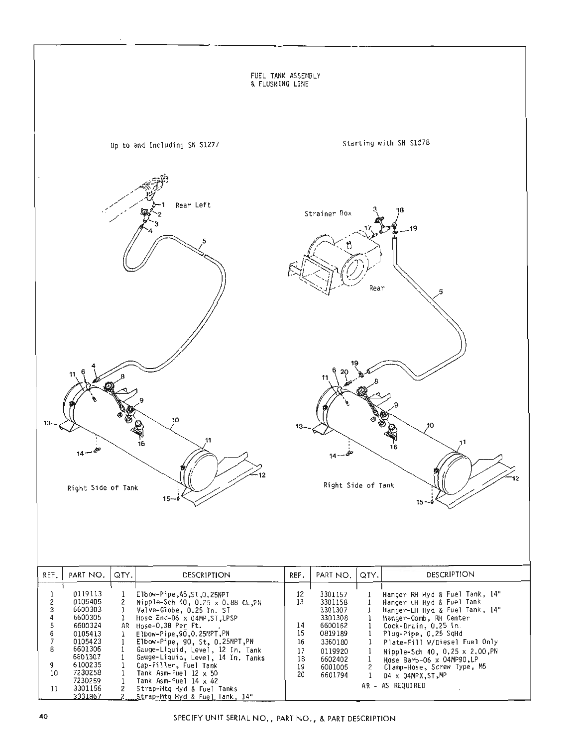# FUEL TANK ASSEMBLY & FLUSHING LINE

Up to and Including SN S1277

Starting with SN S1278

Rear Left

Strainer Box

Rear

Right Side of Tank

Right Side of Tank

| REF. | PART NO. | QTY. | DESCRIPTION |
|---|---|---|---|
| 1 | 0119113 | 1 | Elbow-Pipe,45,ST,0.25NPT |
| 2 | 0105405 | 2 | Nipple-Sch 40, 0.25 x 0.88 CL,PN |
| 3 | 6600303 | 1 | Valve-Globe, 0.25 In. ST |
| 4 | 6600305 | 1 | Hose End-06 x 04MP,ST,LPSP |
| 5 | 6600324 | AR | Hose-0.38 Per Ft. |
| 6 | 0105413 | 1 | Elbow-Pipe,90,0.25NPT,PN |
| 7 | 0105423 | 1 | Elbow-Pipe, 90, St, 0.25NPT,PN |
| 8 | 6601306 | 1 | Gauge-Liquid, Level, 12 In. Tank |
| | 6601307 | 1 | Gauge-Liquid, Level, 14 In. Tanks |
| 9 | 6100235 | 1 | Cap-Filler, Fuel Tank |
| 10 | 7230258 | 1 | Tank Asm-Fuel 12 x 50 |
| | 7230259 | 1 | Tank Asm-Fuel 14 x 42 |
| 11 | 3301156 | 2 | Strap-Mtg Hyd & Fuel Tanks |
| | 3331867 | 2 | Strap-Mtg Hyd & Fuel Tank, 14" |
| 12 | 3301157 | 1 | Hanger RH Hyd & Fuel Tank, 14" |
| 13 | 3301158 | 1 | Hanger LH Hyd & Fuel Tank |
| | 3301307 | 1 | Hanger-LH Hyd & Fuel Tank, 14" |
| | 3301308 | 1 | Hanger-Comb, RH Center |
| 14 | 6600162 | 1 | Cock-Drain, 0.25 In. |
| 15 | 0819189 | 1 | Plug-Pipe, 0.25 SqHd |
| 16 | 3360180 | 1 | Plate-Fill W/Diesel Fuel Only |
| 17 | 0119920 | 1 | Nipple-Sch 40, 0.25 x 2.00,PN |
| 18 | 6602402 | 1 | Hose Barb-06 x 04MP90,LP |
| 19 | 6001005 | 2 | Clamp-Hose, Screw Type, M5 |
| 20 | 6601794 | 1 | 04 x 04MPX,ST,MP |

AR - AS REQUIRED

SPECIFY UNIT SERIAL NO., PART NO., & PART DESCRIPTION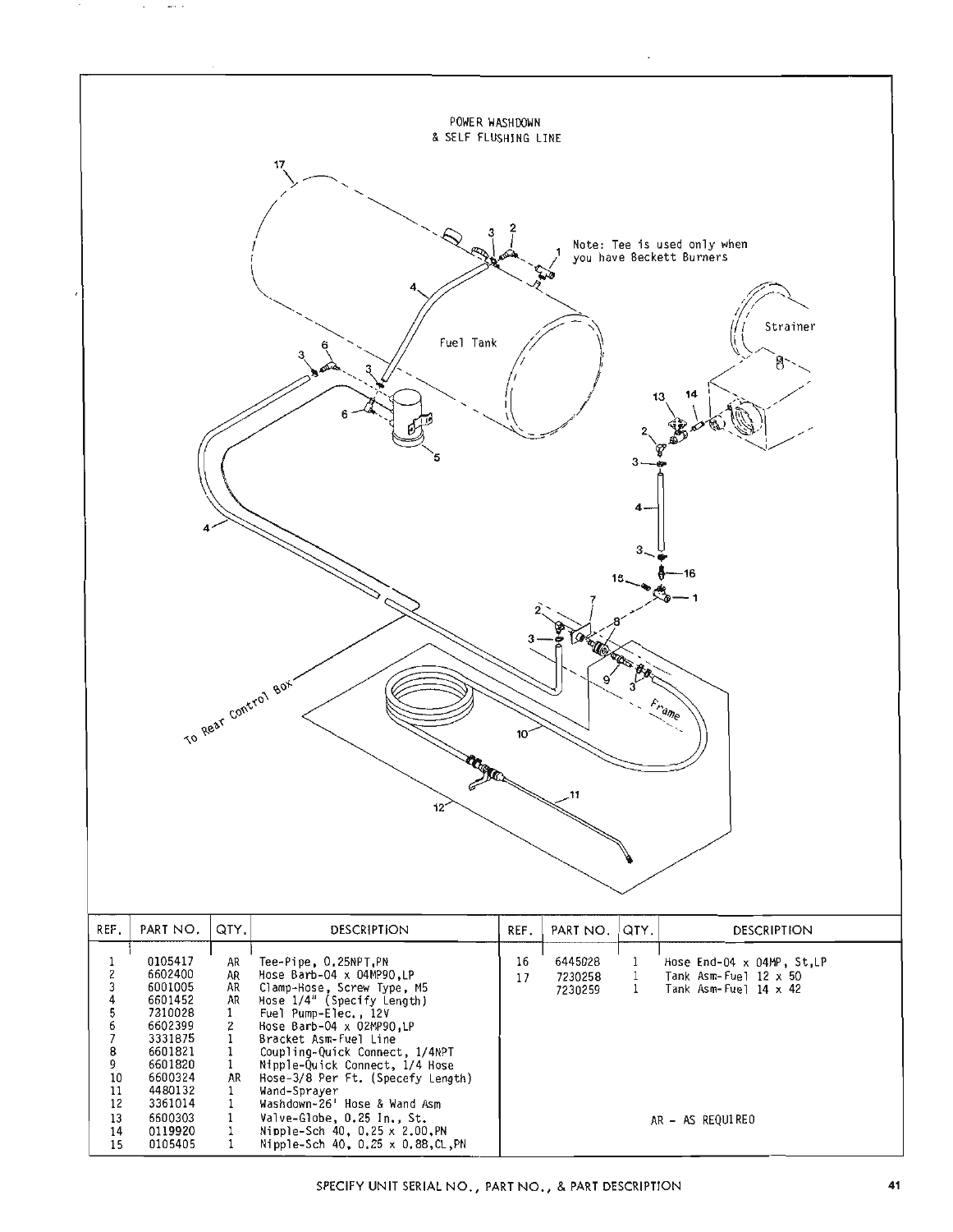## POWER WASHDOWN & SELF FLUSHING LINE

Note: Tee is used only when you have Beckett Burners

Fuel Tank

Strainer

To Rear Control Box

Frame

| REF. | PART NO. | QTY. | DESCRIPTION | REF. | PART NO. | QTY. | DESCRIPTION |
|---|---|---|---|---|---|---|---|
| 1 | 0105417 | AR | Tee-Pipe, 0.25NPT,PN | 16 | 6445028 | 1 | Hose End-04 x 04MP, St,LP |
| 2 | 6602400 | AR | Hose Barb-04 x 04MP90,LP | 17 | 7230258 | 1 | Tank Asm-Fuel 12 x 50 |
| 3 | 6001005 | AR | Clamp-Hose, Screw Type, M5 | | 7230259 | 1 | Tank Asm-Fuel 14 x 42 |
| 4 | 6601452 | AR | Hose 1/4" (Specify Length) | | | | |
| 5 | 7310028 | 1 | Fuel Pump-Elec., 12V | | | | |
| 6 | 6602399 | 2 | Hose Barb-04 x 02MP90,LP | | | | |
| 7 | 3331875 | 1 | Bracket Asm-Fuel Line | | | | |
| 8 | 6601821 | 1 | Coupling-Quick Connect, 1/4NPT | | | | |
| 9 | 6601820 | 1 | Nipple-Quick Connect, 1/4 Hose | | | | |
| 10 | 6600324 | AR | Hose-3/8 Per Ft. (Specefy Length) | | | | |
| 11 | 4480132 | 1 | Wand-Sprayer | | | | |
| 12 | 3361014 | 1 | Washdown-26' Hose & Wand Asm | | | | |
| 13 | 6600303 | 1 | Valve-Globe, 0.25 In., St. | | | | AR - AS REQUIRED |
| 14 | 0119920 | 1 | Nipple-Sch 40, 0.25 x 2.00,PN | | | | |
| 15 | 0105405 | 1 | Nipple-Sch 40, 0.25 x 0.88,CL,PN | | | | |

SPECIFY UNIT SERIAL NO., PART NO., & PART DESCRIPTION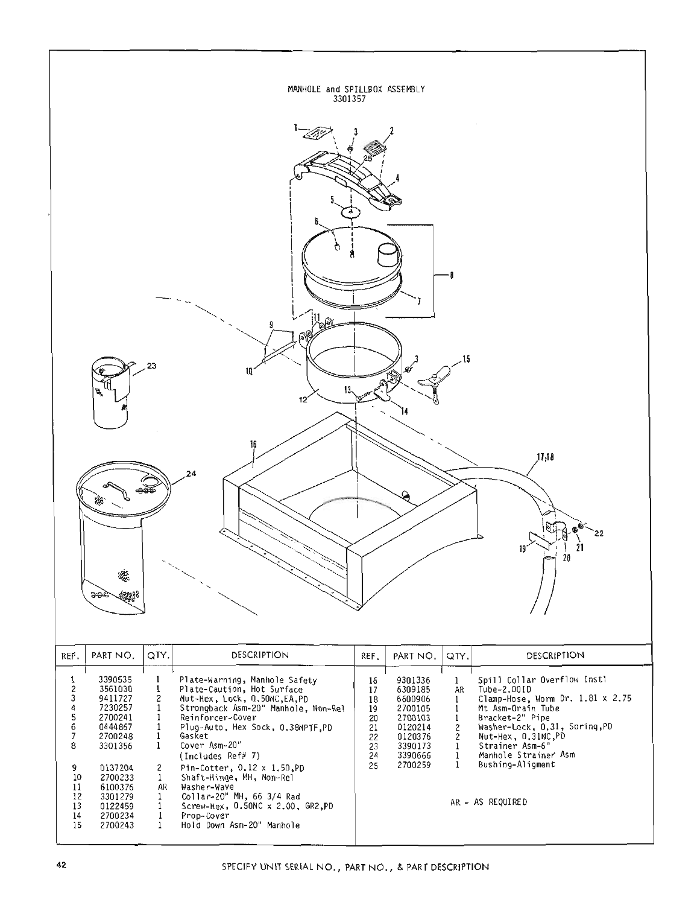MANHOLE and SPILLBOX ASSEMBLY
3301357

| REF. | PART NO. | QTY. | DESCRIPTION |
|---|---|---|---|
| 1 | 3390535 | 1 | Plate-Warning, Manhole Safety |
| 2 | 3561030 | 1 | Plate-Caution, Hot Surface |
| 3 | 9411727 | 2 | Nut-Hex, Lock, 0.50NC,EA,PD |
| 4 | 7230257 | 1 | Strongback Asm-20" Manhole, Non-Rel |
| 5 | 2700241 | 1 | Reinforcer-Cover |
| 6 | 0444867 | 1 | Plug-Auto, Hex Sock, 0.38NPTF,PD |
| 7 | 2700248 | 1 | Gasket |
| 8 | 3301356 | 1 | Cover Asm-20" (Includes Ref# 7) |
| 9 | 0137204 | 2 | Pin-Cotter, 0.12 x 1.50,PD |
| 10 | 2700233 | 1 | Shaft-Hinge, MH, Non-Rel |
| 11 | 6100376 | AR | Washer-Wave |
| 12 | 3301279 | 1 | Collar-20" MH, 66 3/4 Rad |
| 13 | 0122459 | 1 | Screw-Hex, 0.50NC x 2.00, GR2,PD |
| 14 | 2700234 | 1 | Prop-Cover |
| 15 | 2700243 | 1 | Hold Down Asm-20" Manhole |
| 16 | 9301336 | 1 | Spill Collar Overflow Instl |
| 17 | 6309185 | AR | Tube-2.00ID |
| 18 | 6600906 | 1 | Clamp-Hose, Worm Dr. 1.81 x 2.75 |
| 19 | 2700105 | 1 | Mt Asm-Drain Tube |
| 20 | 2700103 | 1 | Bracket-2" Pipe |
| 21 | 0120214 | 2 | Washer-Lock, 0.31, Spring,PD |
| 22 | 0120376 | 2 | Nut-Hex, 0.31NC,PD |
| 23 | 3390173 | 1 | Strainer Asm-6" |
| 24 | 3390666 | 1 | Manhole Strainer Asm |
| 25 | 2700259 | 1 | Bushing-Aligment |

AR - AS REQUIRED

SPECIFY UNIT SERIAL NO., PART NO., & PART DESCRIPTION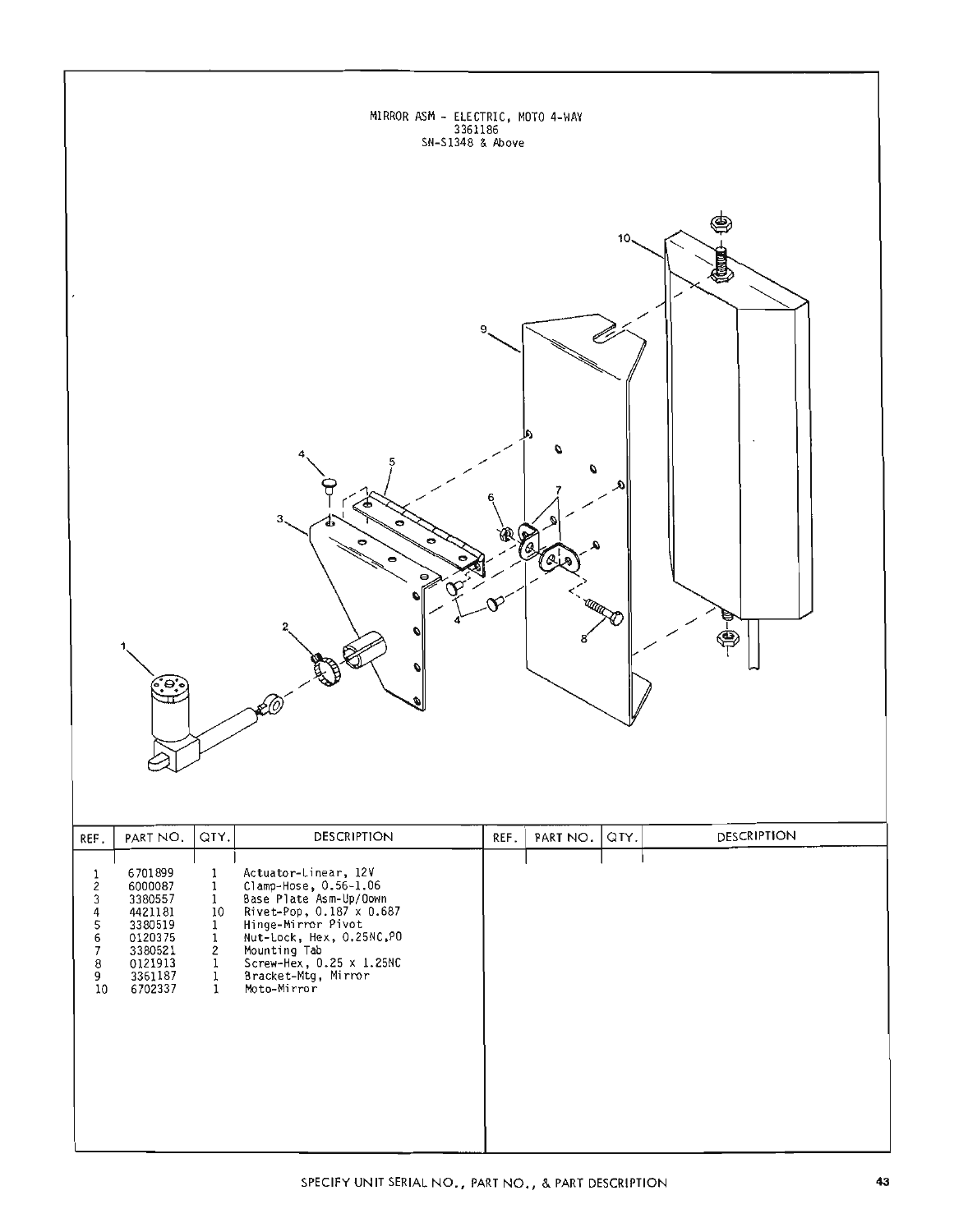# MIRROR ASM - ELECTRIC, MOTO 4-WAY
3361186
SN-S1348 & Above

| REF. | PART NO. | QTY. | DESCRIPTION |
|---|---|---|---|
| 1 | 6701899 | 1 | Actuator-Linear, 12V |
| 2 | 6000087 | 1 | Clamp-Hose, 0.56-1.06 |
| 3 | 3380557 | 1 | Base Plate Asm-Up/Down |
| 4 | 4421181 | 10 | Rivet-Pop, 0.187 x 0.687 |
| 5 | 3380519 | 1 | Hinge-Mirror Pivot |
| 6 | 0120375 | 1 | Nut-Lock, Hex, 0.25NC,PO |
| 7 | 3380521 | 2 | Mounting Tab |
| 8 | 0121913 | 1 | Screw-Hex, 0.25 x 1.25NC |
| 9 | 3361187 | 1 | Bracket-Mtg, Mirror |
| 10 | 6702337 | 1 | Moto-Mirror |

SPECIFY UNIT SERIAL NO., PART NO., & PART DESCRIPTION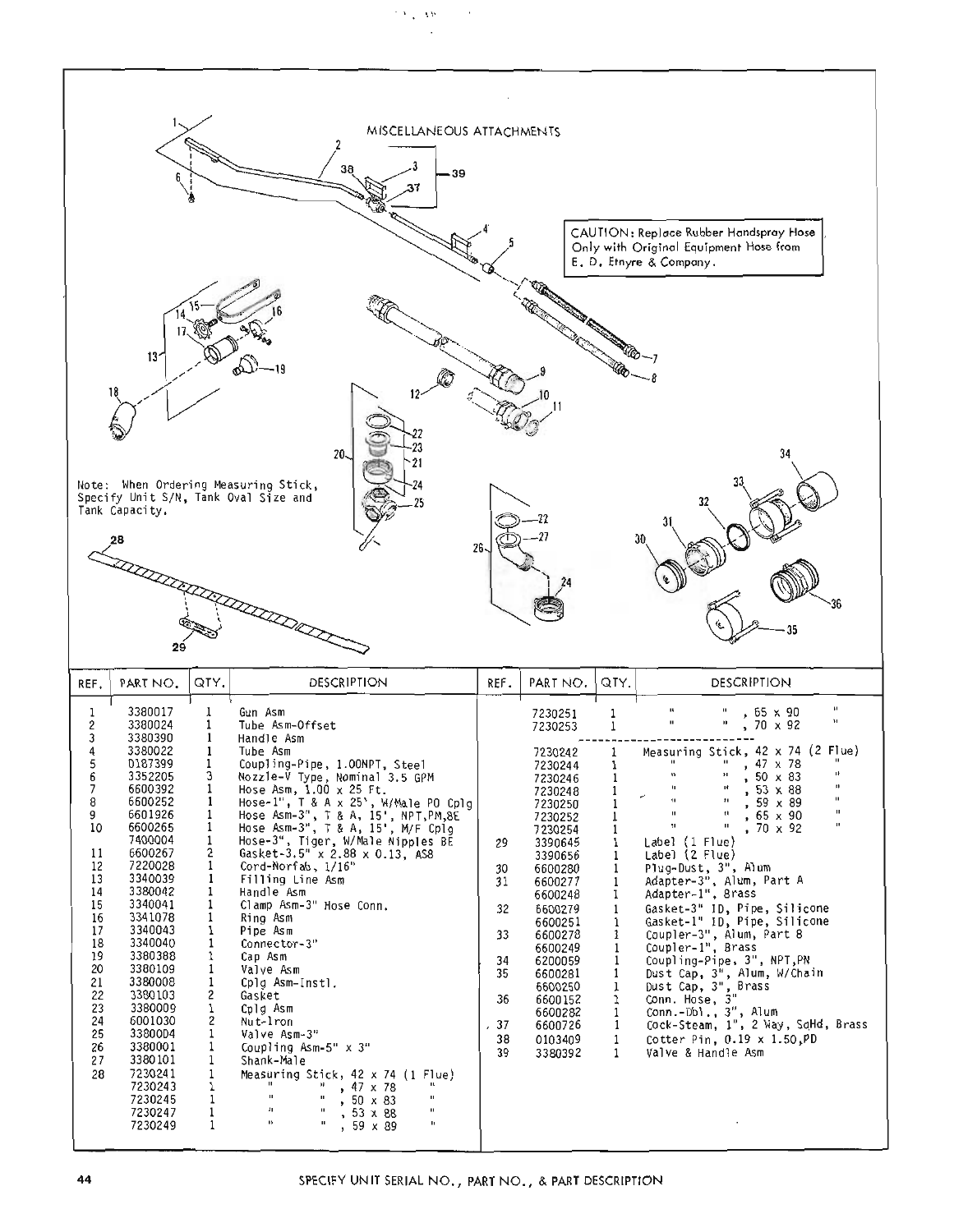MISCELLANEOUS ATTACHMENTS

CAUTION: Replace Rubber Handspray Hose Only with Original Equipment Hose from E. D. Etnyre & Company.

Note: When Ordering Measuring Stick, Specify Unit S/N, Tank Oval Size and Tank Capacity.

| REF. | PART NO. | QTY. | DESCRIPTION |
|---|---|---|---|
| 1 | 3380017 | 1 | Gun Asm |
| 2 | 3380024 | 1 | Tube Asm-Offset |
| 3 | 3380390 | 1 | Handle Asm |
| 4 | 3380022 | 1 | Tube Asm |
| 5 | 0187399 | 1 | Coupling-Pipe, 1.00NPT, Steel |
| 6 | 3352205 | 3 | Nozzle-V Type, Nominal 3.5 GPM |
| 7 | 6600392 | 1 | Hose Asm, 1.00 x 25 Ft. |
| 8 | 6600252 | 1 | Hose-1", T & A x 25', W/Male PO Cplg |
| 9 | 6601926 | 1 | Hose Asm-3", T & A, 15', NPT,PM,BE |
| 10 | 6600265 | 1 | Hose Asm-3", T & A, 15', M/F Cplg |
| | 7400004 | 1 | Hose-3", Tiger, W/Male Nipples BE |
| 11 | 6600267 | 2 | Gasket-3.5" x 2.88 x 0.13, AS8 |
| 12 | 7220028 | 1 | Cord-Norfab, 1/16" |
| 13 | 3340039 | 1 | Filling Line Asm |
| 14 | 3380042 | 1 | Handle Asm |
| 15 | 3340041 | 1 | Clamp Asm-3" Hose Conn. |
| 16 | 3341078 | 1 | Ring Asm |
| 17 | 3340043 | 1 | Pipe Asm |
| 18 | 3340040 | 1 | Connector-3" |
| 19 | 3380388 | 1 | Cap Asm |
| 20 | 3380109 | 1 | Valve Asm |
| 21 | 3380008 | 1 | Cplg Asm-Instl. |
| 22 | 3380103 | 2 | Gasket |
| 23 | 3380009 | 1 | Cplg Asm |
| 24 | 6001030 | 2 | Nut-Iron |
| 25 | 3380004 | 1 | Valve Asm-3" |
| 26 | 3380001 | 1 | Coupling Asm-5" x 3" |
| 27 | 3380101 | 1 | Shank-Male |
| 28 | 7230241 | 1 | Measuring Stick, 42 x 74 (1 Flue) |
| | 7230243 | 1 | " " , 47 x 78 " |
| | 7230245 | 1 | " " , 50 x 83 " |
| | 7230247 | 1 | " " , 53 x 88 " |
| | 7230249 | 1 | " " , 59 x 89 " |
| | 7230251 | 1 | " " , 65 x 90 " |
| | 7230253 | 1 | " " , 70 x 92 " |
| | 7230242 | 1 | Measuring Stick, 42 x 74 (2 Flue) |
| | 7230244 | 1 | " " , 47 x 78 " |
| | 7230246 | 1 | " " , 50 x 83 " |
| | 7230248 | 1 | " " , 53 x 88 " |
| | 7230250 | 1 | " " , 59 x 89 " |
| | 7230252 | 1 | " " , 65 x 90 " |
| | 7230254 | 1 | " " , 70 x 92 " |
| 29 | 3390645 | 1 | Label (1 Flue) |
| | 3390656 | 1 | Label (2 Flue) |
| 30 | 6600280 | 1 | Plug-Dust, 3", Alum |
| 31 | 6600277 | 1 | Adapter-3", Alum, Part A |
| | 6600248 | 1 | Adapter-1", Brass |
| 32 | 6600279 | 1 | Gasket-3" ID, Pipe, Silicone |
| | 6600251 | 1 | Gasket-1" ID, Pipe, Silicone |
| 33 | 6600278 | 1 | Coupler-3", Alum, Part B |
| | 6600249 | 1 | Coupler-1", Brass |
| 34 | 6200059 | 1 | Coupling-Pipe, 3", NPT,PN |
| 35 | 6600281 | 1 | Dust Cap, 3", Alum, W/Chain |
| | 6600250 | 1 | Dust Cap, 3", Brass |
| 36 | 6600152 | 1 | Conn. Hose, 3" |
| | 6600282 | 1 | Conn.-Dbl., 3", Alum |
| 37 | 6600726 | 1 | Cock-Steam, 1", 2 Way, SqHd, Brass |
| 38 | 0103409 | 1 | Cotter Pin, 0.19 x 1.50,PD |
| 39 | 3380392 | 1 | Valve & Handle Asm |

SPECIFY UNIT SERIAL NO., PART NO., & PART DESCRIPTION